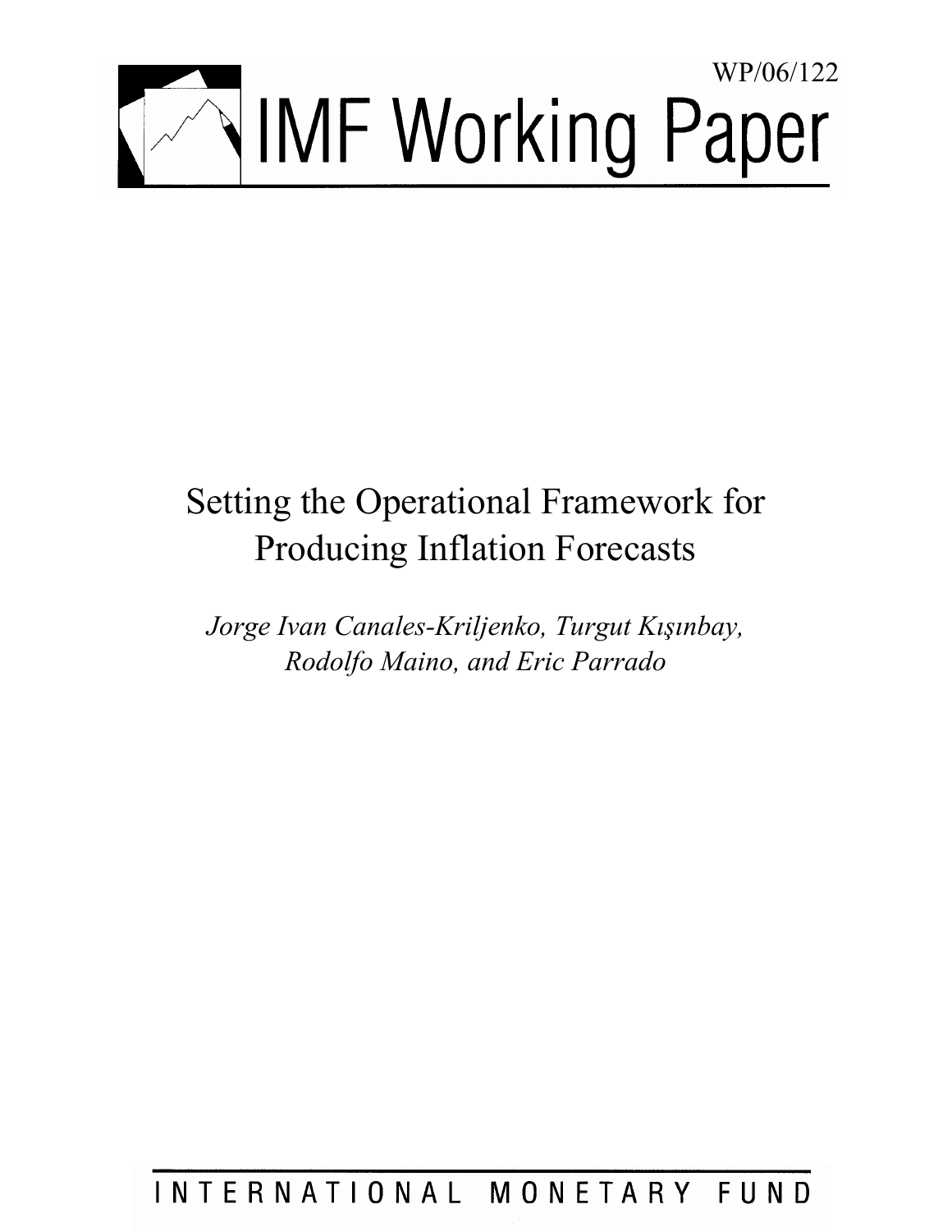WP/06/122

# IMF Working Paper

## Setting the Operational Framework for Producing Inflation Forecasts

*Jorge Ivan Canales-Kriljenko, Turgut Kışınbay, Rodolfo Maino, and Eric Parrado*

INTERNATIONAL MONETARY FUND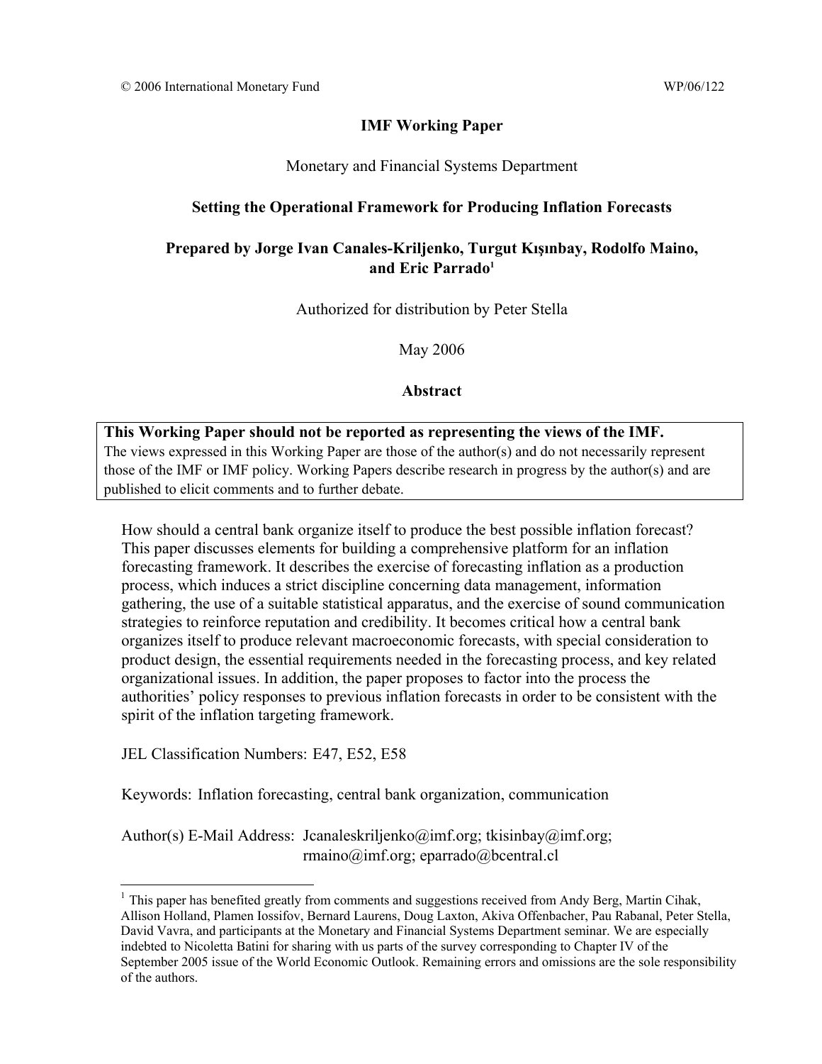© 2006 International Monetary Fund WP/06/122

**IMF Working Paper**

Monetary and Financial Systems Department

**Setting the Operational Framework for Producing Inflation Forecasts**

**Prepared by Jorge Ivan Canales-Kriljenko, Turgut Kışınbay, Rodolfo Maino, and Eric Parrado[1]**

Authorized for distribution by Peter Stella

May 2006

**Abstract**

**This Working Paper should not be reported as representing the views of the IMF.**
The views expressed in this Working Paper are those of the author(s) and do not necessarily represent those of the IMF or IMF policy. Working Papers describe research in progress by the author(s) and are published to elicit comments and to further debate.

How should a central bank organize itself to produce the best possible inflation forecast? This paper discusses elements for building a comprehensive platform for an inflation forecasting framework. It describes the exercise of forecasting inflation as a production process, which induces a strict discipline concerning data management, information gathering, the use of a suitable statistical apparatus, and the exercise of sound communication strategies to reinforce reputation and credibility. It becomes critical how a central bank organizes itself to produce relevant macroeconomic forecasts, with special consideration to product design, the essential requirements needed in the forecasting process, and key related organizational issues. In addition, the paper proposes to factor into the process the authorities' policy responses to previous inflation forecasts in order to be consistent with the spirit of the inflation targeting framework.

JEL Classification Numbers: E47, E52, E58

Keywords: Inflation forecasting, central bank organization, communication

Author(s) E-Mail Address: Jcanaleskriljenko@imf.org; tkisinbay@imf.org; rmaino@imf.org; eparrado@bcentral.cl

[1] This paper has benefited greatly from comments and suggestions received from Andy Berg, Martin Cihak, Allison Holland, Plamen Iossifov, Bernard Laurens, Doug Laxton, Akiva Offenbacher, Pau Rabanal, Peter Stella, David Vavra, and participants at the Monetary and Financial Systems Department seminar. We are especially indebted to Nicoletta Batini for sharing with us parts of the survey corresponding to Chapter IV of the September 2005 issue of the World Economic Outlook. Remaining errors and omissions are the sole responsibility of the authors.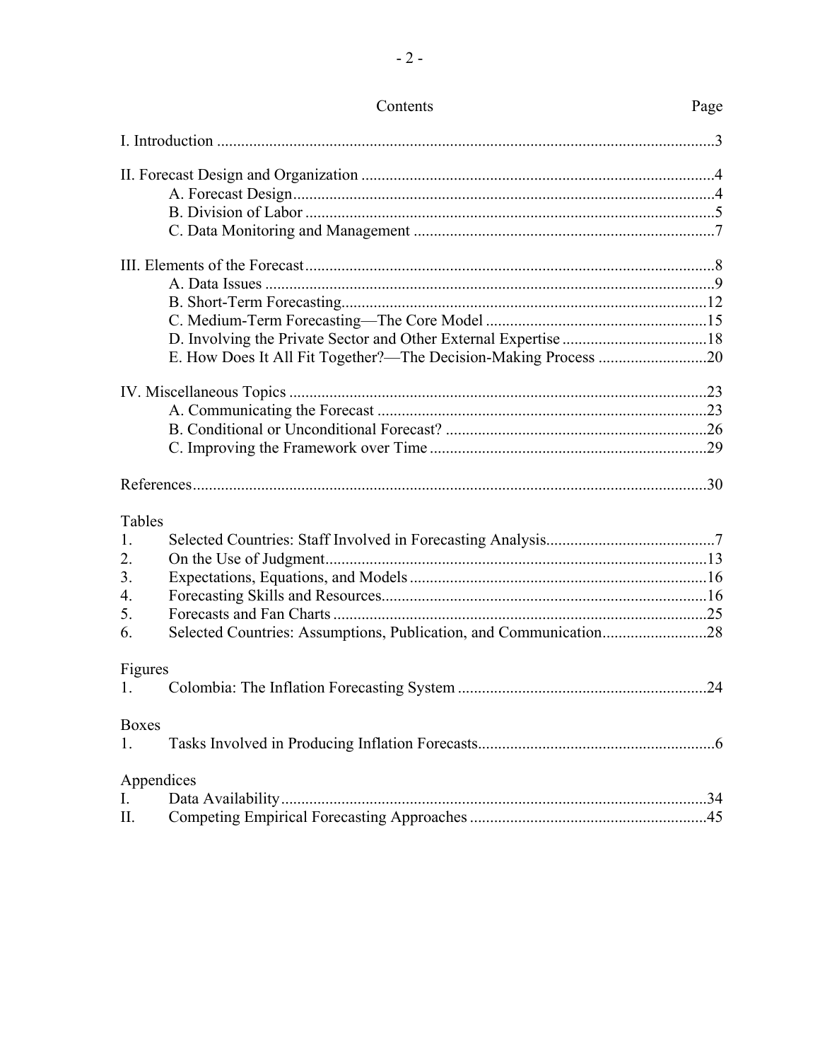# Contents

| | Page |
|---|---|
| I. Introduction | 3 |
| II. Forecast Design and Organization | 4 |
| A. Forecast Design | 4 |
| B. Division of Labor | 5 |
| C. Data Monitoring and Management | 7 |
| III. Elements of the Forecast | 8 |
| A. Data Issues | 9 |
| B. Short-Term Forecasting | 12 |
| C. Medium-Term Forecasting—The Core Model | 15 |
| D. Involving the Private Sector and Other External Expertise | 18 |
| E. How Does It All Fit Together?—The Decision-Making Process | 20 |
| IV. Miscellaneous Topics | 23 |
| A. Communicating the Forecast | 23 |
| B. Conditional or Unconditional Forecast? | 26 |
| C. Improving the Framework over Time | 29 |
| References | 30 |

**Tables**

| | | |
|---|---|---|
| 1. | Selected Countries: Staff Involved in Forecasting Analysis | 7 |
| 2. | On the Use of Judgment | 13 |
| 3. | Expectations, Equations, and Models | 16 |
| 4. | Forecasting Skills and Resources | 16 |
| 5. | Forecasts and Fan Charts | 25 |
| 6. | Selected Countries: Assumptions, Publication, and Communication | 28 |

**Figures**

| | | |
|---|---|---|
| 1. | Colombia: The Inflation Forecasting System | 24 |

**Boxes**

| | | |
|---|---|---|
| 1. | Tasks Involved in Producing Inflation Forecasts | 6 |

**Appendices**

| | | |
|---|---|---|
| I. | Data Availability | 34 |
| II. | Competing Empirical Forecasting Approaches | 45 |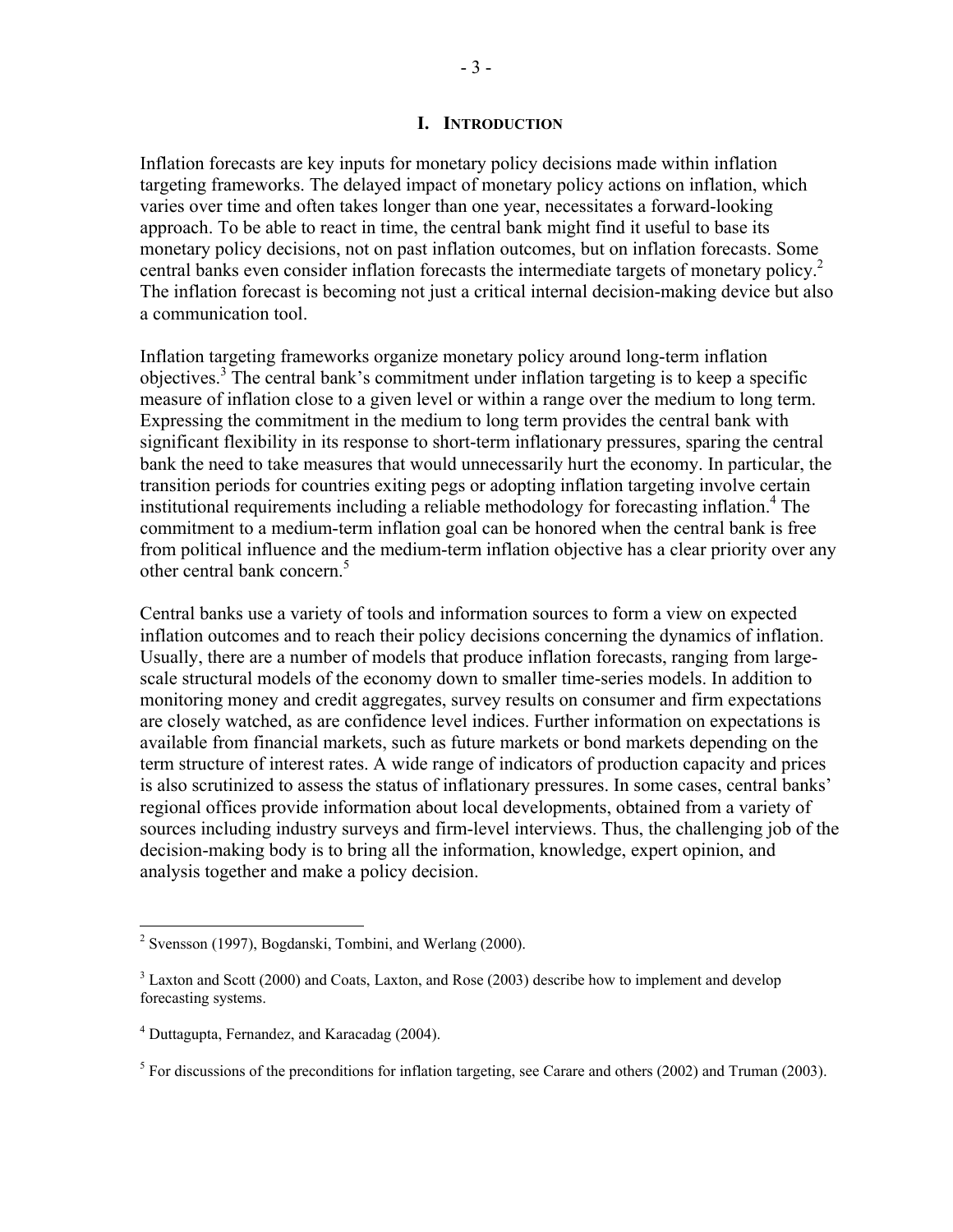# I. INTRODUCTION

Inflation forecasts are key inputs for monetary policy decisions made within inflation targeting frameworks. The delayed impact of monetary policy actions on inflation, which varies over time and often takes longer than one year, necessitates a forward-looking approach. To be able to react in time, the central bank might find it useful to base its monetary policy decisions, not on past inflation outcomes, but on inflation forecasts. Some central banks even consider inflation forecasts the intermediate targets of monetary policy.[2] The inflation forecast is becoming not just a critical internal decision-making device but also a communication tool.

Inflation targeting frameworks organize monetary policy around long-term inflation objectives.[3] The central bank's commitment under inflation targeting is to keep a specific measure of inflation close to a given level or within a range over the medium to long term. Expressing the commitment in the medium to long term provides the central bank with significant flexibility in its response to short-term inflationary pressures, sparing the central bank the need to take measures that would unnecessarily hurt the economy. In particular, the transition periods for countries exiting pegs or adopting inflation targeting involve certain institutional requirements including a reliable methodology for forecasting inflation.[4] The commitment to a medium-term inflation goal can be honored when the central bank is free from political influence and the medium-term inflation objective has a clear priority over any other central bank concern.[5]

Central banks use a variety of tools and information sources to form a view on expected inflation outcomes and to reach their policy decisions concerning the dynamics of inflation. Usually, there are a number of models that produce inflation forecasts, ranging from large-scale structural models of the economy down to smaller time-series models. In addition to monitoring money and credit aggregates, survey results on consumer and firm expectations are closely watched, as are confidence level indices. Further information on expectations is available from financial markets, such as future markets or bond markets depending on the term structure of interest rates. A wide range of indicators of production capacity and prices is also scrutinized to assess the status of inflationary pressures. In some cases, central banks' regional offices provide information about local developments, obtained from a variety of sources including industry surveys and firm-level interviews. Thus, the challenging job of the decision-making body is to bring all the information, knowledge, expert opinion, and analysis together and make a policy decision.

---

[2] Svensson (1997), Bogdanski, Tombini, and Werlang (2000).

[3] Laxton and Scott (2000) and Coats, Laxton, and Rose (2003) describe how to implement and develop forecasting systems.

[4] Duttagupta, Fernandez, and Karacadag (2004).

[5] For discussions of the preconditions for inflation targeting, see Carare and others (2002) and Truman (2003).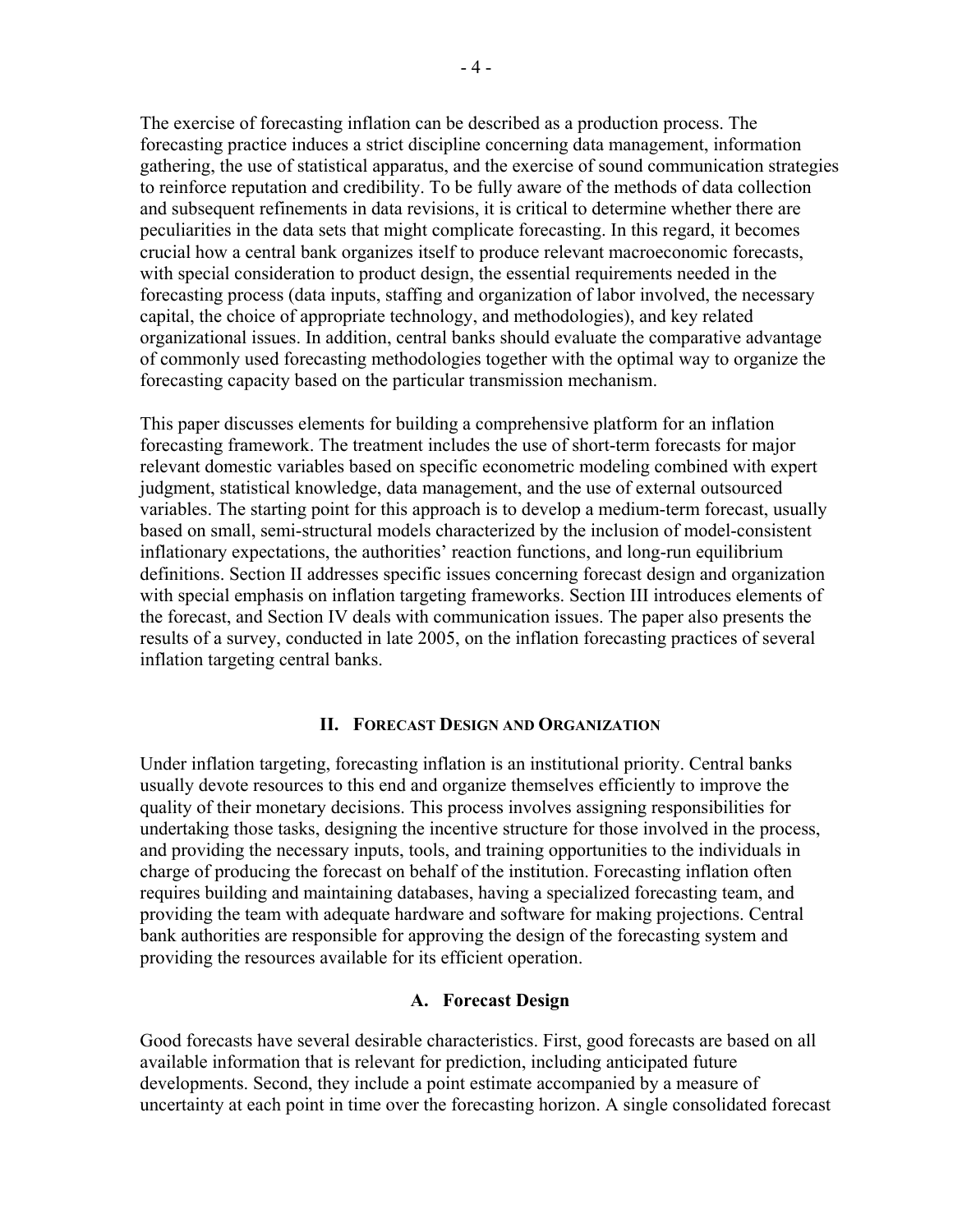The exercise of forecasting inflation can be described as a production process. The forecasting practice induces a strict discipline concerning data management, information gathering, the use of statistical apparatus, and the exercise of sound communication strategies to reinforce reputation and credibility. To be fully aware of the methods of data collection and subsequent refinements in data revisions, it is critical to determine whether there are peculiarities in the data sets that might complicate forecasting. In this regard, it becomes crucial how a central bank organizes itself to produce relevant macroeconomic forecasts, with special consideration to product design, the essential requirements needed in the forecasting process (data inputs, staffing and organization of labor involved, the necessary capital, the choice of appropriate technology, and methodologies), and key related organizational issues. In addition, central banks should evaluate the comparative advantage of commonly used forecasting methodologies together with the optimal way to organize the forecasting capacity based on the particular transmission mechanism.

This paper discusses elements for building a comprehensive platform for an inflation forecasting framework. The treatment includes the use of short-term forecasts for major relevant domestic variables based on specific econometric modeling combined with expert judgment, statistical knowledge, data management, and the use of external outsourced variables. The starting point for this approach is to develop a medium-term forecast, usually based on small, semi-structural models characterized by the inclusion of model-consistent inflationary expectations, the authorities' reaction functions, and long-run equilibrium definitions. Section II addresses specific issues concerning forecast design and organization with special emphasis on inflation targeting frameworks. Section III introduces elements of the forecast, and Section IV deals with communication issues. The paper also presents the results of a survey, conducted in late 2005, on the inflation forecasting practices of several inflation targeting central banks.

## II. Forecast Design and Organization

Under inflation targeting, forecasting inflation is an institutional priority. Central banks usually devote resources to this end and organize themselves efficiently to improve the quality of their monetary decisions. This process involves assigning responsibilities for undertaking those tasks, designing the incentive structure for those involved in the process, and providing the necessary inputs, tools, and training opportunities to the individuals in charge of producing the forecast on behalf of the institution. Forecasting inflation often requires building and maintaining databases, having a specialized forecasting team, and providing the team with adequate hardware and software for making projections. Central bank authorities are responsible for approving the design of the forecasting system and providing the resources available for its efficient operation.

### A. Forecast Design

Good forecasts have several desirable characteristics. First, good forecasts are based on all available information that is relevant for prediction, including anticipated future developments. Second, they include a point estimate accompanied by a measure of uncertainty at each point in time over the forecasting horizon. A single consolidated forecast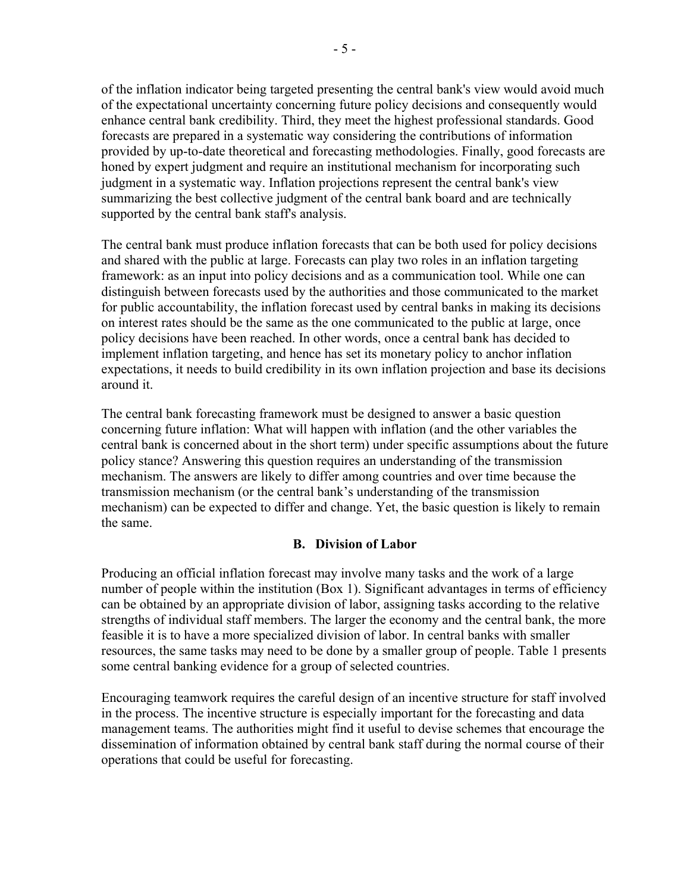of the inflation indicator being targeted presenting the central bank's view would avoid much of the expectational uncertainty concerning future policy decisions and consequently would enhance central bank credibility. Third, they meet the highest professional standards. Good forecasts are prepared in a systematic way considering the contributions of information provided by up-to-date theoretical and forecasting methodologies. Finally, good forecasts are honed by expert judgment and require an institutional mechanism for incorporating such judgment in a systematic way. Inflation projections represent the central bank's view summarizing the best collective judgment of the central bank board and are technically supported by the central bank staff's analysis.

The central bank must produce inflation forecasts that can be both used for policy decisions and shared with the public at large. Forecasts can play two roles in an inflation targeting framework: as an input into policy decisions and as a communication tool. While one can distinguish between forecasts used by the authorities and those communicated to the market for public accountability, the inflation forecast used by central banks in making its decisions on interest rates should be the same as the one communicated to the public at large, once policy decisions have been reached. In other words, once a central bank has decided to implement inflation targeting, and hence has set its monetary policy to anchor inflation expectations, it needs to build credibility in its own inflation projection and base its decisions around it.

The central bank forecasting framework must be designed to answer a basic question concerning future inflation: What will happen with inflation (and the other variables the central bank is concerned about in the short term) under specific assumptions about the future policy stance? Answering this question requires an understanding of the transmission mechanism. The answers are likely to differ among countries and over time because the transmission mechanism (or the central bank's understanding of the transmission mechanism) can be expected to differ and change. Yet, the basic question is likely to remain the same.

## B. Division of Labor

Producing an official inflation forecast may involve many tasks and the work of a large number of people within the institution (Box 1). Significant advantages in terms of efficiency can be obtained by an appropriate division of labor, assigning tasks according to the relative strengths of individual staff members. The larger the economy and the central bank, the more feasible it is to have a more specialized division of labor. In central banks with smaller resources, the same tasks may need to be done by a smaller group of people. Table 1 presents some central banking evidence for a group of selected countries.

Encouraging teamwork requires the careful design of an incentive structure for staff involved in the process. The incentive structure is especially important for the forecasting and data management teams. The authorities might find it useful to devise schemes that encourage the dissemination of information obtained by central bank staff during the normal course of their operations that could be useful for forecasting.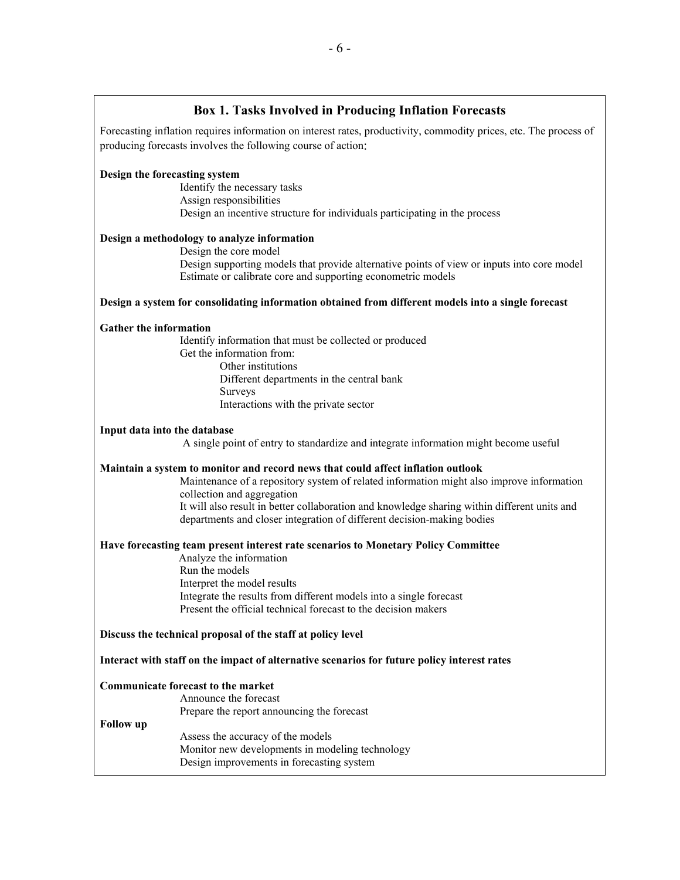### Box 1. Tasks Involved in Producing Inflation Forecasts

Forecasting inflation requires information on interest rates, productivity, commodity prices, etc. The process of producing forecasts involves the following course of action:

**Design the forecasting system**

- Identify the necessary tasks
- Assign responsibilities
- Design an incentive structure for individuals participating in the process

**Design a methodology to analyze information**

- Design the core model
- Design supporting models that provide alternative points of view or inputs into core model
- Estimate or calibrate core and supporting econometric models

**Design a system for consolidating information obtained from different models into a single forecast**

**Gather the information**

- Identify information that must be collected or produced
- Get the information from:
  - Other institutions
  - Different departments in the central bank
  - Surveys
  - Interactions with the private sector

**Input data into the database**

- A single point of entry to standardize and integrate information might become useful

**Maintain a system to monitor and record news that could affect inflation outlook**

- Maintenance of a repository system of related information might also improve information collection and aggregation
- It will also result in better collaboration and knowledge sharing within different units and departments and closer integration of different decision-making bodies

**Have forecasting team present interest rate scenarios to Monetary Policy Committee**

- Analyze the information
- Run the models
- Interpret the model results
- Integrate the results from different models into a single forecast
- Present the official technical forecast to the decision makers

**Discuss the technical proposal of the staff at policy level**

**Interact with staff on the impact of alternative scenarios for future policy interest rates**

**Communicate forecast to the market**

- Announce the forecast
- Prepare the report announcing the forecast

**Follow up**

- Assess the accuracy of the models
- Monitor new developments in modeling technology
- Design improvements in forecasting system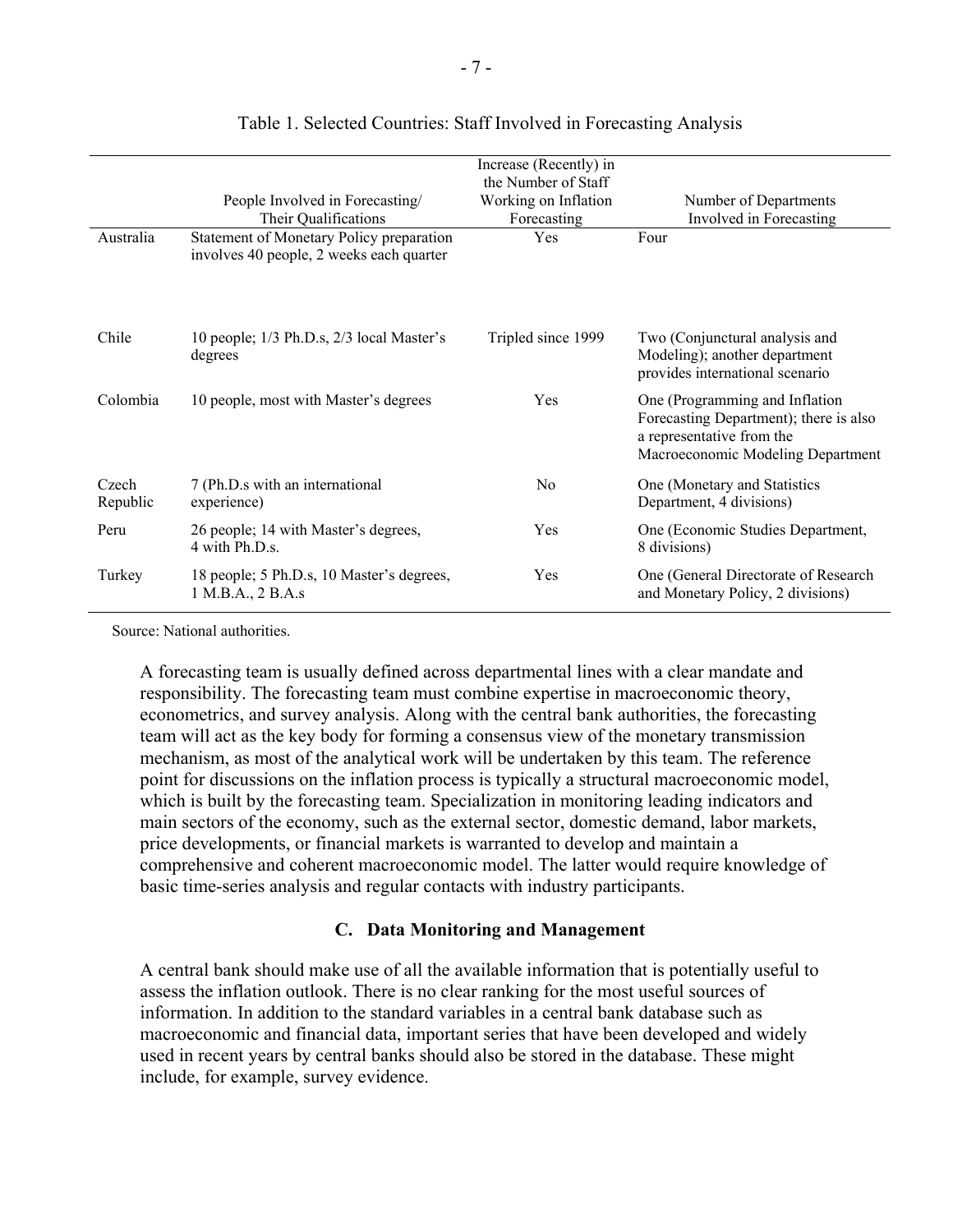Table 1. Selected Countries: Staff Involved in Forecasting Analysis

| | People Involved in Forecasting/ Their Qualifications | Increase (Recently) in the Number of Staff Working on Inflation Forecasting | Number of Departments Involved in Forecasting |
|---|---|---|---|
| Australia | Statement of Monetary Policy preparation involves 40 people, 2 weeks each quarter | Yes | Four |
| Chile | 10 people; 1/3 Ph.D.s, 2/3 local Master's degrees | Tripled since 1999 | Two (Conjunctural analysis and Modeling); another department provides international scenario |
| Colombia | 10 people, most with Master's degrees | Yes | One (Programming and Inflation Forecasting Department); there is also a representative from the Macroeconomic Modeling Department |
| Czech Republic | 7 (Ph.D.s with an international experience) | No | One (Monetary and Statistics Department, 4 divisions) |
| Peru | 26 people; 14 with Master's degrees, 4 with Ph.D.s. | Yes | One (Economic Studies Department, 8 divisions) |
| Turkey | 18 people; 5 Ph.D.s, 10 Master's degrees, 1 M.B.A., 2 B.A.s | Yes | One (General Directorate of Research and Monetary Policy, 2 divisions) |

Source: National authorities.

A forecasting team is usually defined across departmental lines with a clear mandate and responsibility. The forecasting team must combine expertise in macroeconomic theory, econometrics, and survey analysis. Along with the central bank authorities, the forecasting team will act as the key body for forming a consensus view of the monetary transmission mechanism, as most of the analytical work will be undertaken by this team. The reference point for discussions on the inflation process is typically a structural macroeconomic model, which is built by the forecasting team. Specialization in monitoring leading indicators and main sectors of the economy, such as the external sector, domestic demand, labor markets, price developments, or financial markets is warranted to develop and maintain a comprehensive and coherent macroeconomic model. The latter would require knowledge of basic time-series analysis and regular contacts with industry participants.

### C. Data Monitoring and Management

A central bank should make use of all the available information that is potentially useful to assess the inflation outlook. There is no clear ranking for the most useful sources of information. In addition to the standard variables in a central bank database such as macroeconomic and financial data, important series that have been developed and widely used in recent years by central banks should also be stored in the database. These might include, for example, survey evidence.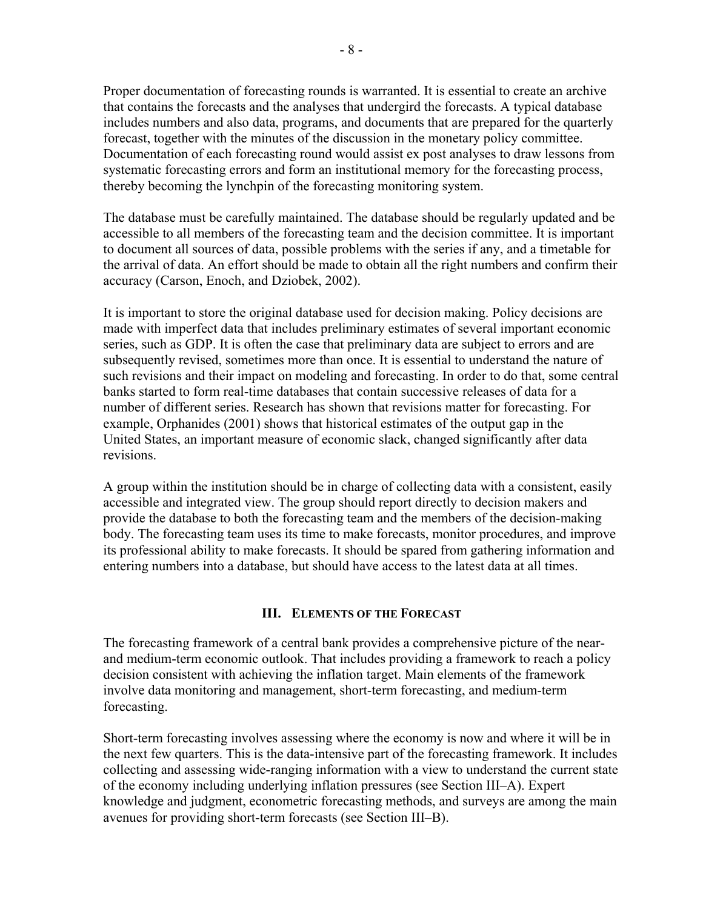Proper documentation of forecasting rounds is warranted. It is essential to create an archive that contains the forecasts and the analyses that undergird the forecasts. A typical database includes numbers and also data, programs, and documents that are prepared for the quarterly forecast, together with the minutes of the discussion in the monetary policy committee. Documentation of each forecasting round would assist ex post analyses to draw lessons from systematic forecasting errors and form an institutional memory for the forecasting process, thereby becoming the lynchpin of the forecasting monitoring system.

The database must be carefully maintained. The database should be regularly updated and be accessible to all members of the forecasting team and the decision committee. It is important to document all sources of data, possible problems with the series if any, and a timetable for the arrival of data. An effort should be made to obtain all the right numbers and confirm their accuracy (Carson, Enoch, and Dziobek, 2002).

It is important to store the original database used for decision making. Policy decisions are made with imperfect data that includes preliminary estimates of several important economic series, such as GDP. It is often the case that preliminary data are subject to errors and are subsequently revised, sometimes more than once. It is essential to understand the nature of such revisions and their impact on modeling and forecasting. In order to do that, some central banks started to form real-time databases that contain successive releases of data for a number of different series. Research has shown that revisions matter for forecasting. For example, Orphanides (2001) shows that historical estimates of the output gap in the United States, an important measure of economic slack, changed significantly after data revisions.

A group within the institution should be in charge of collecting data with a consistent, easily accessible and integrated view. The group should report directly to decision makers and provide the database to both the forecasting team and the members of the decision-making body. The forecasting team uses its time to make forecasts, monitor procedures, and improve its professional ability to make forecasts. It should be spared from gathering information and entering numbers into a database, but should have access to the latest data at all times.

## III. Elements of the Forecast

The forecasting framework of a central bank provides a comprehensive picture of the near- and medium-term economic outlook. That includes providing a framework to reach a policy decision consistent with achieving the inflation target. Main elements of the framework involve data monitoring and management, short-term forecasting, and medium-term forecasting.

Short-term forecasting involves assessing where the economy is now and where it will be in the next few quarters. This is the data-intensive part of the forecasting framework. It includes collecting and assessing wide-ranging information with a view to understand the current state of the economy including underlying inflation pressures (see Section III–A). Expert knowledge and judgment, econometric forecasting methods, and surveys are among the main avenues for providing short-term forecasts (see Section III–B).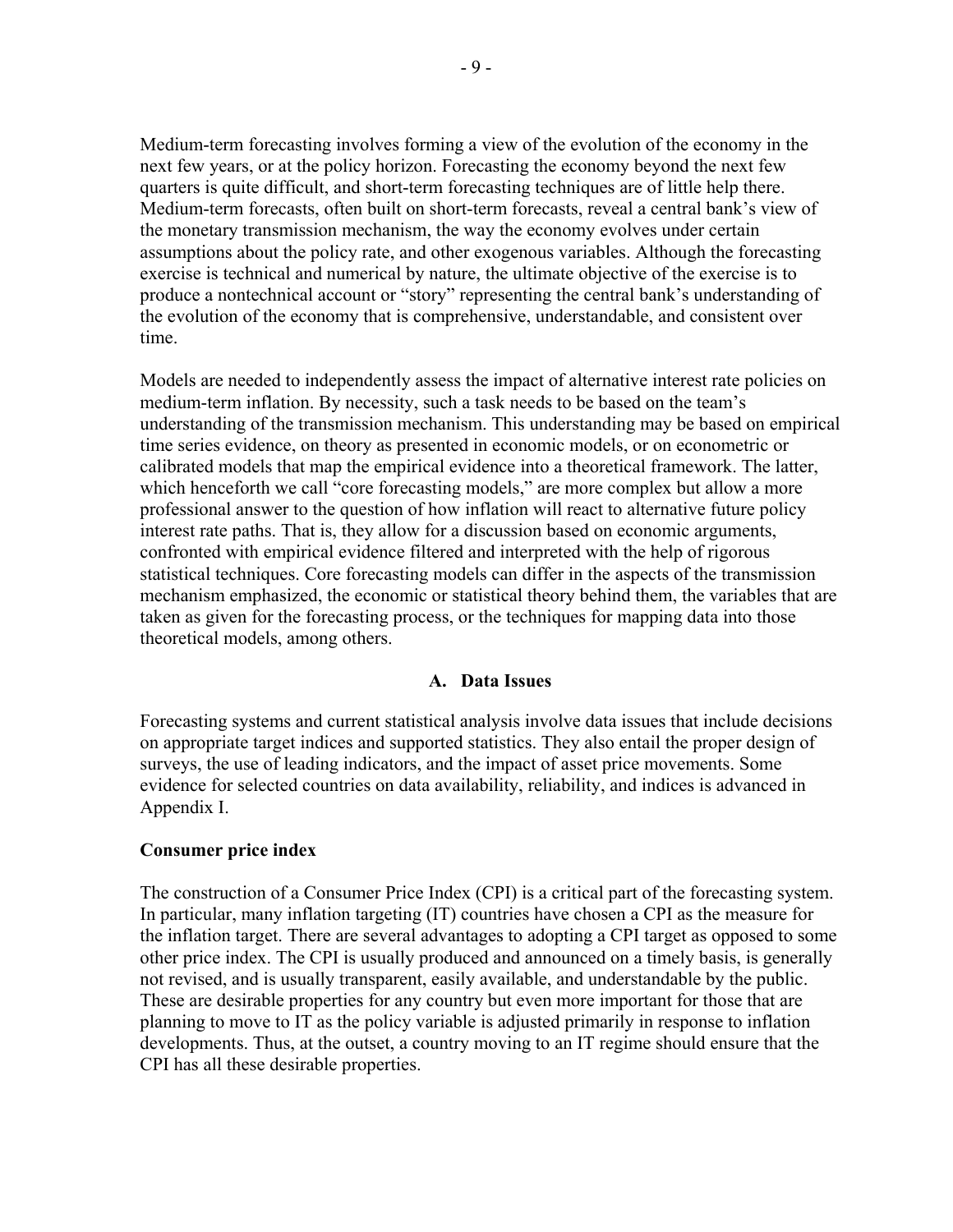Medium-term forecasting involves forming a view of the evolution of the economy in the next few years, or at the policy horizon. Forecasting the economy beyond the next few quarters is quite difficult, and short-term forecasting techniques are of little help there. Medium-term forecasts, often built on short-term forecasts, reveal a central bank's view of the monetary transmission mechanism, the way the economy evolves under certain assumptions about the policy rate, and other exogenous variables. Although the forecasting exercise is technical and numerical by nature, the ultimate objective of the exercise is to produce a nontechnical account or "story" representing the central bank's understanding of the evolution of the economy that is comprehensive, understandable, and consistent over time.

Models are needed to independently assess the impact of alternative interest rate policies on medium-term inflation. By necessity, such a task needs to be based on the team's understanding of the transmission mechanism. This understanding may be based on empirical time series evidence, on theory as presented in economic models, or on econometric or calibrated models that map the empirical evidence into a theoretical framework. The latter, which henceforth we call "core forecasting models," are more complex but allow a more professional answer to the question of how inflation will react to alternative future policy interest rate paths. That is, they allow for a discussion based on economic arguments, confronted with empirical evidence filtered and interpreted with the help of rigorous statistical techniques. Core forecasting models can differ in the aspects of the transmission mechanism emphasized, the economic or statistical theory behind them, the variables that are taken as given for the forecasting process, or the techniques for mapping data into those theoretical models, among others.

## A. Data Issues

Forecasting systems and current statistical analysis involve data issues that include decisions on appropriate target indices and supported statistics. They also entail the proper design of surveys, the use of leading indicators, and the impact of asset price movements. Some evidence for selected countries on data availability, reliability, and indices is advanced in Appendix I.

### Consumer price index

The construction of a Consumer Price Index (CPI) is a critical part of the forecasting system. In particular, many inflation targeting (IT) countries have chosen a CPI as the measure for the inflation target. There are several advantages to adopting a CPI target as opposed to some other price index. The CPI is usually produced and announced on a timely basis, is generally not revised, and is usually transparent, easily available, and understandable by the public. These are desirable properties for any country but even more important for those that are planning to move to IT as the policy variable is adjusted primarily in response to inflation developments. Thus, at the outset, a country moving to an IT regime should ensure that the CPI has all these desirable properties.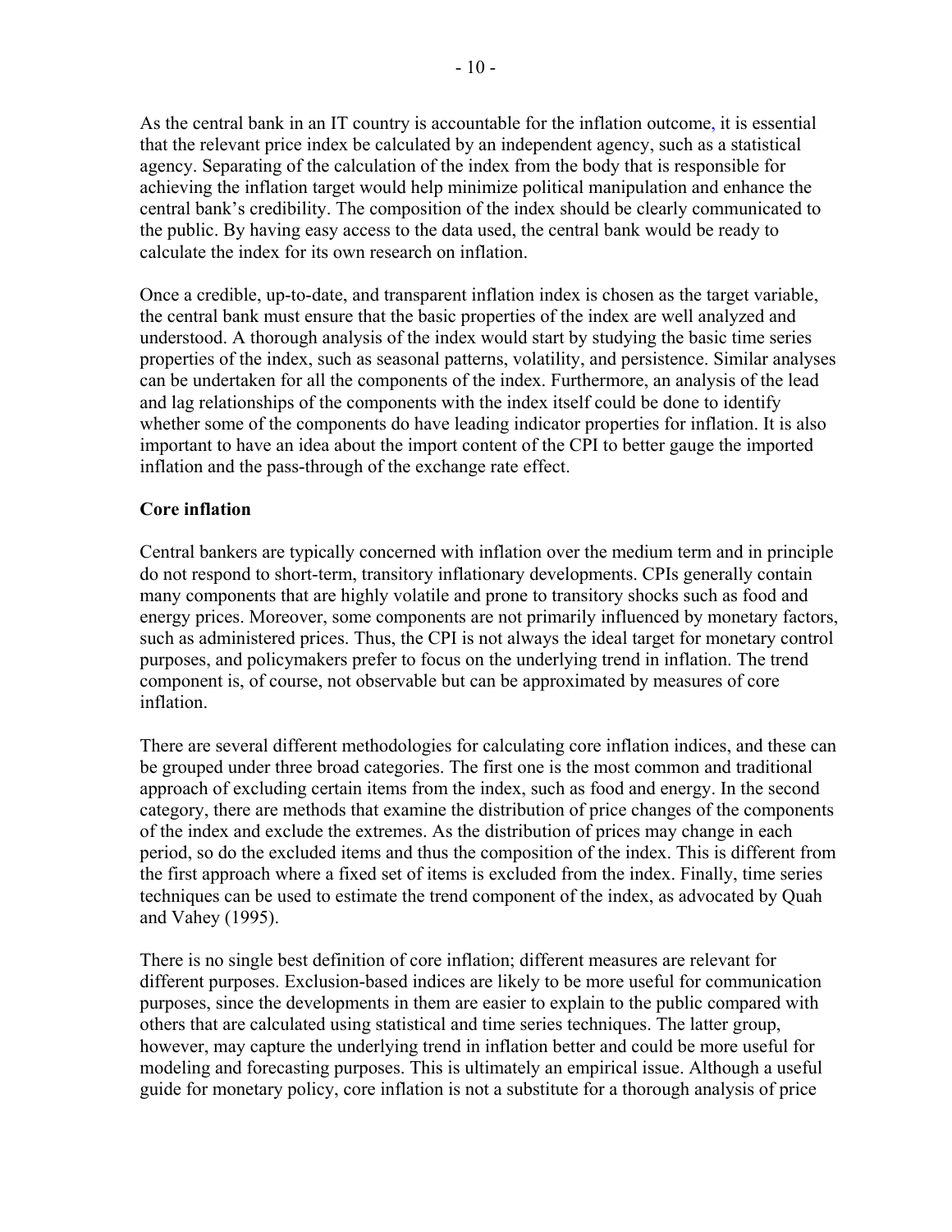As the central bank in an IT country is accountable for the inflation outcome, it is essential that the relevant price index be calculated by an independent agency, such as a statistical agency. Separating of the calculation of the index from the body that is responsible for achieving the inflation target would help minimize political manipulation and enhance the central bank's credibility. The composition of the index should be clearly communicated to the public. By having easy access to the data used, the central bank would be ready to calculate the index for its own research on inflation.

Once a credible, up-to-date, and transparent inflation index is chosen as the target variable, the central bank must ensure that the basic properties of the index are well analyzed and understood. A thorough analysis of the index would start by studying the basic time series properties of the index, such as seasonal patterns, volatility, and persistence. Similar analyses can be undertaken for all the components of the index. Furthermore, an analysis of the lead and lag relationships of the components with the index itself could be done to identify whether some of the components do have leading indicator properties for inflation. It is also important to have an idea about the import content of the CPI to better gauge the imported inflation and the pass-through of the exchange rate effect.

**Core inflation**

Central bankers are typically concerned with inflation over the medium term and in principle do not respond to short-term, transitory inflationary developments. CPIs generally contain many components that are highly volatile and prone to transitory shocks such as food and energy prices. Moreover, some components are not primarily influenced by monetary factors, such as administered prices. Thus, the CPI is not always the ideal target for monetary control purposes, and policymakers prefer to focus on the underlying trend in inflation. The trend component is, of course, not observable but can be approximated by measures of core inflation.

There are several different methodologies for calculating core inflation indices, and these can be grouped under three broad categories. The first one is the most common and traditional approach of excluding certain items from the index, such as food and energy. In the second category, there are methods that examine the distribution of price changes of the components of the index and exclude the extremes. As the distribution of prices may change in each period, so do the excluded items and thus the composition of the index. This is different from the first approach where a fixed set of items is excluded from the index. Finally, time series techniques can be used to estimate the trend component of the index, as advocated by Quah and Vahey (1995).

There is no single best definition of core inflation; different measures are relevant for different purposes. Exclusion-based indices are likely to be more useful for communication purposes, since the developments in them are easier to explain to the public compared with others that are calculated using statistical and time series techniques. The latter group, however, may capture the underlying trend in inflation better and could be more useful for modeling and forecasting purposes. This is ultimately an empirical issue. Although a useful guide for monetary policy, core inflation is not a substitute for a thorough analysis of price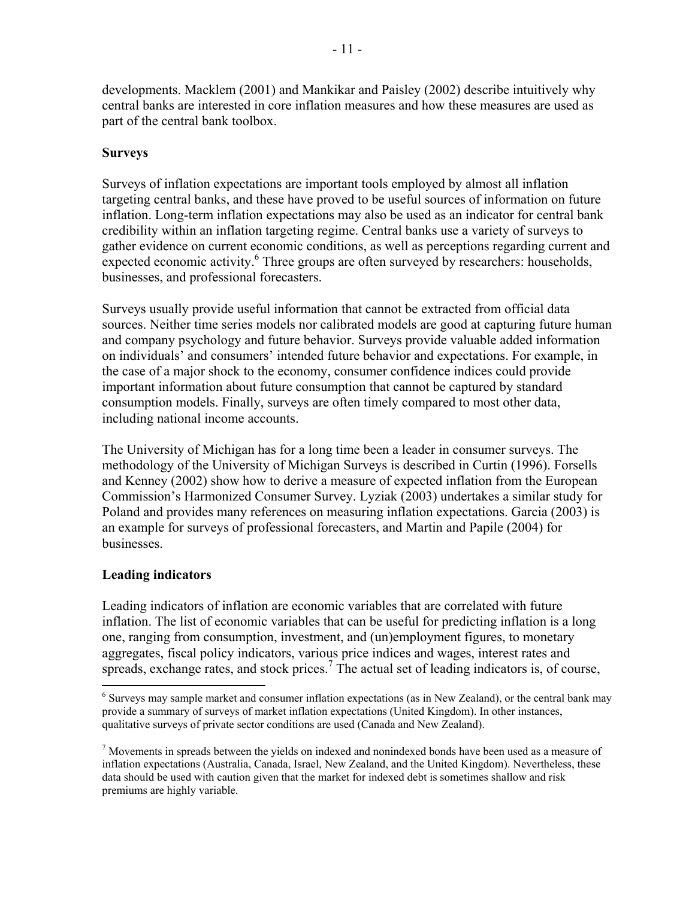developments. Macklem (2001) and Mankikar and Paisley (2002) describe intuitively why central banks are interested in core inflation measures and how these measures are used as part of the central bank toolbox.

**Surveys**

Surveys of inflation expectations are important tools employed by almost all inflation targeting central banks, and these have proved to be useful sources of information on future inflation. Long-term inflation expectations may also be used as an indicator for central bank credibility within an inflation targeting regime. Central banks use a variety of surveys to gather evidence on current economic conditions, as well as perceptions regarding current and expected economic activity.[6] Three groups are often surveyed by researchers: households, businesses, and professional forecasters.

Surveys usually provide useful information that cannot be extracted from official data sources. Neither time series models nor calibrated models are good at capturing future human and company psychology and future behavior. Surveys provide valuable added information on individuals' and consumers' intended future behavior and expectations. For example, in the case of a major shock to the economy, consumer confidence indices could provide important information about future consumption that cannot be captured by standard consumption models. Finally, surveys are often timely compared to most other data, including national income accounts.

The University of Michigan has for a long time been a leader in consumer surveys. The methodology of the University of Michigan Surveys is described in Curtin (1996). Forsells and Kenney (2002) show how to derive a measure of expected inflation from the European Commission's Harmonized Consumer Survey. Lyziak (2003) undertakes a similar study for Poland and provides many references on measuring inflation expectations. Garcia (2003) is an example for surveys of professional forecasters, and Martin and Papile (2004) for businesses.

**Leading indicators**

Leading indicators of inflation are economic variables that are correlated with future inflation. The list of economic variables that can be useful for predicting inflation is a long one, ranging from consumption, investment, and (un)employment figures, to monetary aggregates, fiscal policy indicators, various price indices and wages, interest rates and spreads, exchange rates, and stock prices.[7] The actual set of leading indicators is, of course,

---

[6] Surveys may sample market and consumer inflation expectations (as in New Zealand), or the central bank may provide a summary of surveys of market inflation expectations (United Kingdom). In other instances, qualitative surveys of private sector conditions are used (Canada and New Zealand).

[7] Movements in spreads between the yields on indexed and nonindexed bonds have been used as a measure of inflation expectations (Australia, Canada, Israel, New Zealand, and the United Kingdom). Nevertheless, these data should be used with caution given that the market for indexed debt is sometimes shallow and risk premiums are highly variable.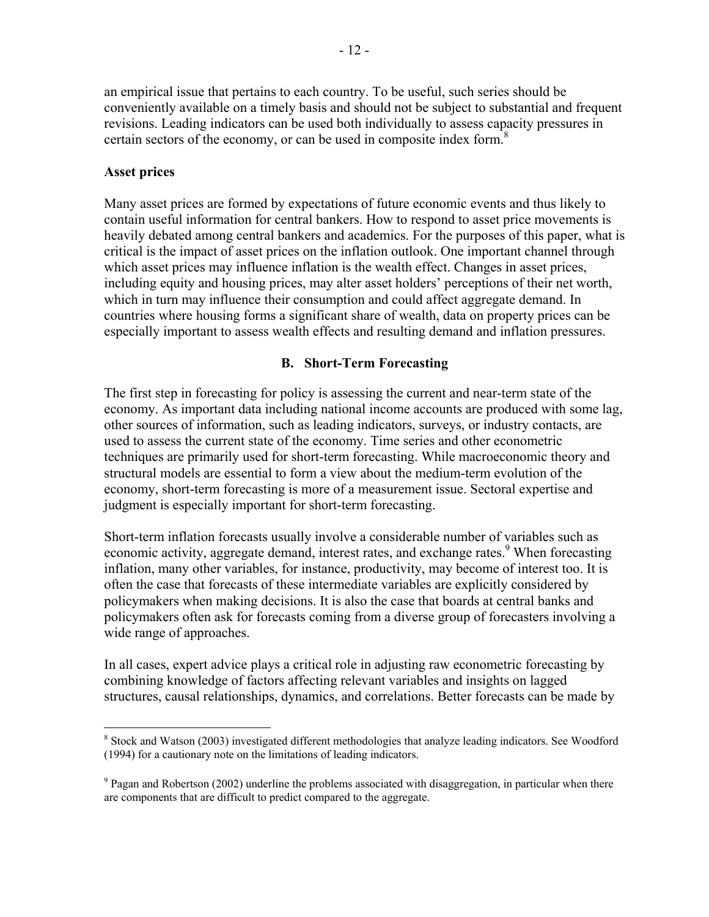an empirical issue that pertains to each country. To be useful, such series should be conveniently available on a timely basis and should not be subject to substantial and frequent revisions. Leading indicators can be used both individually to assess capacity pressures in certain sectors of the economy, or can be used in composite index form.[8]

**Asset prices**

Many asset prices are formed by expectations of future economic events and thus likely to contain useful information for central bankers. How to respond to asset price movements is heavily debated among central bankers and academics. For the purposes of this paper, what is critical is the impact of asset prices on the inflation outlook. One important channel through which asset prices may influence inflation is the wealth effect. Changes in asset prices, including equity and housing prices, may alter asset holders' perceptions of their net worth, which in turn may influence their consumption and could affect aggregate demand. In countries where housing forms a significant share of wealth, data on property prices can be especially important to assess wealth effects and resulting demand and inflation pressures.

## B. Short-Term Forecasting

The first step in forecasting for policy is assessing the current and near-term state of the economy. As important data including national income accounts are produced with some lag, other sources of information, such as leading indicators, surveys, or industry contacts, are used to assess the current state of the economy. Time series and other econometric techniques are primarily used for short-term forecasting. While macroeconomic theory and structural models are essential to form a view about the medium-term evolution of the economy, short-term forecasting is more of a measurement issue. Sectoral expertise and judgment is especially important for short-term forecasting.

Short-term inflation forecasts usually involve a considerable number of variables such as economic activity, aggregate demand, interest rates, and exchange rates.[9] When forecasting inflation, many other variables, for instance, productivity, may become of interest too. It is often the case that forecasts of these intermediate variables are explicitly considered by policymakers when making decisions. It is also the case that boards at central banks and policymakers often ask for forecasts coming from a diverse group of forecasters involving a wide range of approaches.

In all cases, expert advice plays a critical role in adjusting raw econometric forecasting by combining knowledge of factors affecting relevant variables and insights on lagged structures, causal relationships, dynamics, and correlations. Better forecasts can be made by

---

[8] Stock and Watson (2003) investigated different methodologies that analyze leading indicators. See Woodford (1994) for a cautionary note on the limitations of leading indicators.

[9] Pagan and Robertson (2002) underline the problems associated with disaggregation, in particular when there are components that are difficult to predict compared to the aggregate.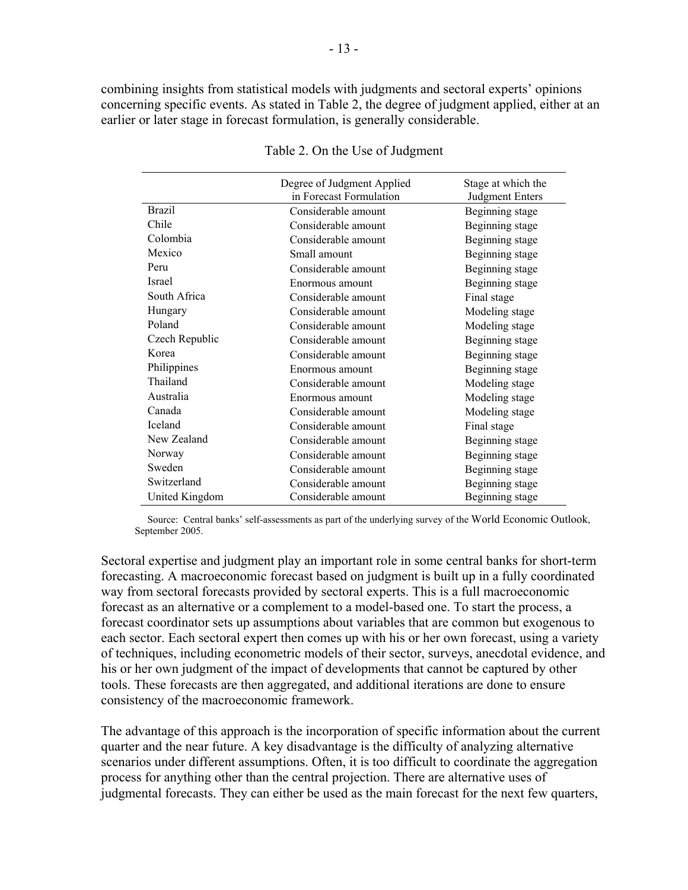combining insights from statistical models with judgments and sectoral experts' opinions concerning specific events. As stated in Table 2, the degree of judgment applied, either at an earlier or later stage in forecast formulation, is generally considerable.

Table 2. On the Use of Judgment

| | Degree of Judgment Applied in Forecast Formulation | Stage at which the Judgment Enters |
|---|---|---|
| Brazil | Considerable amount | Beginning stage |
| Chile | Considerable amount | Beginning stage |
| Colombia | Considerable amount | Beginning stage |
| Mexico | Small amount | Beginning stage |
| Peru | Considerable amount | Beginning stage |
| Israel | Enormous amount | Beginning stage |
| South Africa | Considerable amount | Final stage |
| Hungary | Considerable amount | Modeling stage |
| Poland | Considerable amount | Modeling stage |
| Czech Republic | Considerable amount | Beginning stage |
| Korea | Considerable amount | Beginning stage |
| Philippines | Enormous amount | Beginning stage |
| Thailand | Considerable amount | Modeling stage |
| Australia | Enormous amount | Modeling stage |
| Canada | Considerable amount | Modeling stage |
| Iceland | Considerable amount | Final stage |
| New Zealand | Considerable amount | Beginning stage |
| Norway | Considerable amount | Beginning stage |
| Sweden | Considerable amount | Beginning stage |
| Switzerland | Considerable amount | Beginning stage |
| United Kingdom | Considerable amount | Beginning stage |

Source: Central banks' self-assessments as part of the underlying survey of the World Economic Outlook, September 2005.

Sectoral expertise and judgment play an important role in some central banks for short-term forecasting. A macroeconomic forecast based on judgment is built up in a fully coordinated way from sectoral forecasts provided by sectoral experts. This is a full macroeconomic forecast as an alternative or a complement to a model-based one. To start the process, a forecast coordinator sets up assumptions about variables that are common but exogenous to each sector. Each sectoral expert then comes up with his or her own forecast, using a variety of techniques, including econometric models of their sector, surveys, anecdotal evidence, and his or her own judgment of the impact of developments that cannot be captured by other tools. These forecasts are then aggregated, and additional iterations are done to ensure consistency of the macroeconomic framework.

The advantage of this approach is the incorporation of specific information about the current quarter and the near future. A key disadvantage is the difficulty of analyzing alternative scenarios under different assumptions. Often, it is too difficult to coordinate the aggregation process for anything other than the central projection. There are alternative uses of judgmental forecasts. They can either be used as the main forecast for the next few quarters,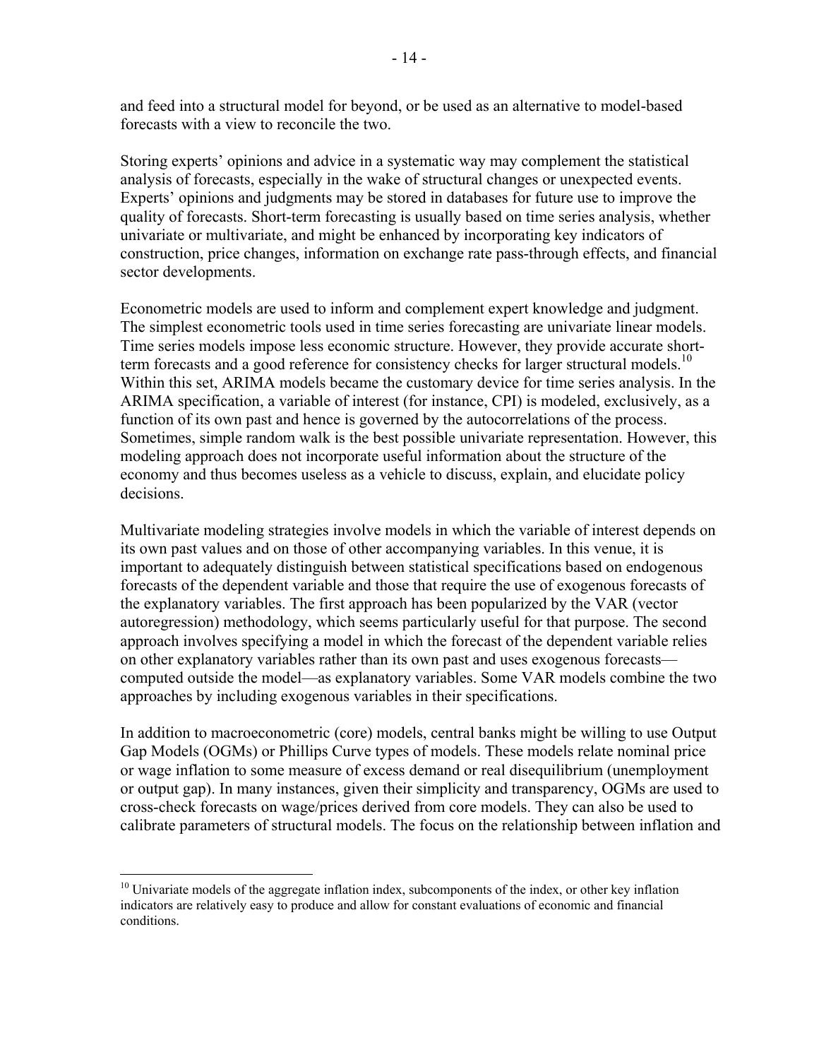and feed into a structural model for beyond, or be used as an alternative to model-based forecasts with a view to reconcile the two.

Storing experts' opinions and advice in a systematic way may complement the statistical analysis of forecasts, especially in the wake of structural changes or unexpected events. Experts' opinions and judgments may be stored in databases for future use to improve the quality of forecasts. Short-term forecasting is usually based on time series analysis, whether univariate or multivariate, and might be enhanced by incorporating key indicators of construction, price changes, information on exchange rate pass-through effects, and financial sector developments.

Econometric models are used to inform and complement expert knowledge and judgment. The simplest econometric tools used in time series forecasting are univariate linear models. Time series models impose less economic structure. However, they provide accurate short-term forecasts and a good reference for consistency checks for larger structural models.[10] Within this set, ARIMA models became the customary device for time series analysis. In the ARIMA specification, a variable of interest (for instance, CPI) is modeled, exclusively, as a function of its own past and hence is governed by the autocorrelations of the process. Sometimes, simple random walk is the best possible univariate representation. However, this modeling approach does not incorporate useful information about the structure of the economy and thus becomes useless as a vehicle to discuss, explain, and elucidate policy decisions.

Multivariate modeling strategies involve models in which the variable of interest depends on its own past values and on those of other accompanying variables. In this venue, it is important to adequately distinguish between statistical specifications based on endogenous forecasts of the dependent variable and those that require the use of exogenous forecasts of the explanatory variables. The first approach has been popularized by the VAR (vector autoregression) methodology, which seems particularly useful for that purpose. The second approach involves specifying a model in which the forecast of the dependent variable relies on other explanatory variables rather than its own past and uses exogenous forecasts—computed outside the model—as explanatory variables. Some VAR models combine the two approaches by including exogenous variables in their specifications.

In addition to macroeconometric (core) models, central banks might be willing to use Output Gap Models (OGMs) or Phillips Curve types of models. These models relate nominal price or wage inflation to some measure of excess demand or real disequilibrium (unemployment or output gap). In many instances, given their simplicity and transparency, OGMs are used to cross-check forecasts on wage/prices derived from core models. They can also be used to calibrate parameters of structural models. The focus on the relationship between inflation and

---

[10] Univariate models of the aggregate inflation index, subcomponents of the index, or other key inflation indicators are relatively easy to produce and allow for constant evaluations of economic and financial conditions.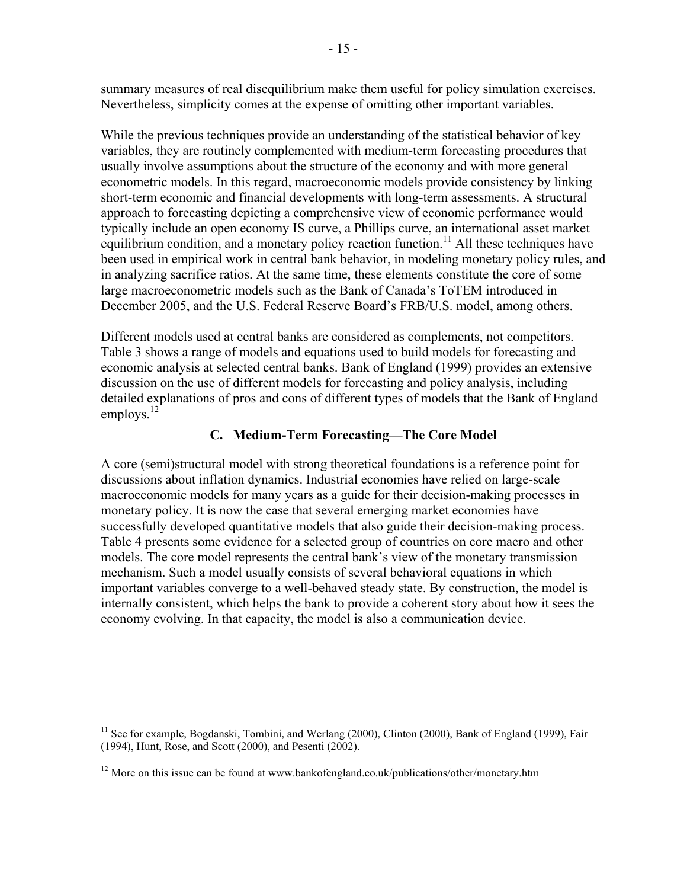summary measures of real disequilibrium make them useful for policy simulation exercises. Nevertheless, simplicity comes at the expense of omitting other important variables.

While the previous techniques provide an understanding of the statistical behavior of key variables, they are routinely complemented with medium-term forecasting procedures that usually involve assumptions about the structure of the economy and with more general econometric models. In this regard, macroeconomic models provide consistency by linking short-term economic and financial developments with long-term assessments. A structural approach to forecasting depicting a comprehensive view of economic performance would typically include an open economy IS curve, a Phillips curve, an international asset market equilibrium condition, and a monetary policy reaction function.[11] All these techniques have been used in empirical work in central bank behavior, in modeling monetary policy rules, and in analyzing sacrifice ratios. At the same time, these elements constitute the core of some large macroeconometric models such as the Bank of Canada's ToTEM introduced in December 2005, and the U.S. Federal Reserve Board's FRB/U.S. model, among others.

Different models used at central banks are considered as complements, not competitors. Table 3 shows a range of models and equations used to build models for forecasting and economic analysis at selected central banks. Bank of England (1999) provides an extensive discussion on the use of different models for forecasting and policy analysis, including detailed explanations of pros and cons of different types of models that the Bank of England employs.[12]

### C. Medium-Term Forecasting—The Core Model

A core (semi)structural model with strong theoretical foundations is a reference point for discussions about inflation dynamics. Industrial economies have relied on large-scale macroeconomic models for many years as a guide for their decision-making processes in monetary policy. It is now the case that several emerging market economies have successfully developed quantitative models that also guide their decision-making process. Table 4 presents some evidence for a selected group of countries on core macro and other models. The core model represents the central bank's view of the monetary transmission mechanism. Such a model usually consists of several behavioral equations in which important variables converge to a well-behaved steady state. By construction, the model is internally consistent, which helps the bank to provide a coherent story about how it sees the economy evolving. In that capacity, the model is also a communication device.

---

[11] See for example, Bogdanski, Tombini, and Werlang (2000), Clinton (2000), Bank of England (1999), Fair (1994), Hunt, Rose, and Scott (2000), and Pesenti (2002).

[12] More on this issue can be found at www.bankofengland.co.uk/publications/other/monetary.htm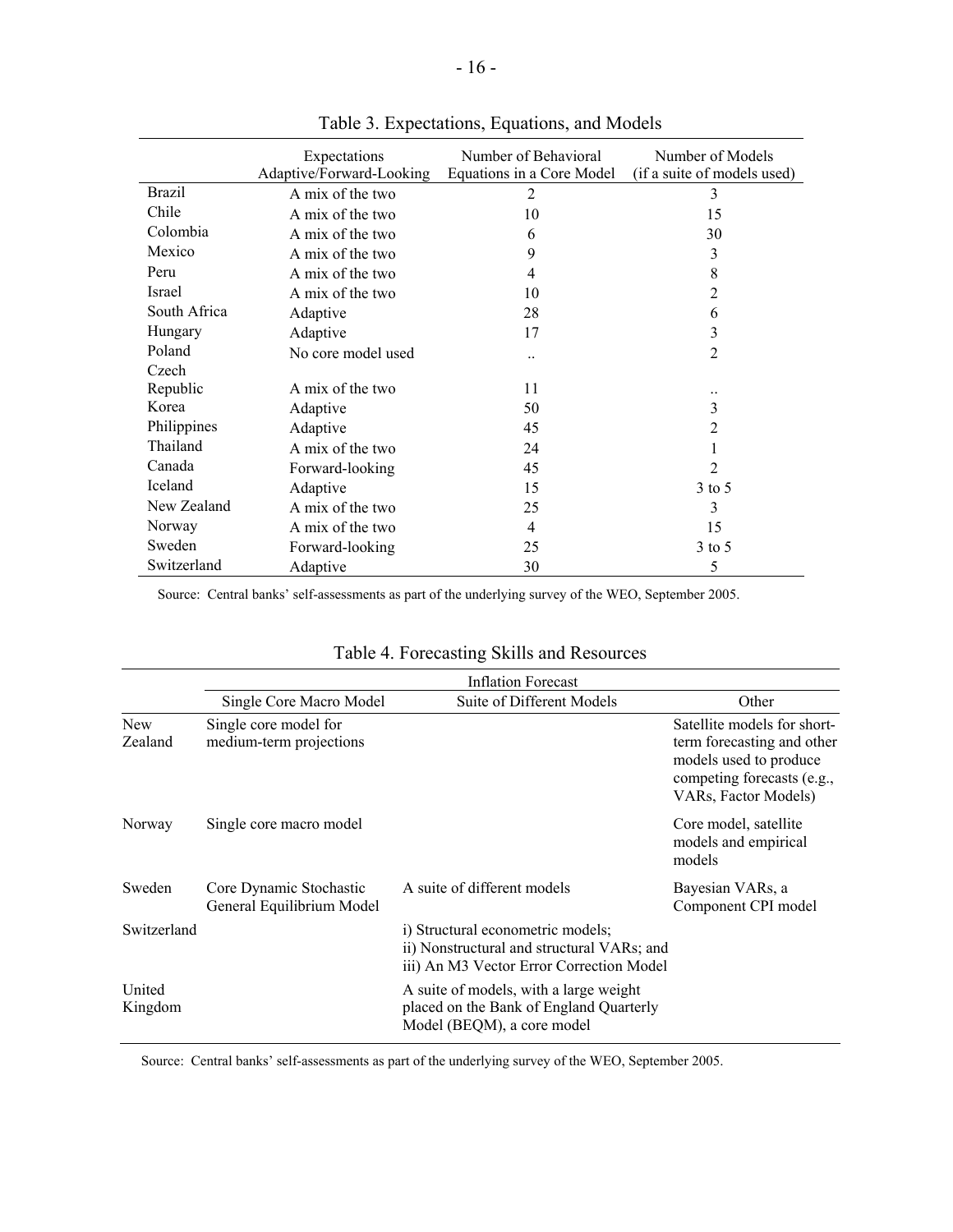Table 3. Expectations, Equations, and Models

| | Expectations Adaptive/Forward-Looking | Number of Behavioral Equations in a Core Model | Number of Models (if a suite of models used) |
|---|---|---|---|
| Brazil | A mix of the two | 2 | 3 |
| Chile | A mix of the two | 10 | 15 |
| Colombia | A mix of the two | 6 | 30 |
| Mexico | A mix of the two | 9 | 3 |
| Peru | A mix of the two | 4 | 8 |
| Israel | A mix of the two | 10 | 2 |
| South Africa | Adaptive | 28 | 6 |
| Hungary | Adaptive | 17 | 3 |
| Poland | No core model used | .. | 2 |
| Czech Republic | A mix of the two | 11 | .. |
| Korea | Adaptive | 50 | 3 |
| Philippines | Adaptive | 45 | 2 |
| Thailand | A mix of the two | 24 | 1 |
| Canada | Forward-looking | 45 | 2 |
| Iceland | Adaptive | 15 | 3 to 5 |
| New Zealand | A mix of the two | 25 | 3 |
| Norway | A mix of the two | 4 | 15 |
| Sweden | Forward-looking | 25 | 3 to 5 |
| Switzerland | Adaptive | 30 | 5 |

Source: Central banks' self-assessments as part of the underlying survey of the WEO, September 2005.

Table 4. Forecasting Skills and Resources

| | Inflation Forecast | | |
|---|---|---|---|
| | Single Core Macro Model | Suite of Different Models | Other |
| New Zealand | Single core model for medium-term projections | | Satellite models for short-term forecasting and other models used to produce competing forecasts (e.g., VARs, Factor Models) |
| Norway | Single core macro model | | Core model, satellite models and empirical models |
| Sweden | Core Dynamic Stochastic General Equilibrium Model | A suite of different models | Bayesian VARs, a Component CPI model |
| Switzerland | | i) Structural econometric models; ii) Nonstructural and structural VARs; and iii) An M3 Vector Error Correction Model | |
| United Kingdom | | A suite of models, with a large weight placed on the Bank of England Quarterly Model (BEQM), a core model | |

Source: Central banks' self-assessments as part of the underlying survey of the WEO, September 2005.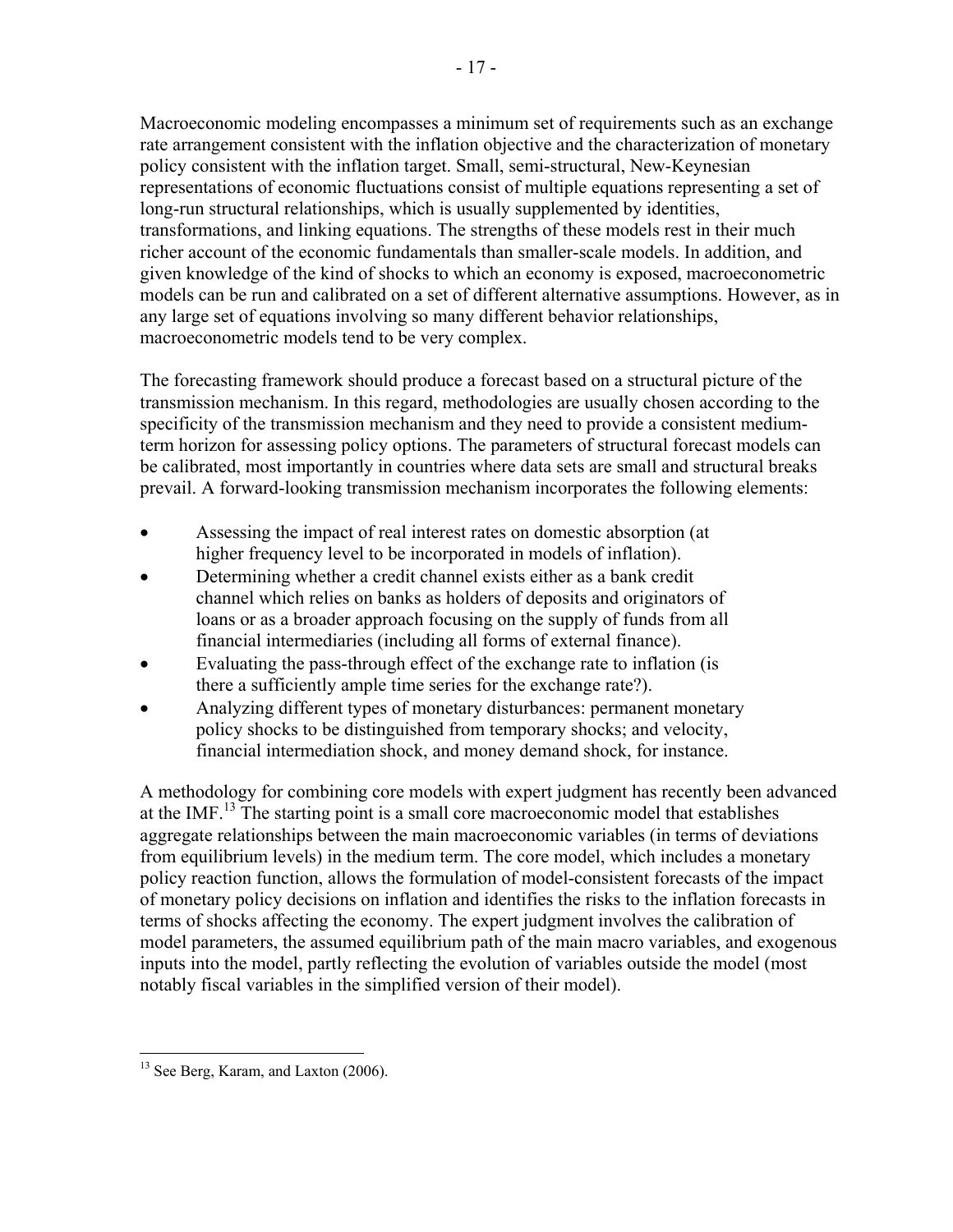Macroeconomic modeling encompasses a minimum set of requirements such as an exchange rate arrangement consistent with the inflation objective and the characterization of monetary policy consistent with the inflation target. Small, semi-structural, New-Keynesian representations of economic fluctuations consist of multiple equations representing a set of long-run structural relationships, which is usually supplemented by identities, transformations, and linking equations. The strengths of these models rest in their much richer account of the economic fundamentals than smaller-scale models. In addition, and given knowledge of the kind of shocks to which an economy is exposed, macroeconometric models can be run and calibrated on a set of different alternative assumptions. However, as in any large set of equations involving so many different behavior relationships, macroeconometric models tend to be very complex.

The forecasting framework should produce a forecast based on a structural picture of the transmission mechanism. In this regard, methodologies are usually chosen according to the specificity of the transmission mechanism and they need to provide a consistent medium-term horizon for assessing policy options. The parameters of structural forecast models can be calibrated, most importantly in countries where data sets are small and structural breaks prevail. A forward-looking transmission mechanism incorporates the following elements:

- Assessing the impact of real interest rates on domestic absorption (at higher frequency level to be incorporated in models of inflation).
- Determining whether a credit channel exists either as a bank credit channel which relies on banks as holders of deposits and originators of loans or as a broader approach focusing on the supply of funds from all financial intermediaries (including all forms of external finance).
- Evaluating the pass-through effect of the exchange rate to inflation (is there a sufficiently ample time series for the exchange rate?).
- Analyzing different types of monetary disturbances: permanent monetary policy shocks to be distinguished from temporary shocks; and velocity, financial intermediation shock, and money demand shock, for instance.

A methodology for combining core models with expert judgment has recently been advanced at the IMF.[13] The starting point is a small core macroeconomic model that establishes aggregate relationships between the main macroeconomic variables (in terms of deviations from equilibrium levels) in the medium term. The core model, which includes a monetary policy reaction function, allows the formulation of model-consistent forecasts of the impact of monetary policy decisions on inflation and identifies the risks to the inflation forecasts in terms of shocks affecting the economy. The expert judgment involves the calibration of model parameters, the assumed equilibrium path of the main macro variables, and exogenous inputs into the model, partly reflecting the evolution of variables outside the model (most notably fiscal variables in the simplified version of their model).

---

[13] See Berg, Karam, and Laxton (2006).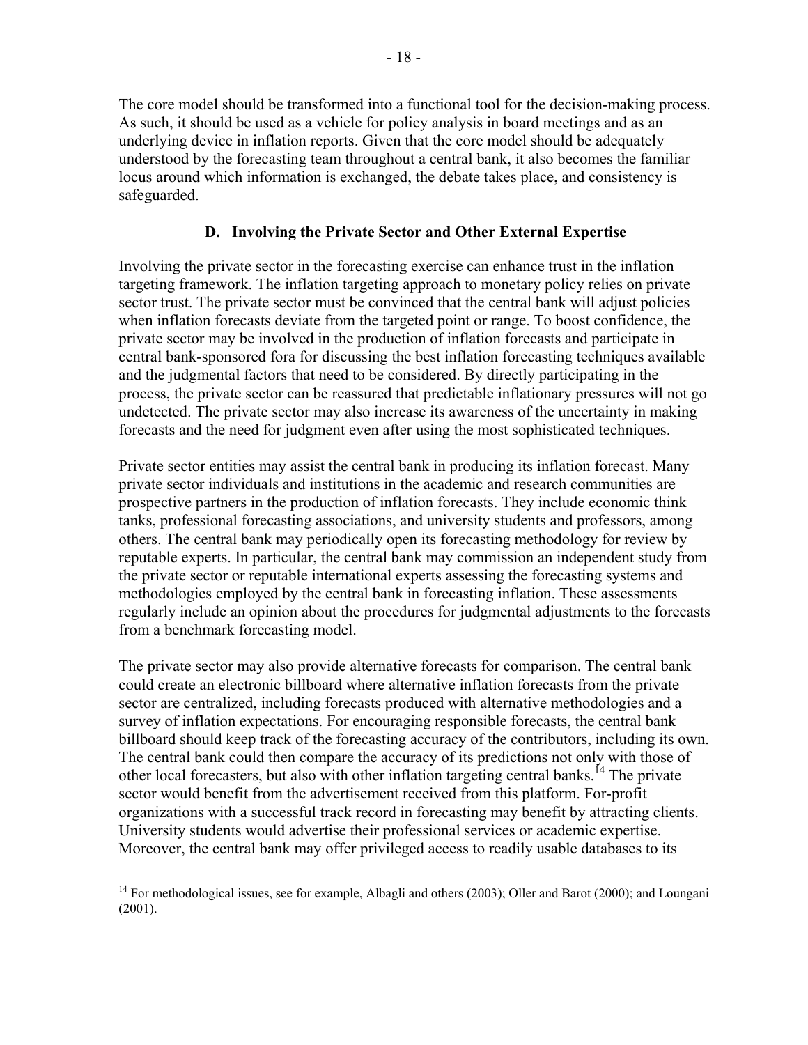The core model should be transformed into a functional tool for the decision-making process. As such, it should be used as a vehicle for policy analysis in board meetings and as an underlying device in inflation reports. Given that the core model should be adequately understood by the forecasting team throughout a central bank, it also becomes the familiar locus around which information is exchanged, the debate takes place, and consistency is safeguarded.

### D. Involving the Private Sector and Other External Expertise

Involving the private sector in the forecasting exercise can enhance trust in the inflation targeting framework. The inflation targeting approach to monetary policy relies on private sector trust. The private sector must be convinced that the central bank will adjust policies when inflation forecasts deviate from the targeted point or range. To boost confidence, the private sector may be involved in the production of inflation forecasts and participate in central bank-sponsored fora for discussing the best inflation forecasting techniques available and the judgmental factors that need to be considered. By directly participating in the process, the private sector can be reassured that predictable inflationary pressures will not go undetected. The private sector may also increase its awareness of the uncertainty in making forecasts and the need for judgment even after using the most sophisticated techniques.

Private sector entities may assist the central bank in producing its inflation forecast. Many private sector individuals and institutions in the academic and research communities are prospective partners in the production of inflation forecasts. They include economic think tanks, professional forecasting associations, and university students and professors, among others. The central bank may periodically open its forecasting methodology for review by reputable experts. In particular, the central bank may commission an independent study from the private sector or reputable international experts assessing the forecasting systems and methodologies employed by the central bank in forecasting inflation. These assessments regularly include an opinion about the procedures for judgmental adjustments to the forecasts from a benchmark forecasting model.

The private sector may also provide alternative forecasts for comparison. The central bank could create an electronic billboard where alternative inflation forecasts from the private sector are centralized, including forecasts produced with alternative methodologies and a survey of inflation expectations. For encouraging responsible forecasts, the central bank billboard should keep track of the forecasting accuracy of the contributors, including its own. The central bank could then compare the accuracy of its predictions not only with those of other local forecasters, but also with other inflation targeting central banks.[14] The private sector would benefit from the advertisement received from this platform. For-profit organizations with a successful track record in forecasting may benefit by attracting clients. University students would advertise their professional services or academic expertise. Moreover, the central bank may offer privileged access to readily usable databases to its

---

[14] For methodological issues, see for example, Albagli and others (2003); Oller and Barot (2000); and Loungani (2001).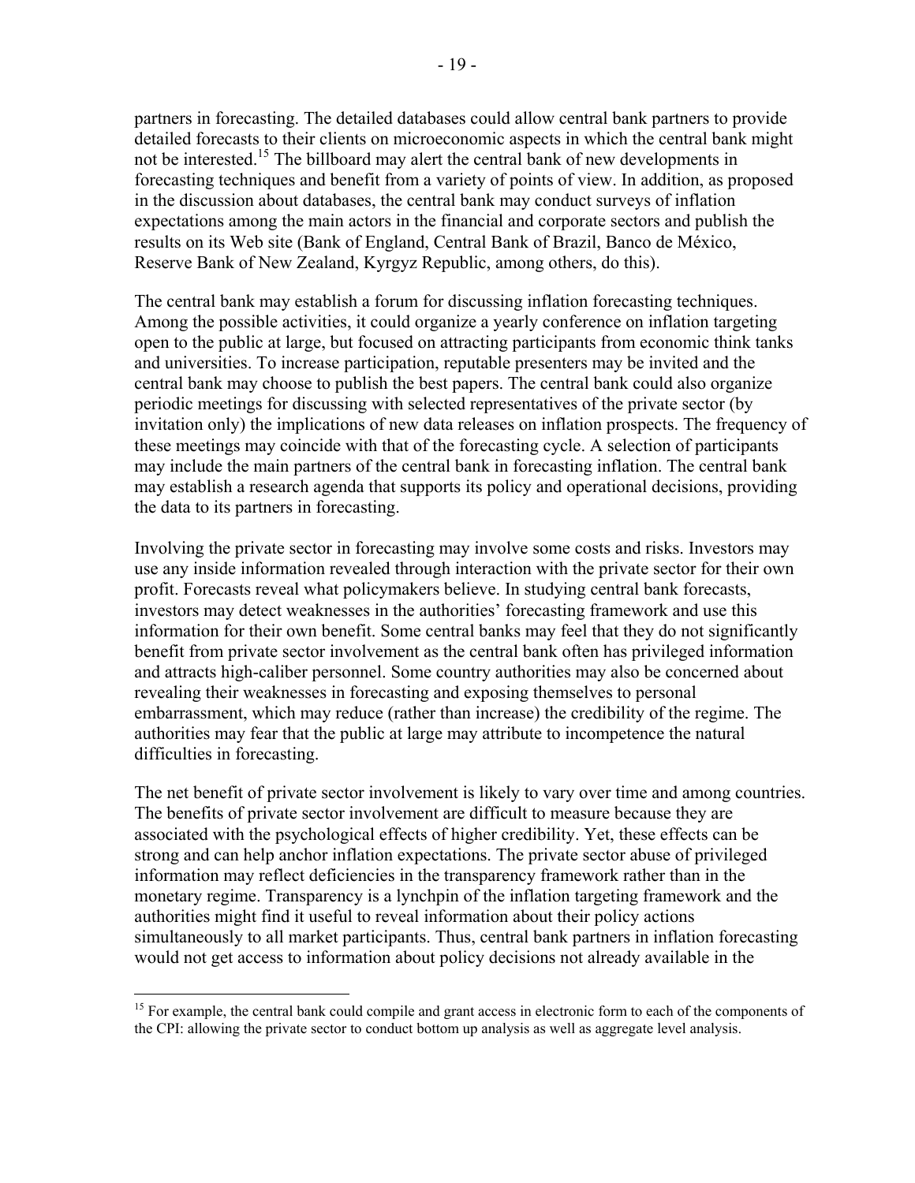partners in forecasting. The detailed databases could allow central bank partners to provide detailed forecasts to their clients on microeconomic aspects in which the central bank might not be interested.[15] The billboard may alert the central bank of new developments in forecasting techniques and benefit from a variety of points of view. In addition, as proposed in the discussion about databases, the central bank may conduct surveys of inflation expectations among the main actors in the financial and corporate sectors and publish the results on its Web site (Bank of England, Central Bank of Brazil, Banco de México, Reserve Bank of New Zealand, Kyrgyz Republic, among others, do this).

The central bank may establish a forum for discussing inflation forecasting techniques. Among the possible activities, it could organize a yearly conference on inflation targeting open to the public at large, but focused on attracting participants from economic think tanks and universities. To increase participation, reputable presenters may be invited and the central bank may choose to publish the best papers. The central bank could also organize periodic meetings for discussing with selected representatives of the private sector (by invitation only) the implications of new data releases on inflation prospects. The frequency of these meetings may coincide with that of the forecasting cycle. A selection of participants may include the main partners of the central bank in forecasting inflation. The central bank may establish a research agenda that supports its policy and operational decisions, providing the data to its partners in forecasting.

Involving the private sector in forecasting may involve some costs and risks. Investors may use any inside information revealed through interaction with the private sector for their own profit. Forecasts reveal what policymakers believe. In studying central bank forecasts, investors may detect weaknesses in the authorities' forecasting framework and use this information for their own benefit. Some central banks may feel that they do not significantly benefit from private sector involvement as the central bank often has privileged information and attracts high-caliber personnel. Some country authorities may also be concerned about revealing their weaknesses in forecasting and exposing themselves to personal embarrassment, which may reduce (rather than increase) the credibility of the regime. The authorities may fear that the public at large may attribute to incompetence the natural difficulties in forecasting.

The net benefit of private sector involvement is likely to vary over time and among countries. The benefits of private sector involvement are difficult to measure because they are associated with the psychological effects of higher credibility. Yet, these effects can be strong and can help anchor inflation expectations. The private sector abuse of privileged information may reflect deficiencies in the transparency framework rather than in the monetary regime. Transparency is a lynchpin of the inflation targeting framework and the authorities might find it useful to reveal information about their policy actions simultaneously to all market participants. Thus, central bank partners in inflation forecasting would not get access to information about policy decisions not already available in the

[15] For example, the central bank could compile and grant access in electronic form to each of the components of the CPI: allowing the private sector to conduct bottom up analysis as well as aggregate level analysis.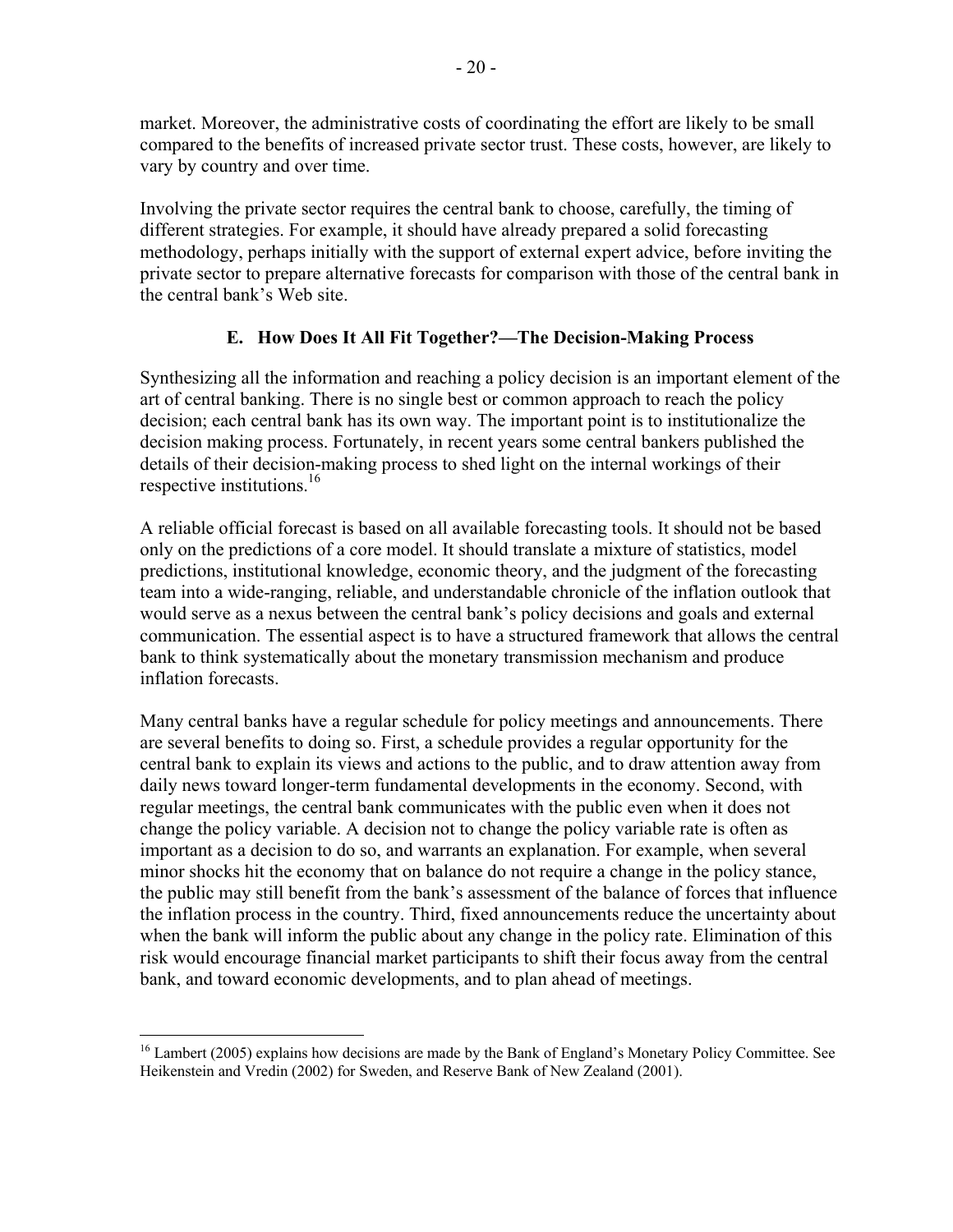market. Moreover, the administrative costs of coordinating the effort are likely to be small compared to the benefits of increased private sector trust. These costs, however, are likely to vary by country and over time.

Involving the private sector requires the central bank to choose, carefully, the timing of different strategies. For example, it should have already prepared a solid forecasting methodology, perhaps initially with the support of external expert advice, before inviting the private sector to prepare alternative forecasts for comparison with those of the central bank in the central bank's Web site.

## E. How Does It All Fit Together?—The Decision-Making Process

Synthesizing all the information and reaching a policy decision is an important element of the art of central banking. There is no single best or common approach to reach the policy decision; each central bank has its own way. The important point is to institutionalize the decision making process. Fortunately, in recent years some central bankers published the details of their decision-making process to shed light on the internal workings of their respective institutions.[16]

A reliable official forecast is based on all available forecasting tools. It should not be based only on the predictions of a core model. It should translate a mixture of statistics, model predictions, institutional knowledge, economic theory, and the judgment of the forecasting team into a wide-ranging, reliable, and understandable chronicle of the inflation outlook that would serve as a nexus between the central bank's policy decisions and goals and external communication. The essential aspect is to have a structured framework that allows the central bank to think systematically about the monetary transmission mechanism and produce inflation forecasts.

Many central banks have a regular schedule for policy meetings and announcements. There are several benefits to doing so. First, a schedule provides a regular opportunity for the central bank to explain its views and actions to the public, and to draw attention away from daily news toward longer-term fundamental developments in the economy. Second, with regular meetings, the central bank communicates with the public even when it does not change the policy variable. A decision not to change the policy variable rate is often as important as a decision to do so, and warrants an explanation. For example, when several minor shocks hit the economy that on balance do not require a change in the policy stance, the public may still benefit from the bank's assessment of the balance of forces that influence the inflation process in the country. Third, fixed announcements reduce the uncertainty about when the bank will inform the public about any change in the policy rate. Elimination of this risk would encourage financial market participants to shift their focus away from the central bank, and toward economic developments, and to plan ahead of meetings.

---

[16] Lambert (2005) explains how decisions are made by the Bank of England's Monetary Policy Committee. See Heikenstein and Vredin (2002) for Sweden, and Reserve Bank of New Zealand (2001).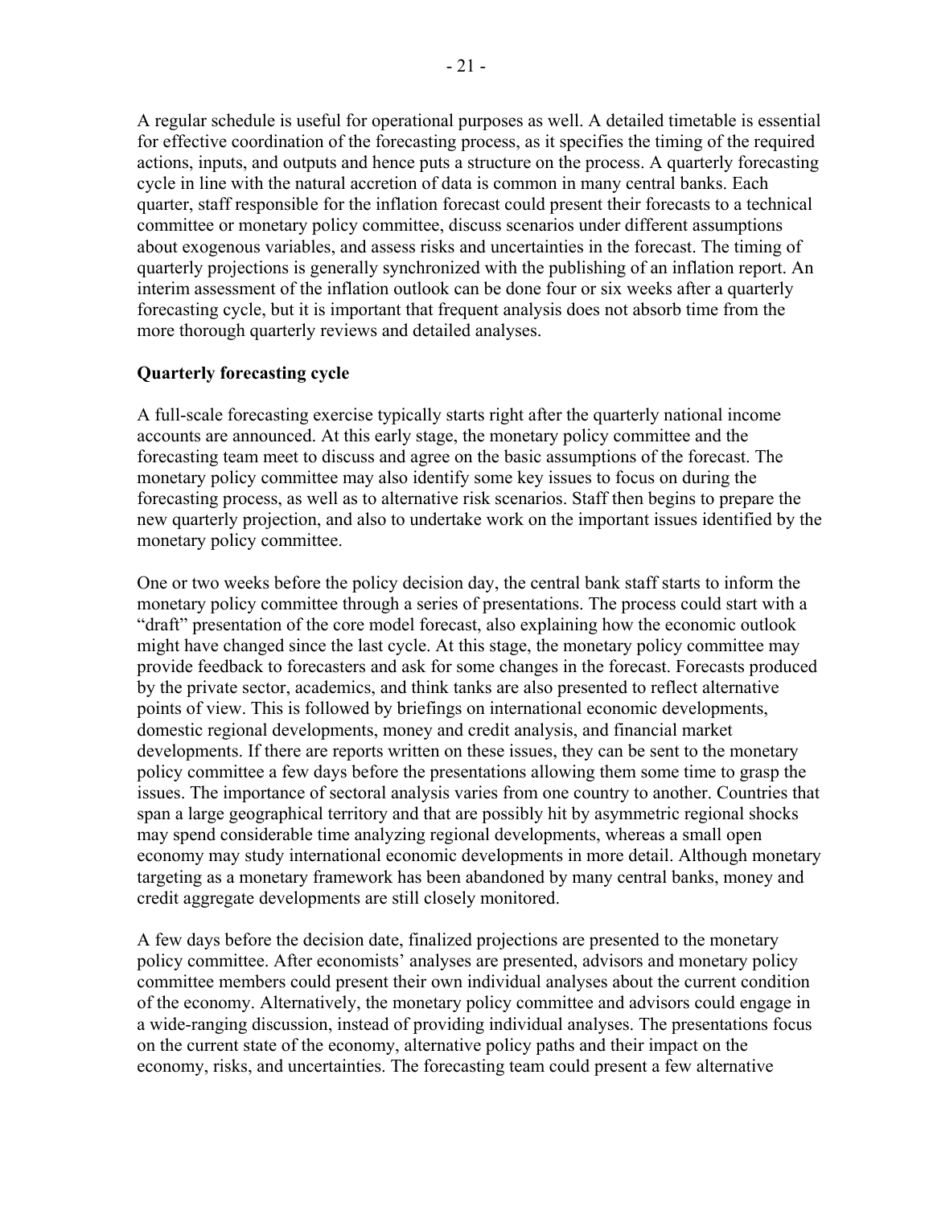A regular schedule is useful for operational purposes as well. A detailed timetable is essential for effective coordination of the forecasting process, as it specifies the timing of the required actions, inputs, and outputs and hence puts a structure on the process. A quarterly forecasting cycle in line with the natural accretion of data is common in many central banks. Each quarter, staff responsible for the inflation forecast could present their forecasts to a technical committee or monetary policy committee, discuss scenarios under different assumptions about exogenous variables, and assess risks and uncertainties in the forecast. The timing of quarterly projections is generally synchronized with the publishing of an inflation report. An interim assessment of the inflation outlook can be done four or six weeks after a quarterly forecasting cycle, but it is important that frequent analysis does not absorb time from the more thorough quarterly reviews and detailed analyses.

**Quarterly forecasting cycle**

A full-scale forecasting exercise typically starts right after the quarterly national income accounts are announced. At this early stage, the monetary policy committee and the forecasting team meet to discuss and agree on the basic assumptions of the forecast. The monetary policy committee may also identify some key issues to focus on during the forecasting process, as well as to alternative risk scenarios. Staff then begins to prepare the new quarterly projection, and also to undertake work on the important issues identified by the monetary policy committee.

One or two weeks before the policy decision day, the central bank staff starts to inform the monetary policy committee through a series of presentations. The process could start with a "draft" presentation of the core model forecast, also explaining how the economic outlook might have changed since the last cycle. At this stage, the monetary policy committee may provide feedback to forecasters and ask for some changes in the forecast. Forecasts produced by the private sector, academics, and think tanks are also presented to reflect alternative points of view. This is followed by briefings on international economic developments, domestic regional developments, money and credit analysis, and financial market developments. If there are reports written on these issues, they can be sent to the monetary policy committee a few days before the presentations allowing them some time to grasp the issues. The importance of sectoral analysis varies from one country to another. Countries that span a large geographical territory and that are possibly hit by asymmetric regional shocks may spend considerable time analyzing regional developments, whereas a small open economy may study international economic developments in more detail. Although monetary targeting as a monetary framework has been abandoned by many central banks, money and credit aggregate developments are still closely monitored.

A few days before the decision date, finalized projections are presented to the monetary policy committee. After economists' analyses are presented, advisors and monetary policy committee members could present their own individual analyses about the current condition of the economy. Alternatively, the monetary policy committee and advisors could engage in a wide-ranging discussion, instead of providing individual analyses. The presentations focus on the current state of the economy, alternative policy paths and their impact on the economy, risks, and uncertainties. The forecasting team could present a few alternative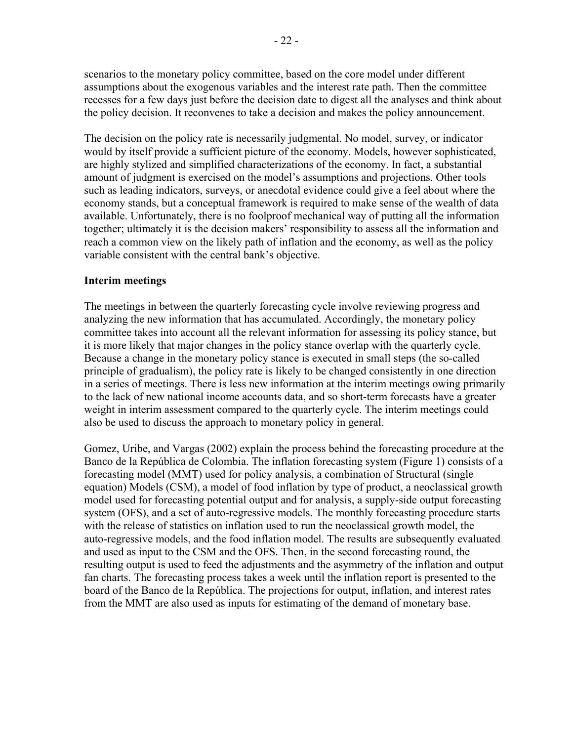scenarios to the monetary policy committee, based on the core model under different assumptions about the exogenous variables and the interest rate path. Then the committee recesses for a few days just before the decision date to digest all the analyses and think about the policy decision. It reconvenes to take a decision and makes the policy announcement.

The decision on the policy rate is necessarily judgmental. No model, survey, or indicator would by itself provide a sufficient picture of the economy. Models, however sophisticated, are highly stylized and simplified characterizations of the economy. In fact, a substantial amount of judgment is exercised on the model's assumptions and projections. Other tools such as leading indicators, surveys, or anecdotal evidence could give a feel about where the economy stands, but a conceptual framework is required to make sense of the wealth of data available. Unfortunately, there is no foolproof mechanical way of putting all the information together; ultimately it is the decision makers' responsibility to assess all the information and reach a common view on the likely path of inflation and the economy, as well as the policy variable consistent with the central bank's objective.

**Interim meetings**

The meetings in between the quarterly forecasting cycle involve reviewing progress and analyzing the new information that has accumulated. Accordingly, the monetary policy committee takes into account all the relevant information for assessing its policy stance, but it is more likely that major changes in the policy stance overlap with the quarterly cycle. Because a change in the monetary policy stance is executed in small steps (the so-called principle of gradualism), the policy rate is likely to be changed consistently in one direction in a series of meetings. There is less new information at the interim meetings owing primarily to the lack of new national income accounts data, and so short-term forecasts have a greater weight in interim assessment compared to the quarterly cycle. The interim meetings could also be used to discuss the approach to monetary policy in general.

Gomez, Uribe, and Vargas (2002) explain the process behind the forecasting procedure at the Banco de la República de Colombia. The inflation forecasting system (Figure 1) consists of a forecasting model (MMT) used for policy analysis, a combination of Structural (single equation) Models (CSM), a model of food inflation by type of product, a neoclassical growth model used for forecasting potential output and for analysis, a supply-side output forecasting system (OFS), and a set of auto-regressive models. The monthly forecasting procedure starts with the release of statistics on inflation used to run the neoclassical growth model, the auto-regressive models, and the food inflation model. The results are subsequently evaluated and used as input to the CSM and the OFS. Then, in the second forecasting round, the resulting output is used to feed the adjustments and the asymmetry of the inflation and output fan charts. The forecasting process takes a week until the inflation report is presented to the board of the Banco de la República. The projections for output, inflation, and interest rates from the MMT are also used as inputs for estimating of the demand of monetary base.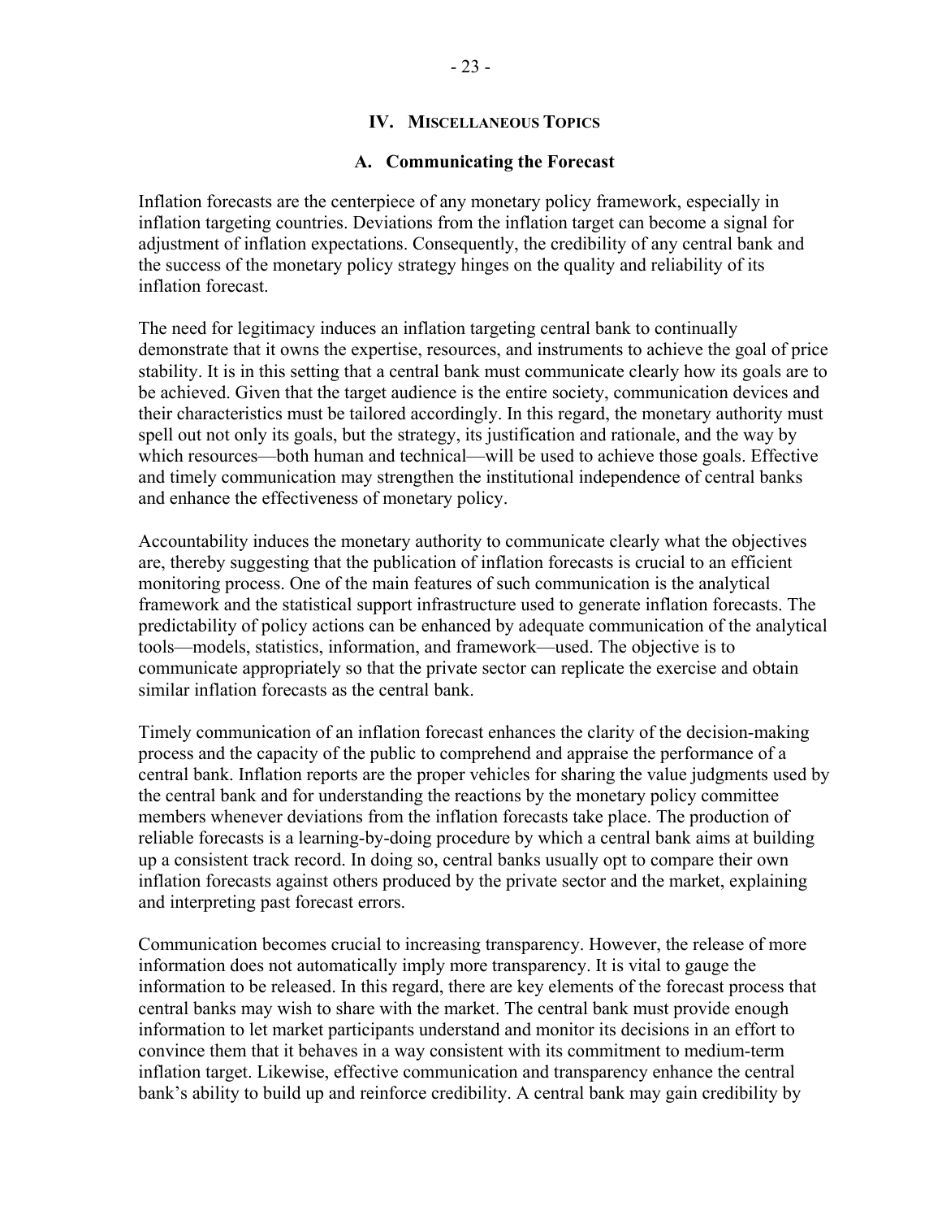## IV. Miscellaneous Topics

### A. Communicating the Forecast

Inflation forecasts are the centerpiece of any monetary policy framework, especially in inflation targeting countries. Deviations from the inflation target can become a signal for adjustment of inflation expectations. Consequently, the credibility of any central bank and the success of the monetary policy strategy hinges on the quality and reliability of its inflation forecast.

The need for legitimacy induces an inflation targeting central bank to continually demonstrate that it owns the expertise, resources, and instruments to achieve the goal of price stability. It is in this setting that a central bank must communicate clearly how its goals are to be achieved. Given that the target audience is the entire society, communication devices and their characteristics must be tailored accordingly. In this regard, the monetary authority must spell out not only its goals, but the strategy, its justification and rationale, and the way by which resources—both human and technical—will be used to achieve those goals. Effective and timely communication may strengthen the institutional independence of central banks and enhance the effectiveness of monetary policy.

Accountability induces the monetary authority to communicate clearly what the objectives are, thereby suggesting that the publication of inflation forecasts is crucial to an efficient monitoring process. One of the main features of such communication is the analytical framework and the statistical support infrastructure used to generate inflation forecasts. The predictability of policy actions can be enhanced by adequate communication of the analytical tools—models, statistics, information, and framework—used. The objective is to communicate appropriately so that the private sector can replicate the exercise and obtain similar inflation forecasts as the central bank.

Timely communication of an inflation forecast enhances the clarity of the decision-making process and the capacity of the public to comprehend and appraise the performance of a central bank. Inflation reports are the proper vehicles for sharing the value judgments used by the central bank and for understanding the reactions by the monetary policy committee members whenever deviations from the inflation forecasts take place. The production of reliable forecasts is a learning-by-doing procedure by which a central bank aims at building up a consistent track record. In doing so, central banks usually opt to compare their own inflation forecasts against others produced by the private sector and the market, explaining and interpreting past forecast errors.

Communication becomes crucial to increasing transparency. However, the release of more information does not automatically imply more transparency. It is vital to gauge the information to be released. In this regard, there are key elements of the forecast process that central banks may wish to share with the market. The central bank must provide enough information to let market participants understand and monitor its decisions in an effort to convince them that it behaves in a way consistent with its commitment to medium-term inflation target. Likewise, effective communication and transparency enhance the central bank's ability to build up and reinforce credibility. A central bank may gain credibility by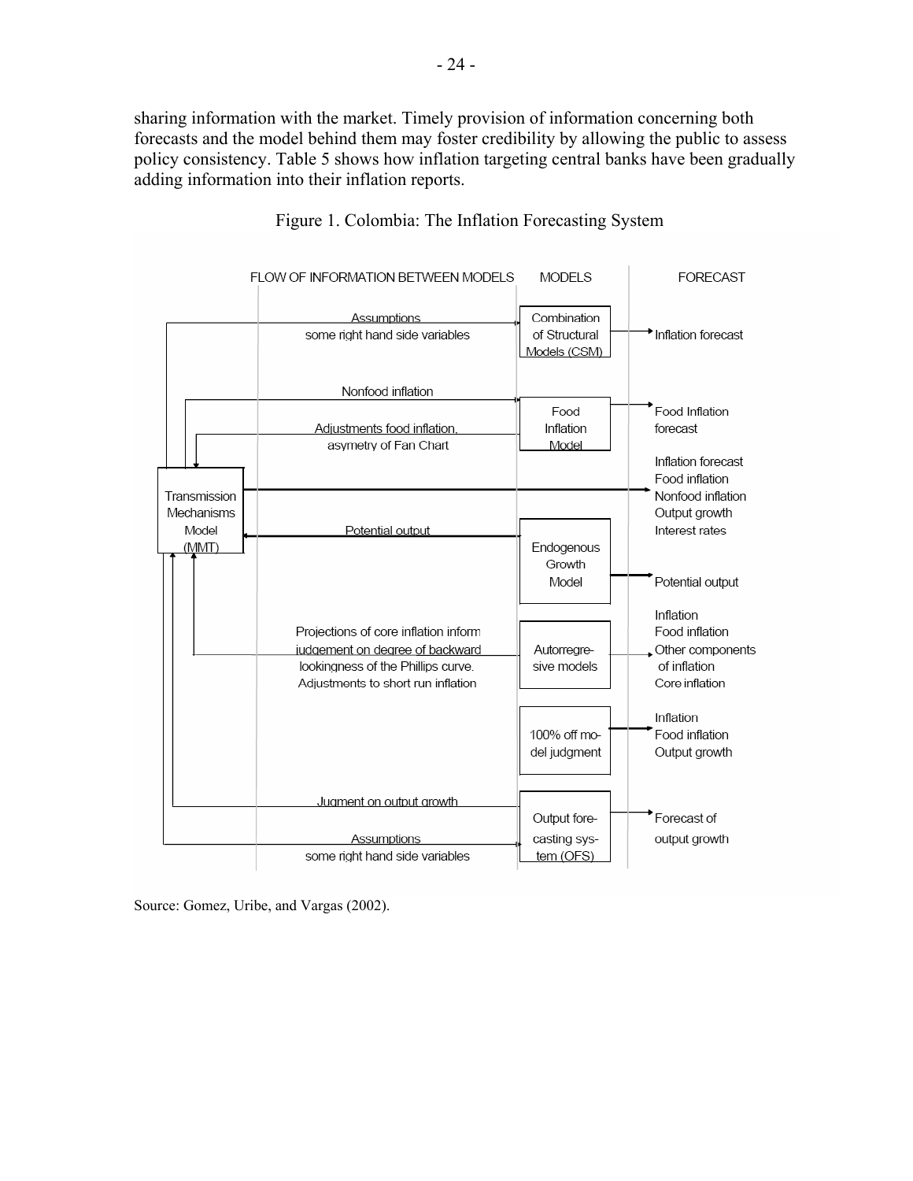sharing information with the market. Timely provision of information concerning both forecasts and the model behind them may foster credibility by allowing the public to assess policy consistency. Table 5 shows how inflation targeting central banks have been gradually adding information into their inflation reports.

Figure 1. Colombia: The Inflation Forecasting System

| FLOW OF INFORMATION BETWEEN MODELS | MODELS | FORECAST |
|---|---|---|
| Assumptions some right hand side variables (from MMT) | Combination of Structural Models (CSM) | Inflation forecast |
| Nonfood inflation (from MMT); Adjustments food inflation, asymetry of Fan Chart (to MMT) | Food Inflation Model | Food Inflation forecast |
| Transmission Mechanisms Model (MMT) | | Inflation forecast, Food inflation, Nonfood inflation, Output growth, Interest rates |
| Potential output (to MMT) | Endogenous Growth Model | Potential output |
| Projections of core inflation inform judgement on degree of backward lookingness of the Phillips curve. Adjustments to short run inflation (to MMT) | Autorregresive models | Inflation, Food inflation, Other components of inflation, Core inflation |
| | 100% off model judgment | Inflation, Food inflation, Output growth |
| Jugment on output growth (to MMT); Assumptions some right hand side variables (from MMT) | Output forecasting system (OFS) | Forecast of output growth |

Source: Gomez, Uribe, and Vargas (2002).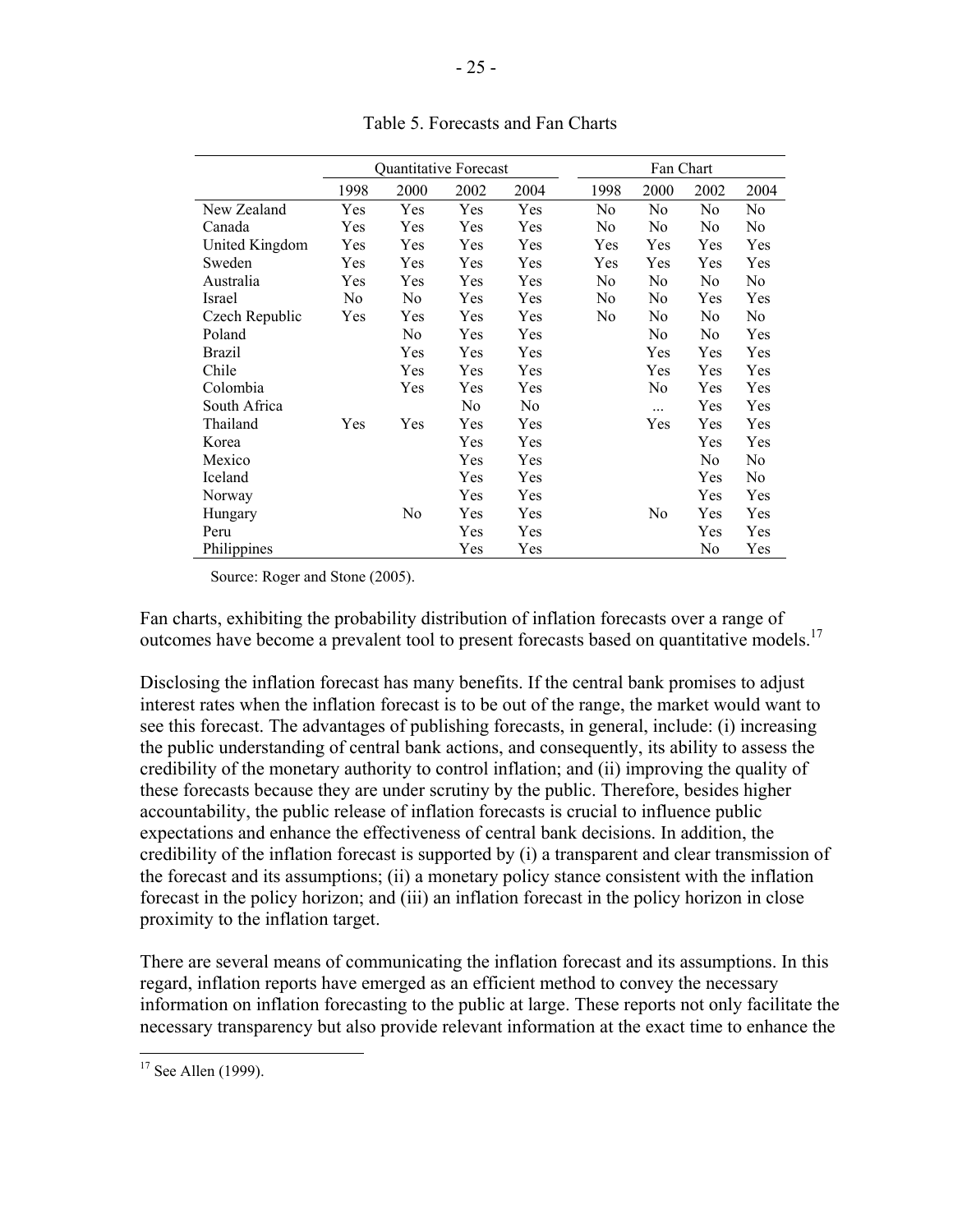Table 5. Forecasts and Fan Charts

| | Quantitative Forecast | | | | Fan Chart | | | |
|---|---|---|---|---|---|---|---|---|
| | 1998 | 2000 | 2002 | 2004 | 1998 | 2000 | 2002 | 2004 |
| New Zealand | Yes | Yes | Yes | Yes | No | No | No | No |
| Canada | Yes | Yes | Yes | Yes | No | No | No | No |
| United Kingdom | Yes | Yes | Yes | Yes | Yes | Yes | Yes | Yes |
| Sweden | Yes | Yes | Yes | Yes | Yes | Yes | Yes | Yes |
| Australia | Yes | Yes | Yes | Yes | No | No | No | No |
| Israel | No | No | Yes | Yes | No | No | Yes | Yes |
| Czech Republic | Yes | Yes | Yes | Yes | No | No | No | No |
| Poland | | No | Yes | Yes | | No | No | Yes |
| Brazil | | Yes | Yes | Yes | | Yes | Yes | Yes |
| Chile | | Yes | Yes | Yes | | Yes | Yes | Yes |
| Colombia | | Yes | Yes | Yes | | No | Yes | Yes |
| South Africa | | | No | No | | ... | Yes | Yes |
| Thailand | Yes | Yes | Yes | Yes | | Yes | Yes | Yes |
| Korea | | | Yes | Yes | | | Yes | Yes |
| Mexico | | | Yes | Yes | | | No | No |
| Iceland | | | Yes | Yes | | | Yes | No |
| Norway | | | Yes | Yes | | | Yes | Yes |
| Hungary | | No | Yes | Yes | | No | Yes | Yes |
| Peru | | | Yes | Yes | | | Yes | Yes |
| Philippines | | | Yes | Yes | | | No | Yes |

Source: Roger and Stone (2005).

Fan charts, exhibiting the probability distribution of inflation forecasts over a range of outcomes have become a prevalent tool to present forecasts based on quantitative models.[17]

Disclosing the inflation forecast has many benefits. If the central bank promises to adjust interest rates when the inflation forecast is to be out of the range, the market would want to see this forecast. The advantages of publishing forecasts, in general, include: (i) increasing the public understanding of central bank actions, and consequently, its ability to assess the credibility of the monetary authority to control inflation; and (ii) improving the quality of these forecasts because they are under scrutiny by the public. Therefore, besides higher accountability, the public release of inflation forecasts is crucial to influence public expectations and enhance the effectiveness of central bank decisions. In addition, the credibility of the inflation forecast is supported by (i) a transparent and clear transmission of the forecast and its assumptions; (ii) a monetary policy stance consistent with the inflation forecast in the policy horizon; and (iii) an inflation forecast in the policy horizon in close proximity to the inflation target.

There are several means of communicating the inflation forecast and its assumptions. In this regard, inflation reports have emerged as an efficient method to convey the necessary information on inflation forecasting to the public at large. These reports not only facilitate the necessary transparency but also provide relevant information at the exact time to enhance the

[17] See Allen (1999).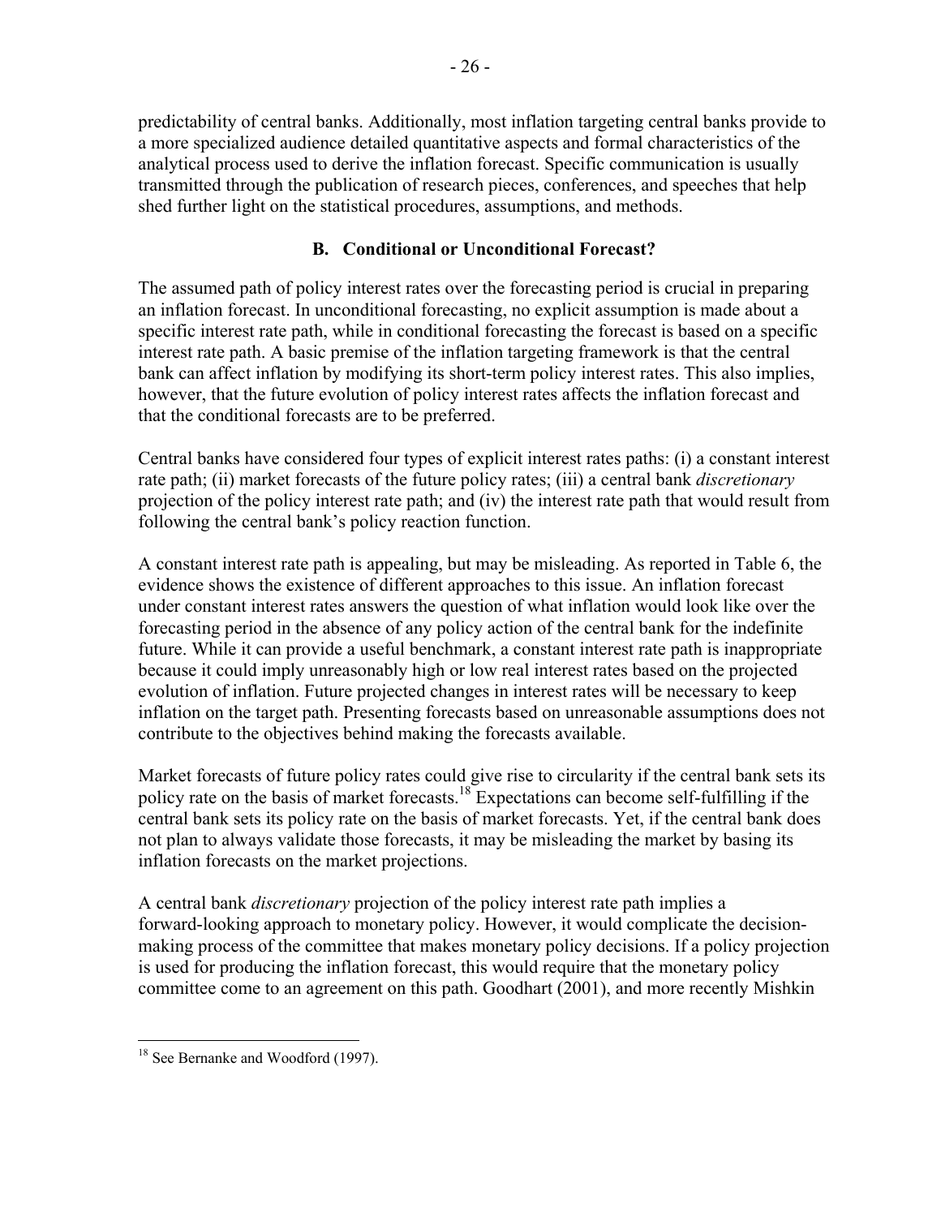predictability of central banks. Additionally, most inflation targeting central banks provide to a more specialized audience detailed quantitative aspects and formal characteristics of the analytical process used to derive the inflation forecast. Specific communication is usually transmitted through the publication of research pieces, conferences, and speeches that help shed further light on the statistical procedures, assumptions, and methods.

### B. Conditional or Unconditional Forecast?

The assumed path of policy interest rates over the forecasting period is crucial in preparing an inflation forecast. In unconditional forecasting, no explicit assumption is made about a specific interest rate path, while in conditional forecasting the forecast is based on a specific interest rate path. A basic premise of the inflation targeting framework is that the central bank can affect inflation by modifying its short-term policy interest rates. This also implies, however, that the future evolution of policy interest rates affects the inflation forecast and that the conditional forecasts are to be preferred.

Central banks have considered four types of explicit interest rates paths: (i) a constant interest rate path; (ii) market forecasts of the future policy rates; (iii) a central bank *discretionary* projection of the policy interest rate path; and (iv) the interest rate path that would result from following the central bank's policy reaction function.

A constant interest rate path is appealing, but may be misleading. As reported in Table 6, the evidence shows the existence of different approaches to this issue. An inflation forecast under constant interest rates answers the question of what inflation would look like over the forecasting period in the absence of any policy action of the central bank for the indefinite future. While it can provide a useful benchmark, a constant interest rate path is inappropriate because it could imply unreasonably high or low real interest rates based on the projected evolution of inflation. Future projected changes in interest rates will be necessary to keep inflation on the target path. Presenting forecasts based on unreasonable assumptions does not contribute to the objectives behind making the forecasts available.

Market forecasts of future policy rates could give rise to circularity if the central bank sets its policy rate on the basis of market forecasts.[18] Expectations can become self-fulfilling if the central bank sets its policy rate on the basis of market forecasts. Yet, if the central bank does not plan to always validate those forecasts, it may be misleading the market by basing its inflation forecasts on the market projections.

A central bank *discretionary* projection of the policy interest rate path implies a forward-looking approach to monetary policy. However, it would complicate the decision-making process of the committee that makes monetary policy decisions. If a policy projection is used for producing the inflation forecast, this would require that the monetary policy committee come to an agreement on this path. Goodhart (2001), and more recently Mishkin

[18] See Bernanke and Woodford (1997).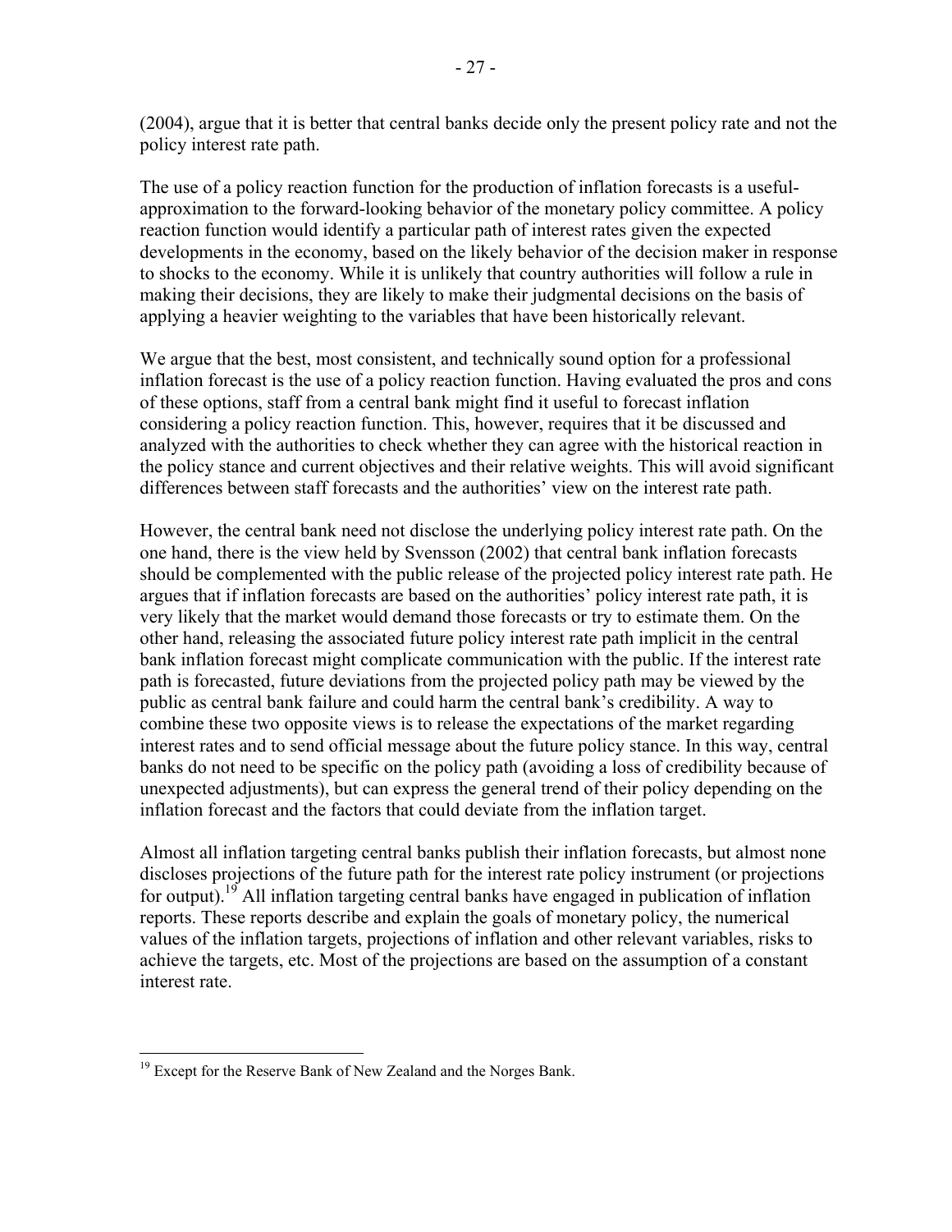(2004), argue that it is better that central banks decide only the present policy rate and not the policy interest rate path.

The use of a policy reaction function for the production of inflation forecasts is a useful-approximation to the forward-looking behavior of the monetary policy committee. A policy reaction function would identify a particular path of interest rates given the expected developments in the economy, based on the likely behavior of the decision maker in response to shocks to the economy. While it is unlikely that country authorities will follow a rule in making their decisions, they are likely to make their judgmental decisions on the basis of applying a heavier weighting to the variables that have been historically relevant.

We argue that the best, most consistent, and technically sound option for a professional inflation forecast is the use of a policy reaction function. Having evaluated the pros and cons of these options, staff from a central bank might find it useful to forecast inflation considering a policy reaction function. This, however, requires that it be discussed and analyzed with the authorities to check whether they can agree with the historical reaction in the policy stance and current objectives and their relative weights. This will avoid significant differences between staff forecasts and the authorities' view on the interest rate path.

However, the central bank need not disclose the underlying policy interest rate path. On the one hand, there is the view held by Svensson (2002) that central bank inflation forecasts should be complemented with the public release of the projected policy interest rate path. He argues that if inflation forecasts are based on the authorities' policy interest rate path, it is very likely that the market would demand those forecasts or try to estimate them. On the other hand, releasing the associated future policy interest rate path implicit in the central bank inflation forecast might complicate communication with the public. If the interest rate path is forecasted, future deviations from the projected policy path may be viewed by the public as central bank failure and could harm the central bank's credibility. A way to combine these two opposite views is to release the expectations of the market regarding interest rates and to send official message about the future policy stance. In this way, central banks do not need to be specific on the policy path (avoiding a loss of credibility because of unexpected adjustments), but can express the general trend of their policy depending on the inflation forecast and the factors that could deviate from the inflation target.

Almost all inflation targeting central banks publish their inflation forecasts, but almost none discloses projections of the future path for the interest rate policy instrument (or projections for output).[19] All inflation targeting central banks have engaged in publication of inflation reports. These reports describe and explain the goals of monetary policy, the numerical values of the inflation targets, projections of inflation and other relevant variables, risks to achieve the targets, etc. Most of the projections are based on the assumption of a constant interest rate.

---

[19] Except for the Reserve Bank of New Zealand and the Norges Bank.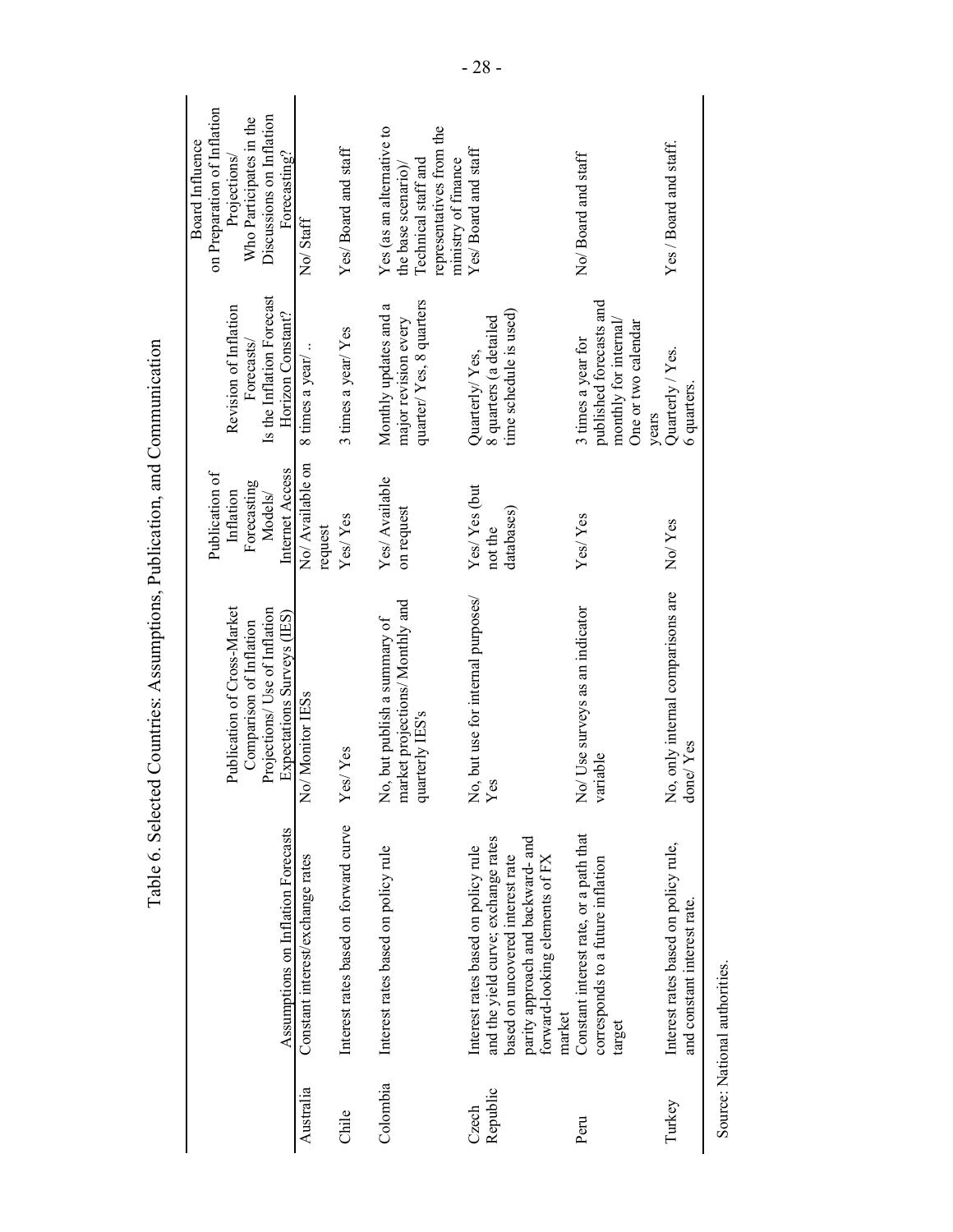Table 6. Selected Countries: Assumptions, Publication, and Communication

| | Assumptions on Inflation Forecasts | Publication of Cross-Market Comparison of Inflation Projections/ Use of Inflation Expectations Surveys (IES) | Publication of Inflation Forecasting Models/ Internet Access | Revision of Inflation Forecasts/ Is the Inflation Forecast Horizon Constant? | Board Influence on Preparation of Inflation Projections/ Who Participates in the Discussions on Inflation Forecasting? |
|---|---|---|---|---|---|
| Australia | Constant interest/exchange rates | No/ Monitor IESs | No/ Available on request | 8 times a year/ .. | No/ Staff |
| Chile | Interest rates based on forward curve | Yes/ Yes | Yes/ Yes | 3 times a year/ Yes | Yes/ Board and staff |
| Colombia | Interest rates based on policy rule | No, but publish a summary of market projections/ Monthly and quarterly IES's | Yes/ Available on request | Monthly updates and a major revision every quarter/ Yes, 8 quarters | Yes (as an alternative to the base scenario)/ Technical staff and representatives from the ministry of finance |
| Czech Republic | Interest rates based on policy rule and the yield curve; exchange rates based on uncovered interest rate parity approach and backward- and forward-looking elements of FX market | No, but use for internal purposes/ Yes | Yes/ Yes (but not the databases) | Quarterly/ Yes, 8 quarters (a detailed time schedule is used) | Yes/ Board and staff |
| Peru | Constant interest rate, or a path that corresponds to a future inflation target | No/ Use surveys as an indicator variable | Yes/ Yes | 3 times a year for published forecasts and monthly for internal/ One or two calendar years | No/ Board and staff |
| Turkey | Interest rates based on policy rule, and constant interest rate. | No, only internal comparisons are done/ Yes | No/ Yes | Quarterly / Yes. 6 quarters. | Yes / Board and staff. |

Source: National authorities.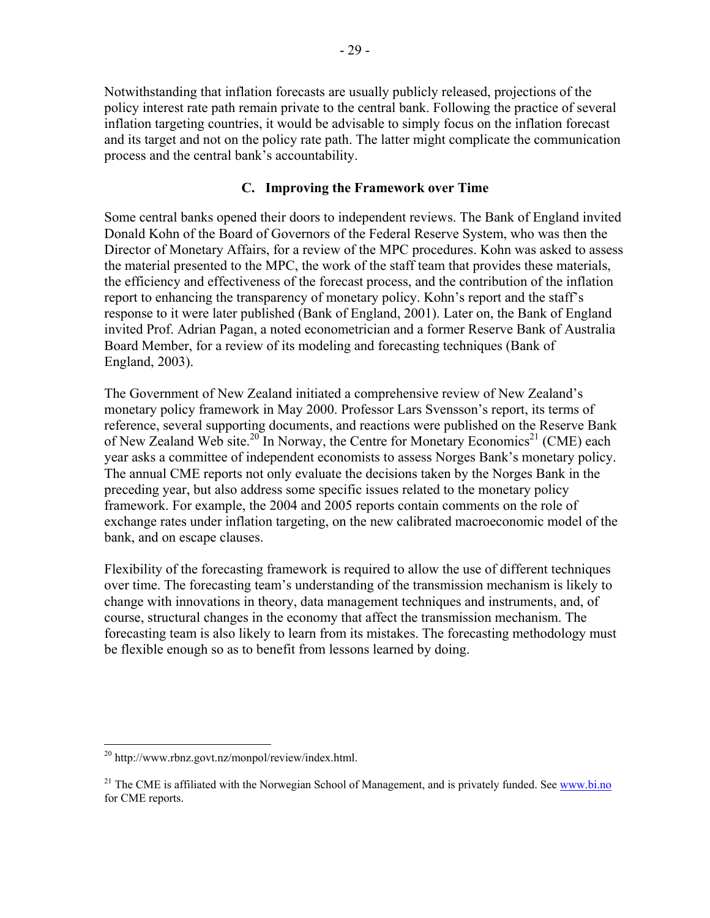Notwithstanding that inflation forecasts are usually publicly released, projections of the policy interest rate path remain private to the central bank. Following the practice of several inflation targeting countries, it would be advisable to simply focus on the inflation forecast and its target and not on the policy rate path. The latter might complicate the communication process and the central bank's accountability.

### C. Improving the Framework over Time

Some central banks opened their doors to independent reviews. The Bank of England invited Donald Kohn of the Board of Governors of the Federal Reserve System, who was then the Director of Monetary Affairs, for a review of the MPC procedures. Kohn was asked to assess the material presented to the MPC, the work of the staff team that provides these materials, the efficiency and effectiveness of the forecast process, and the contribution of the inflation report to enhancing the transparency of monetary policy. Kohn's report and the staff's response to it were later published (Bank of England, 2001). Later on, the Bank of England invited Prof. Adrian Pagan, a noted econometrician and a former Reserve Bank of Australia Board Member, for a review of its modeling and forecasting techniques (Bank of England, 2003).

The Government of New Zealand initiated a comprehensive review of New Zealand's monetary policy framework in May 2000. Professor Lars Svensson's report, its terms of reference, several supporting documents, and reactions were published on the Reserve Bank of New Zealand Web site.[20] In Norway, the Centre for Monetary Economics[21] (CME) each year asks a committee of independent economists to assess Norges Bank's monetary policy. The annual CME reports not only evaluate the decisions taken by the Norges Bank in the preceding year, but also address some specific issues related to the monetary policy framework. For example, the 2004 and 2005 reports contain comments on the role of exchange rates under inflation targeting, on the new calibrated macroeconomic model of the bank, and on escape clauses.

Flexibility of the forecasting framework is required to allow the use of different techniques over time. The forecasting team's understanding of the transmission mechanism is likely to change with innovations in theory, data management techniques and instruments, and, of course, structural changes in the economy that affect the transmission mechanism. The forecasting team is also likely to learn from its mistakes. The forecasting methodology must be flexible enough so as to benefit from lessons learned by doing.

---

[20] http://www.rbnz.govt.nz/monpol/review/index.html.

[21] The CME is affiliated with the Norwegian School of Management, and is privately funded. See www.bi.no for CME reports.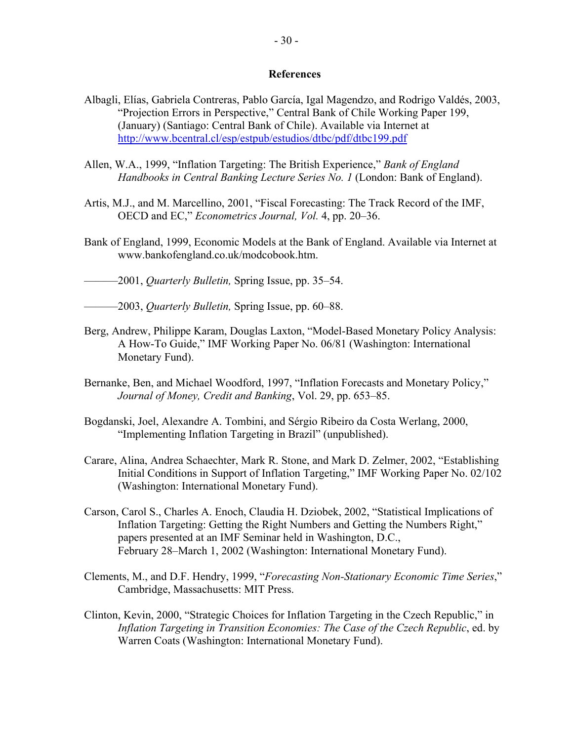## References

Albagli, Elías, Gabriela Contreras, Pablo García, Igal Magendzo, and Rodrigo Valdés, 2003, "Projection Errors in Perspective," Central Bank of Chile Working Paper 199, (January) (Santiago: Central Bank of Chile). Available via Internet at http://www.bcentral.cl/esp/estpub/estudios/dtbc/pdf/dtbc199.pdf

Allen, W.A., 1999, "Inflation Targeting: The British Experience," *Bank of England Handbooks in Central Banking Lecture Series No. 1* (London: Bank of England).

Artis, M.J., and M. Marcellino, 2001, "Fiscal Forecasting: The Track Record of the IMF, OECD and EC," *Econometrics Journal, Vol.* 4, pp. 20–36.

Bank of England, 1999, Economic Models at the Bank of England. Available via Internet at www.bankofengland.co.uk/modcobook.htm.

———2001, *Quarterly Bulletin,* Spring Issue, pp. 35–54.

———2003, *Quarterly Bulletin,* Spring Issue, pp. 60–88.

Berg, Andrew, Philippe Karam, Douglas Laxton, "Model-Based Monetary Policy Analysis: A How-To Guide," IMF Working Paper No. 06/81 (Washington: International Monetary Fund).

Bernanke, Ben, and Michael Woodford, 1997, "Inflation Forecasts and Monetary Policy," *Journal of Money, Credit and Banking*, Vol. 29, pp. 653–85.

Bogdanski, Joel, Alexandre A. Tombini, and Sérgio Ribeiro da Costa Werlang, 2000, "Implementing Inflation Targeting in Brazil" (unpublished).

Carare, Alina, Andrea Schaechter, Mark R. Stone, and Mark D. Zelmer, 2002, "Establishing Initial Conditions in Support of Inflation Targeting," IMF Working Paper No. 02/102 (Washington: International Monetary Fund).

Carson, Carol S., Charles A. Enoch, Claudia H. Dziobek, 2002, "Statistical Implications of Inflation Targeting: Getting the Right Numbers and Getting the Numbers Right," papers presented at an IMF Seminar held in Washington, D.C., February 28–March 1, 2002 (Washington: International Monetary Fund).

Clements, M., and D.F. Hendry, 1999, "*Forecasting Non-Stationary Economic Time Series*," Cambridge, Massachusetts: MIT Press.

Clinton, Kevin, 2000, "Strategic Choices for Inflation Targeting in the Czech Republic," in *Inflation Targeting in Transition Economies: The Case of the Czech Republic*, ed. by Warren Coats (Washington: International Monetary Fund).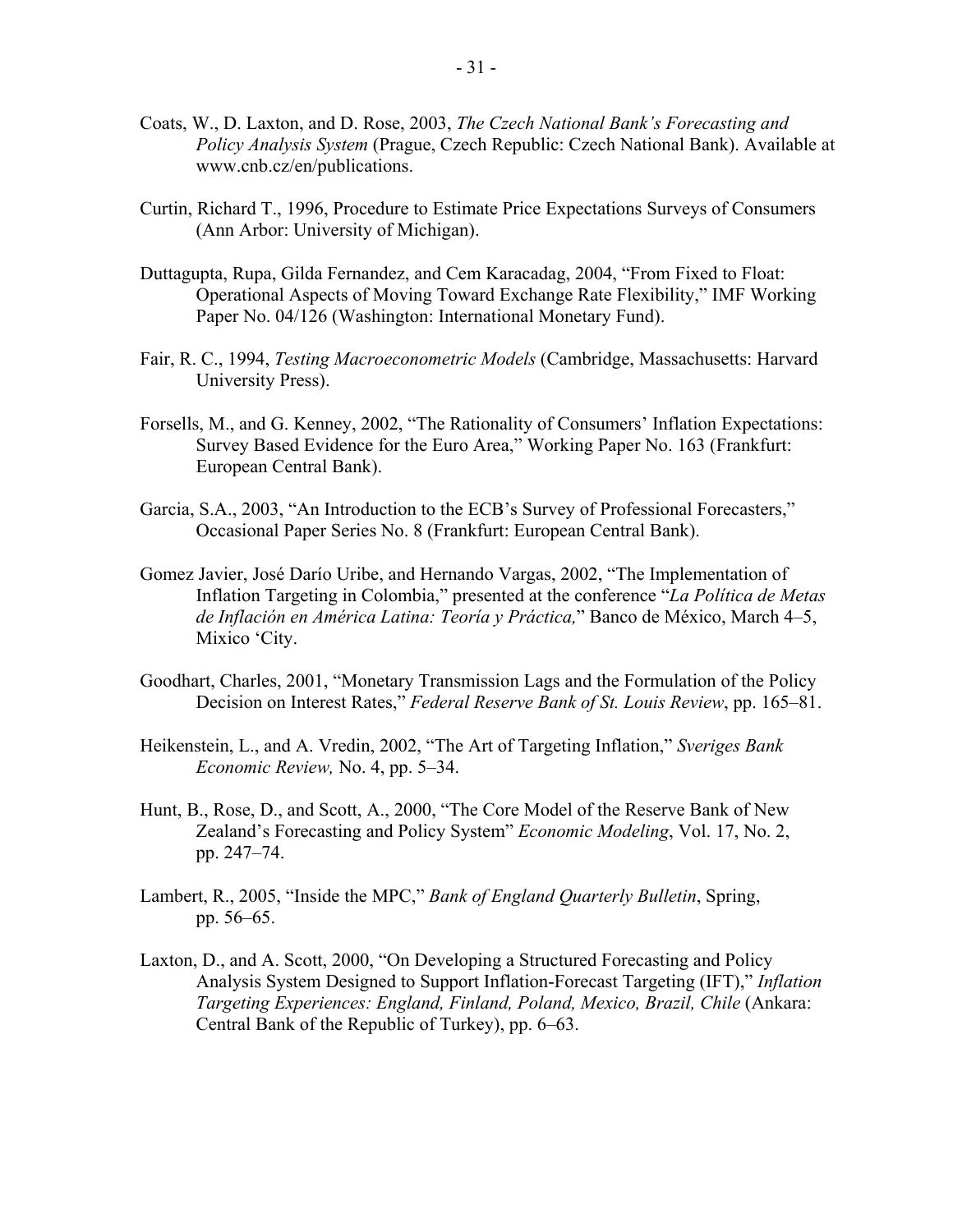Coats, W., D. Laxton, and D. Rose, 2003, *The Czech National Bank's Forecasting and Policy Analysis System* (Prague, Czech Republic: Czech National Bank). Available at www.cnb.cz/en/publications.

Curtin, Richard T., 1996, Procedure to Estimate Price Expectations Surveys of Consumers (Ann Arbor: University of Michigan).

Duttagupta, Rupa, Gilda Fernandez, and Cem Karacadag, 2004, "From Fixed to Float: Operational Aspects of Moving Toward Exchange Rate Flexibility," IMF Working Paper No. 04/126 (Washington: International Monetary Fund).

Fair, R. C., 1994, *Testing Macroeconometric Models* (Cambridge, Massachusetts: Harvard University Press).

Forsells, M., and G. Kenney, 2002, "The Rationality of Consumers' Inflation Expectations: Survey Based Evidence for the Euro Area," Working Paper No. 163 (Frankfurt: European Central Bank).

Garcia, S.A., 2003, "An Introduction to the ECB's Survey of Professional Forecasters," Occasional Paper Series No. 8 (Frankfurt: European Central Bank).

Gomez Javier, José Darío Uribe, and Hernando Vargas, 2002, "The Implementation of Inflation Targeting in Colombia," presented at the conference "*La Política de Metas de Inflación en América Latina: Teoría y Práctica,*" Banco de México, March 4–5, Mixico 'City.

Goodhart, Charles, 2001, "Monetary Transmission Lags and the Formulation of the Policy Decision on Interest Rates," *Federal Reserve Bank of St. Louis Review*, pp. 165–81.

Heikenstein, L., and A. Vredin, 2002, "The Art of Targeting Inflation," *Sveriges Bank Economic Review,* No. 4, pp. 5–34.

Hunt, B., Rose, D., and Scott, A., 2000, "The Core Model of the Reserve Bank of New Zealand's Forecasting and Policy System" *Economic Modeling*, Vol. 17, No. 2, pp. 247–74.

Lambert, R., 2005, "Inside the MPC," *Bank of England Quarterly Bulletin*, Spring, pp. 56–65.

Laxton, D., and A. Scott, 2000, "On Developing a Structured Forecasting and Policy Analysis System Designed to Support Inflation-Forecast Targeting (IFT)," *Inflation Targeting Experiences: England, Finland, Poland, Mexico, Brazil, Chile* (Ankara: Central Bank of the Republic of Turkey), pp. 6–63.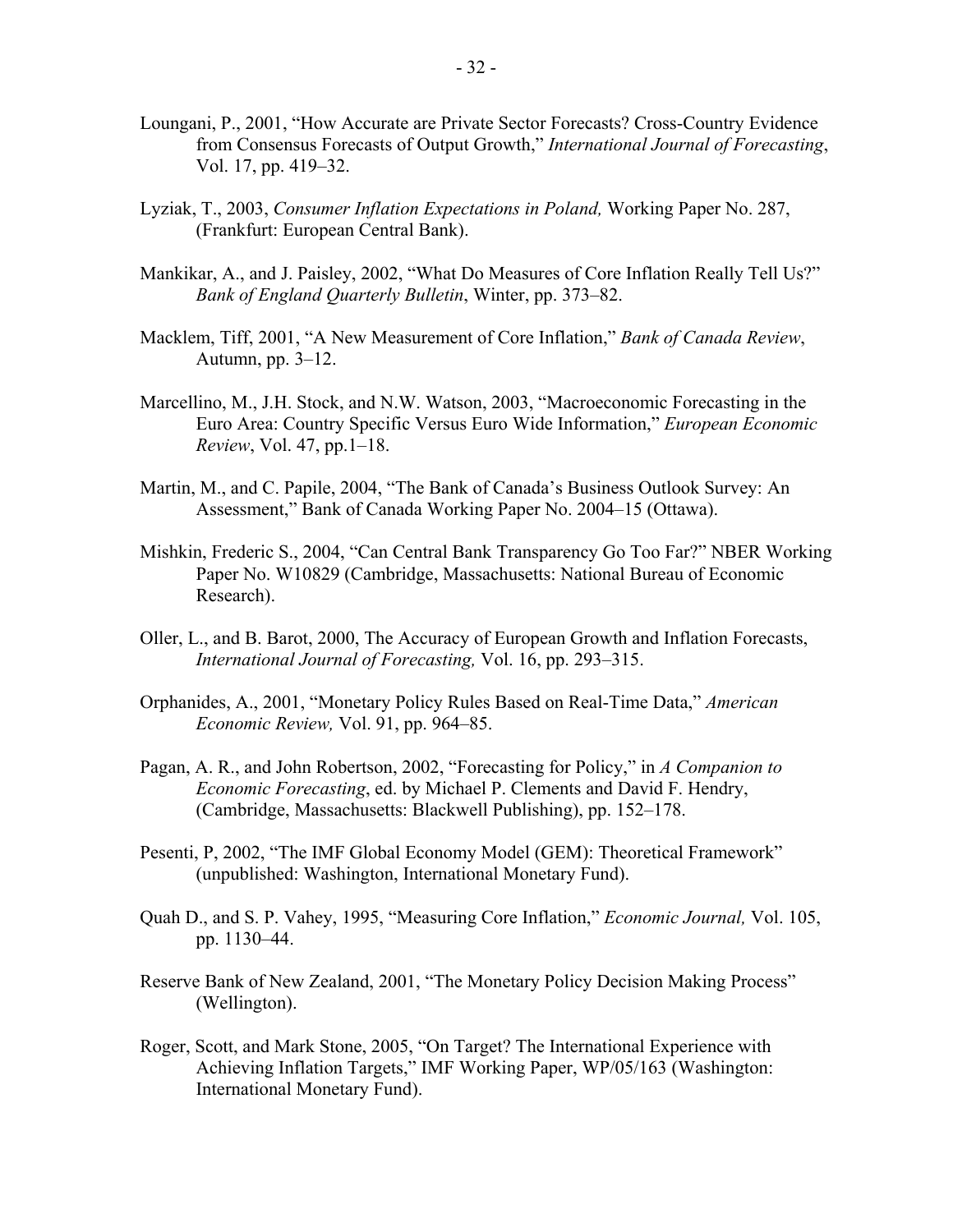Loungani, P., 2001, "How Accurate are Private Sector Forecasts? Cross-Country Evidence from Consensus Forecasts of Output Growth," *International Journal of Forecasting*, Vol. 17, pp. 419–32.

Lyziak, T., 2003, *Consumer Inflation Expectations in Poland,* Working Paper No. 287, (Frankfurt: European Central Bank).

Mankikar, A., and J. Paisley, 2002, "What Do Measures of Core Inflation Really Tell Us?" *Bank of England Quarterly Bulletin*, Winter, pp. 373–82.

Macklem, Tiff, 2001, "A New Measurement of Core Inflation," *Bank of Canada Review*, Autumn, pp. 3–12.

Marcellino, M., J.H. Stock, and N.W. Watson, 2003, "Macroeconomic Forecasting in the Euro Area: Country Specific Versus Euro Wide Information," *European Economic Review*, Vol. 47, pp.1–18.

Martin, M., and C. Papile, 2004, "The Bank of Canada's Business Outlook Survey: An Assessment," Bank of Canada Working Paper No. 2004–15 (Ottawa).

Mishkin, Frederic S., 2004, "Can Central Bank Transparency Go Too Far?" NBER Working Paper No. W10829 (Cambridge, Massachusetts: National Bureau of Economic Research).

Oller, L., and B. Barot, 2000, The Accuracy of European Growth and Inflation Forecasts, *International Journal of Forecasting,* Vol. 16, pp. 293–315.

Orphanides, A., 2001, "Monetary Policy Rules Based on Real-Time Data," *American Economic Review,* Vol. 91, pp. 964–85.

Pagan, A. R., and John Robertson, 2002, "Forecasting for Policy," in *A Companion to Economic Forecasting*, ed. by Michael P. Clements and David F. Hendry, (Cambridge, Massachusetts: Blackwell Publishing), pp. 152–178.

Pesenti, P, 2002, "The IMF Global Economy Model (GEM): Theoretical Framework" (unpublished: Washington, International Monetary Fund).

Quah D., and S. P. Vahey, 1995, "Measuring Core Inflation," *Economic Journal,* Vol. 105, pp. 1130–44.

Reserve Bank of New Zealand, 2001, "The Monetary Policy Decision Making Process" (Wellington).

Roger, Scott, and Mark Stone, 2005, "On Target? The International Experience with Achieving Inflation Targets," IMF Working Paper, WP/05/163 (Washington: International Monetary Fund).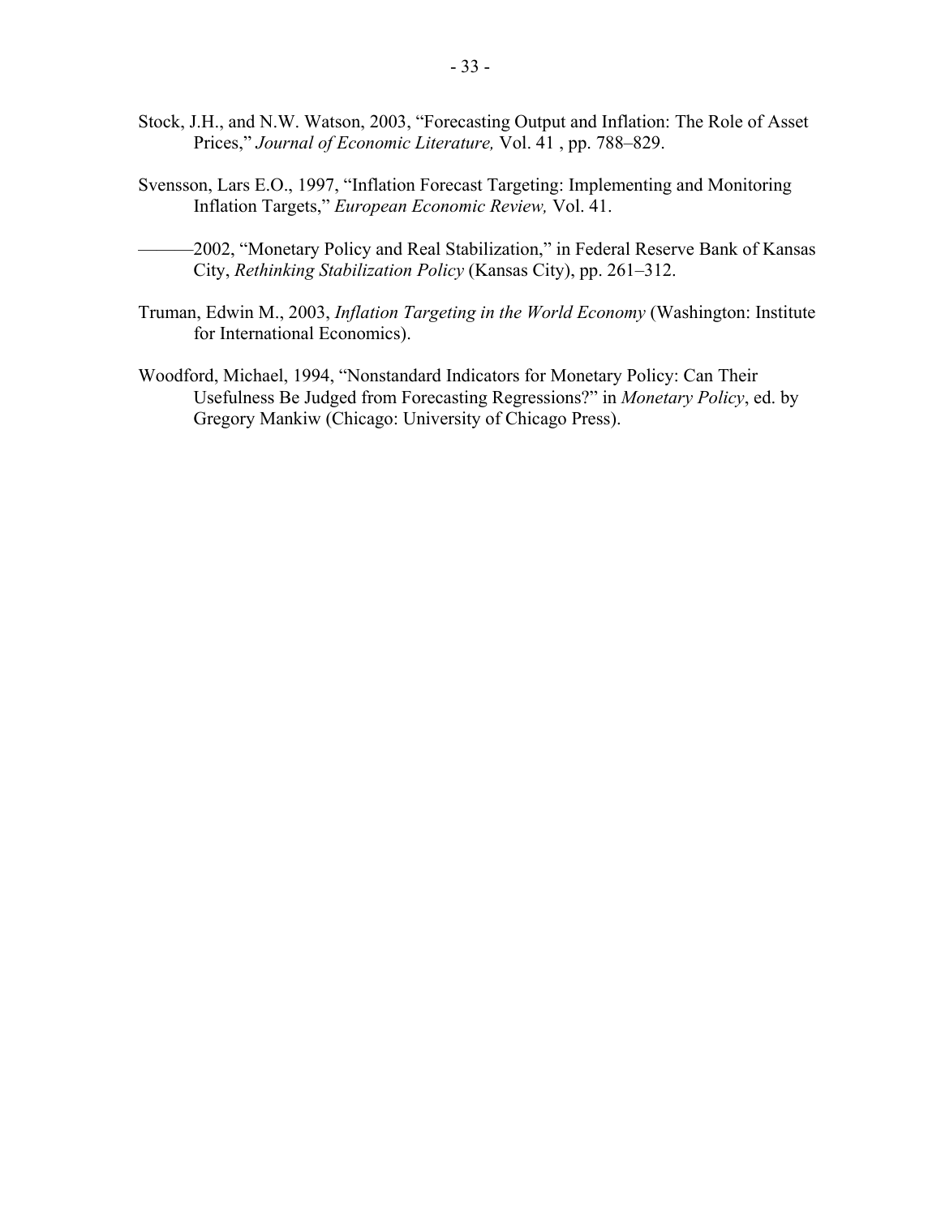Stock, J.H., and N.W. Watson, 2003, "Forecasting Output and Inflation: The Role of Asset Prices," *Journal of Economic Literature,* Vol. 41 , pp. 788–829.

Svensson, Lars E.O., 1997, "Inflation Forecast Targeting: Implementing and Monitoring Inflation Targets," *European Economic Review,* Vol. 41.

———2002, "Monetary Policy and Real Stabilization," in Federal Reserve Bank of Kansas City, *Rethinking Stabilization Policy* (Kansas City), pp. 261–312.

Truman, Edwin M., 2003, *Inflation Targeting in the World Economy* (Washington: Institute for International Economics).

Woodford, Michael, 1994, "Nonstandard Indicators for Monetary Policy: Can Their Usefulness Be Judged from Forecasting Regressions?" in *Monetary Policy*, ed. by Gregory Mankiw (Chicago: University of Chicago Press).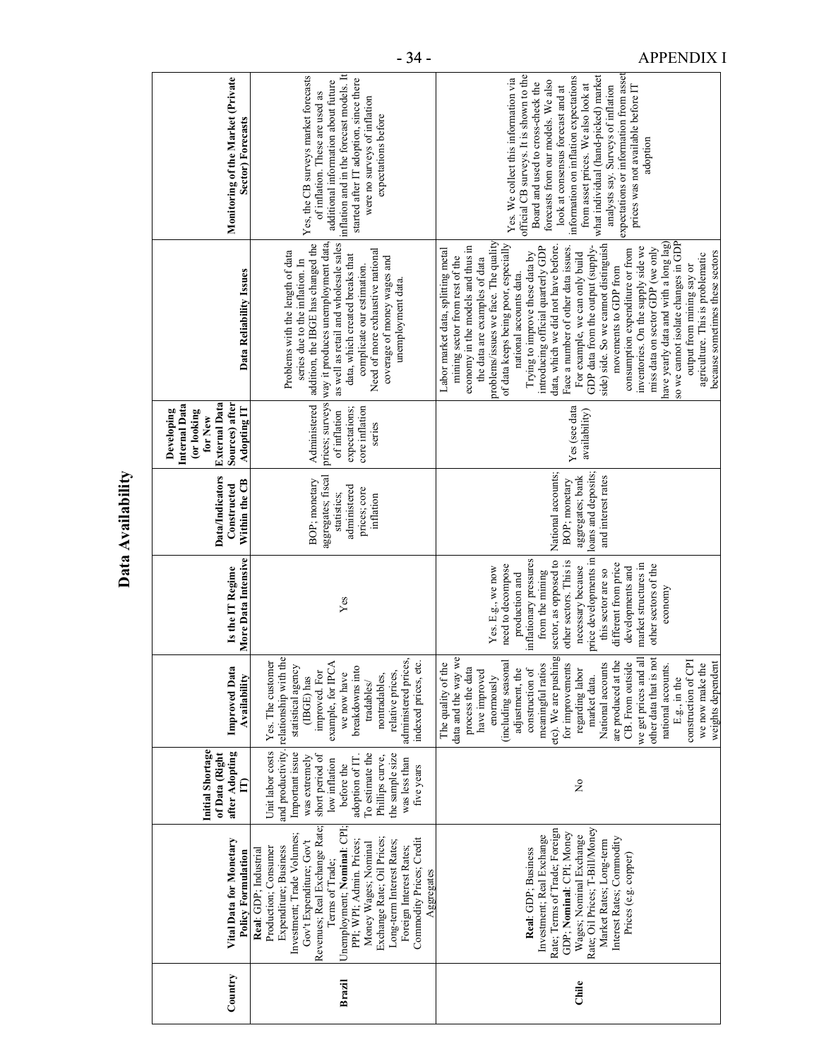## Data Availability

| Country | Vital Data for Monetary Policy Formulation | Initial Shortage of Data (Right after Adopting IT) | Improved Data Availability | Is the IT Regime More Data Intensive | Data/Indicators Constructed Within the CB | Developing Internal Data (or looking for New External Data Sources) after Adopting IT | Data Reliability Issues | Monitoring of the Market (Private Sector) Forecasts |
|---|---|---|---|---|---|---|---|---|
| **Brazil** | **Real**: GDP; Industrial Production; Consumer Expenditure; Business Investment; Trade Volumes; Gov't Expenditure; Gov't Revenues; Real Exchange Rate; Terms of Trade; Unemployment; **Nominal**: CPI; PPI; WPI; Admin. Prices; Money Wages; Nominal Exchange Rate; Oil Prices; Long-term Interest Rates; Foreign Interest Rates; Commodity Prices; Credit Aggregates | Unit labor costs and productivity. Important issue was extremely short period of low inflation before the adoption of IT. To estimate the Phillips curve, the sample size was less than five years | Yes. The customer relationship with the statistical agency (IBGE) has improved. For example, for IPCA we now have breakdowns into tradables/ nontradables, relative prices, administered prices, indexed prices, etc. | Yes | BOP; monetary aggregates; fiscal statistics; administered prices; core inflation | Administered prices; surveys of inflation expectations; core inflation series | Problems with the length of data series due to the inflation. In addition, the IBGE has changed the way it produces unemployment data, as well as retail and wholesale sales data, which created breaks that complicate our estimation. Need of more exhaustive national coverage of money wages and unemployment data. | Yes, the CB surveys market forecasts of inflation. These are used as additional information about future inflation and in the forecast models. It started after IT adoption, since there were no surveys of inflation expectations before |
| **Chile** | **Real**: GDP; Business Investment; Real Exchange Rate; Terms of Trade; Foreign GDP; **Nominal**: CPI; Money Wages; Nominal Exchange Rate; Oil Prices; T-Bill/Money Market Rates; Long-term Interest Rates; Commodity Prices (e.g. copper) | No | The quality of the data and the way we process the data have improved enormously (including seasonal adjustment, the construction of meaningful ratios etc). We are pushing for improvements regarding labor market data. National accounts are produced at the CB. From outside we get prices and all other data that is not national accounts. E.g., in the construction of CPI we now make the weights dependent | Yes. E.g., we now need to decompose production and inflationary pressures from the mining sector, as opposed to other sectors. This is necessary because price developments in this sector are so different from price developments and market structures in other sectors of the economy | National accounts; BOP; monetary aggregates; bank loans and deposits; and interest rates | Yes (see data availability) | Labor market data, splitting metal mining sector from rest of the economy in the models and thus in the data are examples of data problems/issues we face. The quality of data keeps being poor, especially national accounts data. Trying to improve these data by introducing official quarterly GDP data, which we did not have before. Face a number of other data issues. For example, we can only build GDP data from the output (supply-side) side. So we cannot distinguish movements to GDP from consumption expenditure or from inventories. On the supply side we miss data on sector GDP (we only have yearly data and with a long lag) so we cannot isolate changes in GDP output from mining say or agriculture. This is problematic because sometimes these sectors | Yes. We collect this information via official CB surveys. It is shown to the Board and used to cross-check the forecasts from our models. We also look at consensus forecast and at information on inflation expectations from asset prices. We also look at what individual (hand-picked) market analysts say. Surveys of inflation expectations or information from asset prices was not available before IT adoption |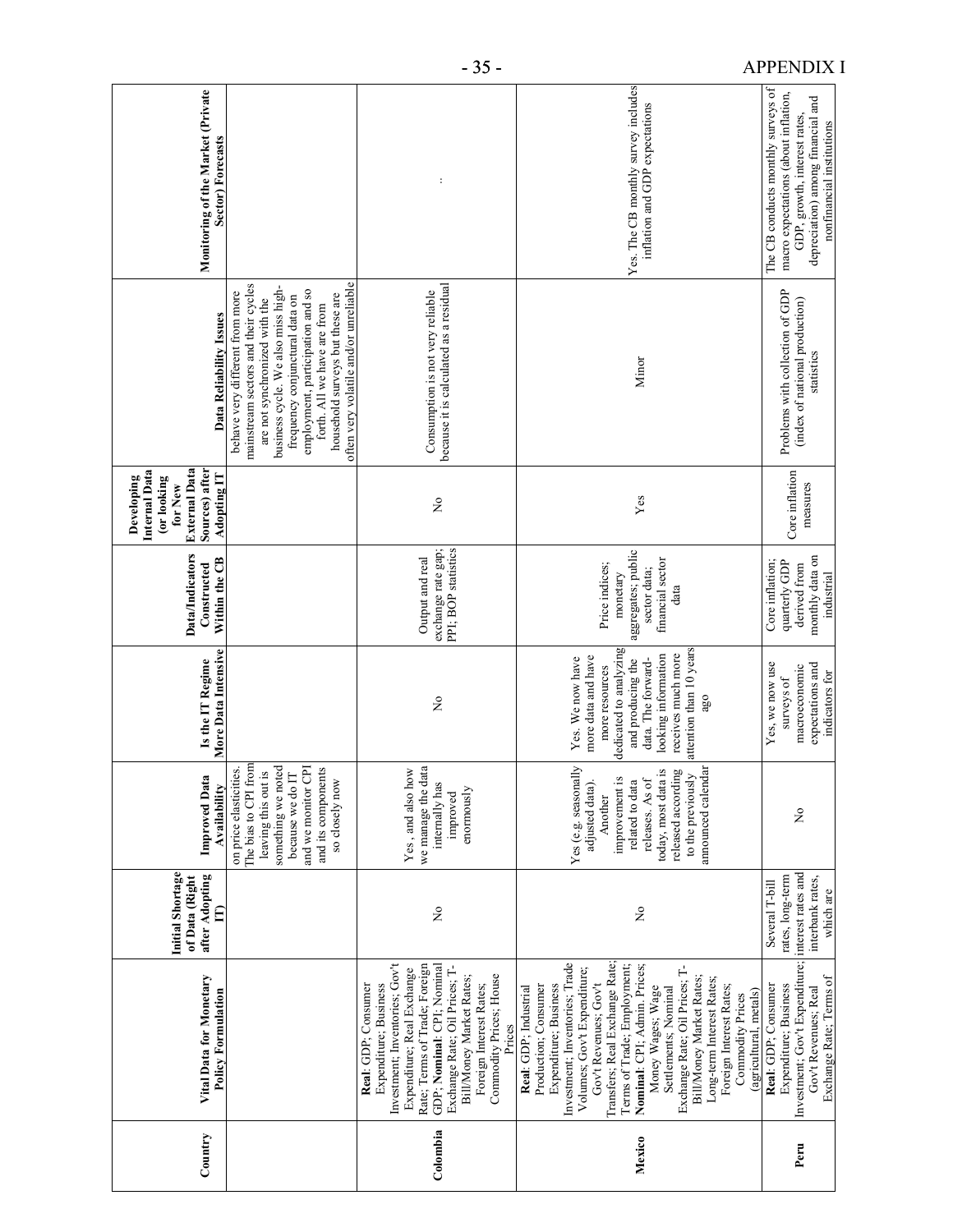| Country | Vital Data for Monetary Policy Formulation | Initial Shortage of Data (Right after Adopting IT) | Improved Data Availability | Is the IT Regime More Data Intensive | Data/Indicators Constructed Within the CB | Developing Internal Data (or looking for New External Data Sources) after Adopting IT | Data Reliability Issues | Monitoring of the Market (Private Sector) Forecasts |
|---|---|---|---|---|---|---|---|---|
| | | | on price elasticities. The bias to CPI from leaving this out is something we noted because we do IT and we monitor CPI and its components so closely now | | | | behave very different from more mainstream sectors and their cycles are not synchronized with the business cycle. We also miss high-frequency conjunctural data on employment, participation and so forth. All we have are from household surveys but these are often very volatile and/or unreliable | |
| Colombia | **Real**: GDP; Consumer Expenditure; Business Investment; Inventories; Gov't Expenditure; Real Exchange Rate; Terms of Trade; Foreign GDP; **Nominal**: CPI; Nominal Exchange Rate; Oil Prices; T-Bill/Money Market Rates; Foreign Interest Rates; Commodity Prices; House Prices | No | Yes , and also how we manage the data internally has improved enormously | No | Output and real exchange rate gap; PPI; BOP statistics | No | Consumption is not very reliable because it is calculated as a residual | .. |
| Mexico | **Real**: GDP; Industrial Production; Consumer Expenditure; Business Investment; Inventories; Trade Volumes; Gov't Expenditure; Gov't Revenues; Gov't Transfers; Real Exchange Rate; Terms of Trade; Employment; **Nominal**: CPI; Admin. Prices; Money Wages; Wage Settlements; Nominal Exchange Rate; Oil Prices; T-Bill/Money Market Rates; Long-term Interest Rates; Foreign Interest Rates; Commodity Prices (agricultural, metals) | No | Yes (e.g. seasonally adjusted data). Another improvement is related to data releases. As of today, most data is released according to the previously announced calendar | Yes. We now have more data and have more resources dedicated to analyzing and producing the data. The forward-looking information receives much more attention than 10 years ago | Price indices; monetary aggregates; public sector data; financial sector data | Yes | Minor | Yes. The CB monthly survey includes inflation and GDP expectations |
| Peru | **Real**: GDP; Consumer Expenditure; Business Investment; Gov't Expenditure; Gov't Revenues; Real Exchange Rate; Terms of | Several T-bill rates, long-term interest rates and interbank rates, which are | No | Yes, we now use surveys of macroeconomic expectations and indicators for | Core inflation; quarterly GDP derived from monthly data on industrial | Core inflation measures | Problems with collection of GDP (index of national production) statistics | The CB conducts monthly surveys of macro expectations (about inflation, GDP, growth, interest rates, depreciation) among financial and nonfinancial institutions |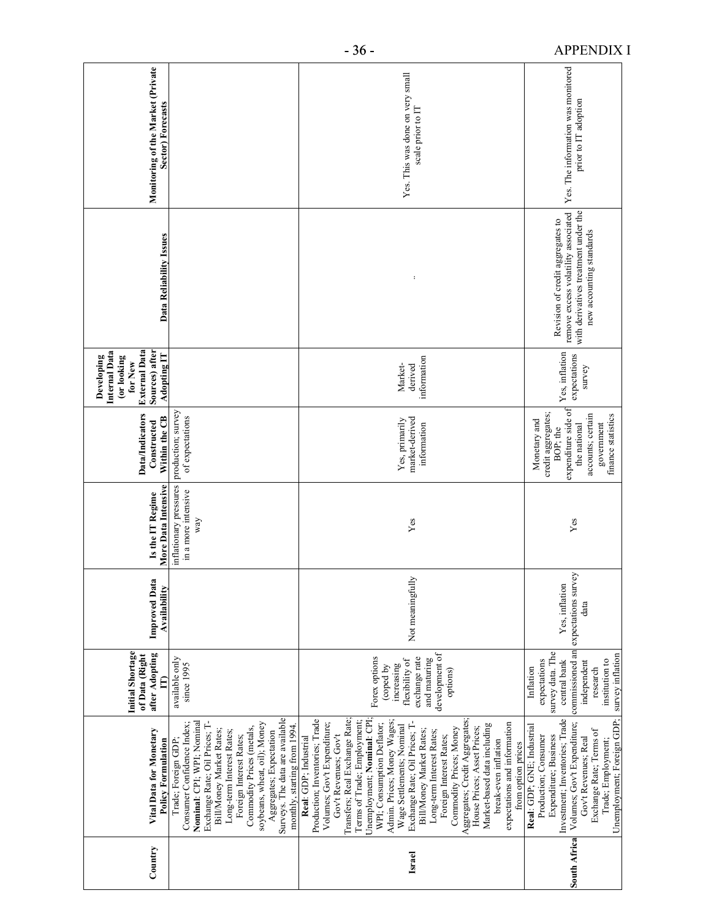| Country | Vital Data for Monetary Policy Formulation | Initial Shortage of Data (Right after Adopting IT) | Improved Data Availability | Is the IT Regime More Data Intensive | Data/Indicators Constructed Within the CB | Developing Internal Data (or looking for New External Data Sources) after Adopting IT | Data Reliability Issues | Monitoring of the Market (Private Sector) Forecasts |
|---|---|---|---|---|---|---|---|---|
| | Trade; Foreign GDP; Consumer Confidence Index; **Nominal**: CPI; WPI; Nominal Exchange Rate; Oil Prices; T-Bill/Money Market Rates; Long-term Interest Rates; Foreign Interest Rates; Commodity Prices (metals, soybeans, wheat, oil); Money Aggregates; Expectation Surveys. The data are available monthly, starting from 1994. | available only since 1995 | | inflationary pressures in a more intensive way | production; survey of expectations | | | |
| **Israel** | **Real**: GDP; Industrial Production; Inventories; Trade Volumes; Gov't Expenditure; Gov't Revenues; Gov't Transfers; Real Exchange Rate; Terms of Trade; Employment; Unemployment; **Nominal**: CPI; WPI; Consumption Deflator; Admin. Prices; Money Wages; Wage Settlements; Nominal Exchange Rate; Oil Prices; T-Bill/Money Market Rates; Long-term Interest Rates; Foreign Interest Rates; Commodity Prices; Money Aggregates; Credit Aggregates; House Prices; Asset Prices; Market-based data including break-even inflation expectations and information from option prices | Forex options (coped by increasing flexibility of exchange rate and maturing development of options) | Not meaningfully | Yes | Yes, primarily market-derived information | Market-derived information | .. | Yes. This was done on very small scale prior to IT |
| **South Africa** | **Real**: GDP; GNE; Industrial Production; Consumer Expenditure; Business Investment; Inventories; Trade Volumes; Gov't Expenditure; Gov't Revenues; Real Exchange Rate; Terms of Trade; Employment; Unemployment; Foreign GDP; | Inflation expectations survey data. The central bank commissioned an independent research institution to survey inflation | Yes, inflation expectations survey data | Yes | Monetary and credit aggregates; BOP; the expenditure side of the national accounts; certain government finance statistics | Yes, inflation expectations survey | Revision of credit aggregates to remove excess volatility associated with derivatives treatment under the new accounting standards | Yes. The information was monitored prior to IT adoption |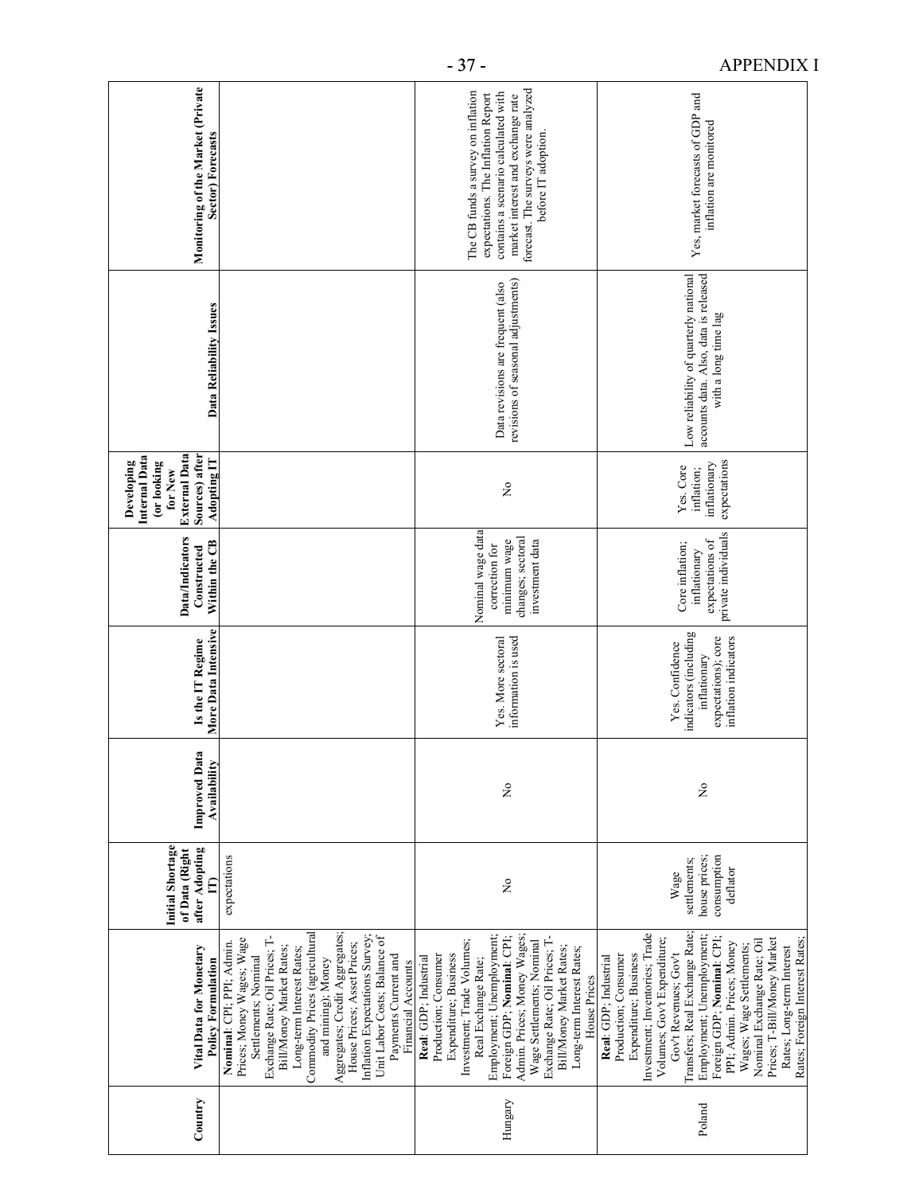| Country | Vital Data for Monetary Policy Formulation | Initial Shortage of Data (Right after Adopting IT) | Improved Data Availability | Is the IT Regime More Data Intensive | Data/Indicators Constructed Within the CB | Developing Internal Data (or looking for New External Data Sources) after Adopting IT | Data Reliability Issues | Monitoring of the Market (Private Sector) Forecasts |
|---|---|---|---|---|---|---|---|---|
| | **Nominal**: CPI; PPI; Admin. Prices; Money Wages; Wage Settlements; Nominal Exchange Rate; Oil Prices; T-Bill/Money Market Rates; Long-term Interest Rates; Commodity Prices (agricultural and mining); Money Aggregates; Credit Aggregates; House Prices; Asset Prices; Inflation Expectations Survey; Unit Labor Costs; Balance of Payments Current and Financial Accounts | expectations | | | | | | |
| Hungary | **Real**: GDP; Industrial Production; Consumer Expenditure; Business Investment; Trade Volumes; Real Exchange Rate; Employment; Unemployment; Foreign GDP; **Nominal**: CPI; Admin. Prices; Money Wages; Wage Settlements; Nominal Exchange Rate; Oil Prices; T-Bill/Money Market Rates; Long-term Interest Rates; House Prices | No | No | Yes. More sectoral information is used | Nominal wage data correction for minimum wage changes; sectoral investment data | No | Data revisions are frequent (also revisions of seasonal adjustments) | The CB funds a survey on inflation expectations. The Inflation Report contains a scenario calculated with market interest and exchange rate forecast. The surveys were analyzed before IT adoption. |
| Poland | **Real**: GDP; Industrial Production; Consumer Expenditure; Business Investment; Inventories; Trade Volumes; Gov't Expenditure; Gov't Revenues; Gov't Transfers; Real Exchange Rate; Employment; Unemployment; Foreign GDP; **Nominal**: CPI; PPI; Admin. Prices; Money Wages; Wage Settlements; Nominal Exchange Rate; Oil Prices; T-Bill/Money Market Rates; Long-term Interest Rates; Foreign Interest Rates; | Wage settlements; house prices; consumption deflator | No | Yes. Confidence indicators (including inflationary expectations); core inflation indicators | Core inflation; inflationary expectations of private individuals | Yes. Core inflation; inflationary expectations | Low reliability of quarterly national accounts data. Also, data is released with a long time lag | Yes, market forecasts of GDP and inflation are monitored |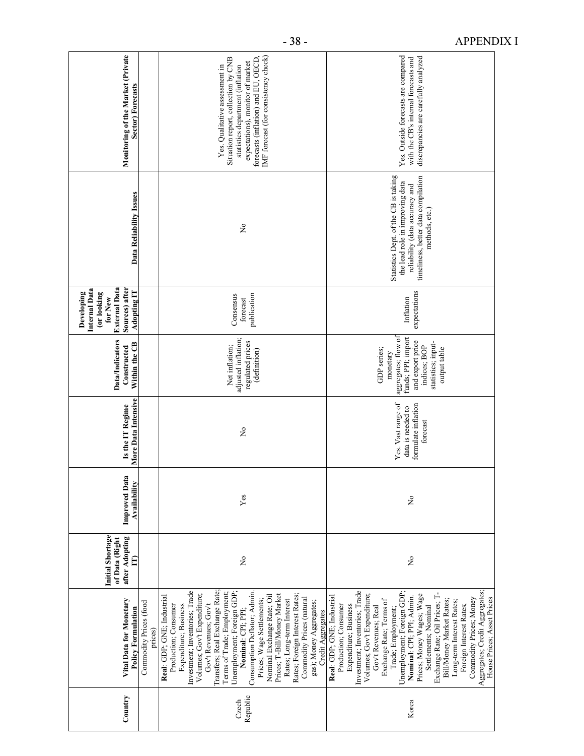| Country | Vital Data for Monetary Policy Formulation | Initial Shortage of Data (Right after Adopting IT) | Improved Data Availability | Is the IT Regime More Data Intensive | Data/Indicators Constructed Within the CB | Developing Internal Data (or looking for New External Data Sources) after Adopting IT | Data Reliability Issues | Monitoring of the Market (Private Sector) Forecasts |
|---|---|---|---|---|---|---|---|---|
| | Commodity Prices (food prices) | | | | | | | |
| Czech Republic | **Real**: GDP; GNE; Industrial Production; Consumer Expenditure; Business Investment; Inventories; Trade Volumes; Gov't Expenditure; Gov't Revenues; Gov't Transfers; Real Exchange Rate; Terms of Trade; Employment; Unemployment; Foreign GDP; **Nominal**: CPI; PPI; Consumption Deflator; Admin. Prices; Wage Settlements; Nominal Exchange Rate; Oil Prices; T-Bill/Money Market Rates; Long-term Interest Rates; Foreign Interest Rates; Commodity Prices (natural gas); Money Aggregates; Credit Aggregates | No | Yes | No | Net inflation; adjusted inflation; regulated prices (definition) | Consensus forecast publication | No | Yes. Qualitative assessment in Situation report, collection by CNB statistics department (inflation expectations), monitor of market forecasts (inflation) and EU, OECD, IMF forecast (for consistency check) |
| Korea | **Real**: GDP; GNE; Industrial Production; Consumer Expenditure; Business Investment; Inventories; Trade Volumes; Gov't Expenditure; Gov't Revenues; Real Exchange Rate; Terms of Trade; Employment; Unemployment; Foreign GDP; **Nominal**: CPI; PPI; Admin. Prices; Money Wages; Wage Settlements; Nominal Exchange Rate; Oil Prices; T-Bill/Money Market Rates; Long-term Interest Rates; Foreign Interest Rates; Commodity Prices; Money Aggregates; Credit Aggregates; House Prices; Asset Prices | No | No | Yes. Vast range of data is needed to formulate inflation forecast | GDP series; monetary aggregates; flow of funds; PPI; import and export price indices; BOP statistics; input-output table | Inflation expectations | Statistics Dept. of the CB is taking the lead role in improving data reliability (data accuracy and timeliness, better data compilation methods, etc.) | Yes. Outside forecasts are compared with the CB's internal forecasts and discrepancies are carefully analyzed |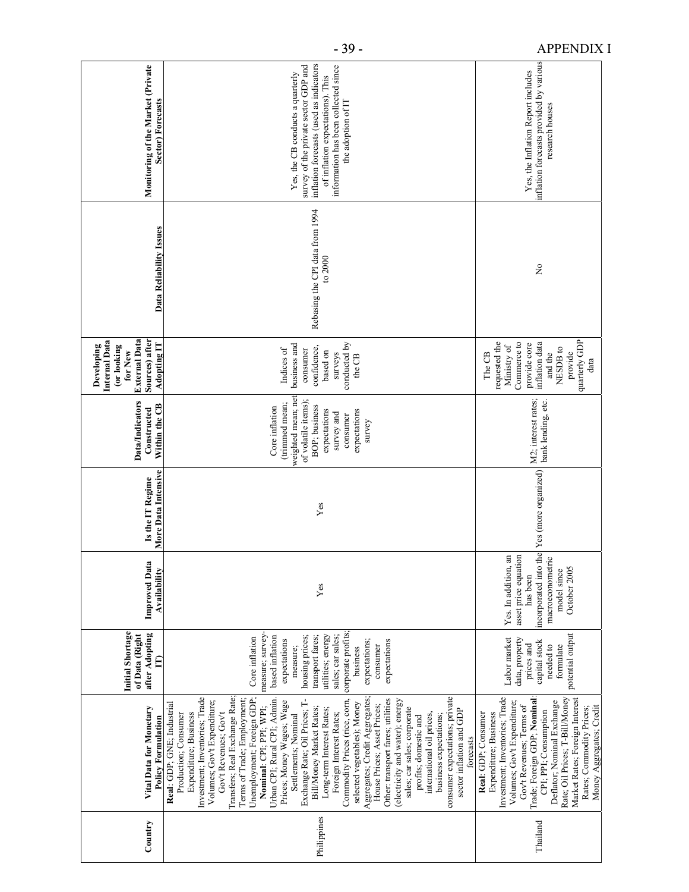| Country | Vital Data for Monetary Policy Formulation | Initial Shortage of Data (Right after Adopting IT) | Improved Data Availability | Is the IT Regime More Data Intensive | Data/Indicators Constructed Within the CB | Developing Internal Data (or looking for New External Data Sources) after Adopting IT | Data Reliability Issues | Monitoring of the Market (Private Sector) Forecasts |
|---|---|---|---|---|---|---|---|---|
| Philippines | **Real**: GDP; GNE; Industrial Production; Consumer Expenditure; Business Investment; Inventories; Trade Volumes; Gov't Expenditure; Gov't Revenues; Gov't Transfers; Real Exchange Rate; Terms of Trade; Employment; Unemployment; Foreign GDP; **Nominal**: CPI; PPI; WPI; Urban CPI; Rural CPI; Admin. Prices; Money Wages; Wage Settlements; Nominal Exchange Rate; Oil Prices; T-Bill/Money Market Rates; Long-term Interest Rates; Foreign Interest Rates; Commodity Prices (rice, corn, selected vegetables); Money Aggregates; Credit Aggregates; House Prices; Asset Prices; Other: transport fares; utilities (electricity and water); energy sales; car sales; corporate profits; domestic and international oil prices, business expectations; consumer expectations; private sector inflation and GDP forecasts | Core inflation measure; survey-based inflation expectations measure; housing prices; transport fares; utilities; energy sales; car sales; corporate profits; business expectations; consumer expectations | Yes | Yes | Core inflation (trimmed mean; weighted mean; net of volatile items); BOP; business expectations survey and consumer expectations survey | Indices of business and consumer confidence, based on surveys conducted by the CB | Rebasing the CPI data from 1994 to 2000 | Yes, the CB conducts a quarterly survey of the private sector GDP and inflation forecasts (used as indicators of inflation expectations). This information has been collected since the adoption of IT |
| Thailand | **Real**: GDP; Consumer Expenditure; Business Investment; Inventories; Trade Volumes; Gov't Expenditure; Gov't Revenues; Terms of Trade; Foreign GDP; **Nominal**: CPI; PPI; Consumption Deflator; Nominal Exchange Rate; Oil Prices; T-Bill/Money Market Rates; Foreign Interest Rates; Commodity Prices; Money Aggregates; Credit | Labor market data, property prices and capital stock needed to formulate potential output | Yes. In addition, an asset price equation has been incorporated into the macroeconometric model since October 2005 | Yes (more organized) | M2; interest rates; bank lending, etc. | The CB requested the Ministry of Commerce to provide core inflation data and the NESDB to provide quarterly GDP data | No | Yes, the Inflation Report includes inflation forecasts provided by various research houses |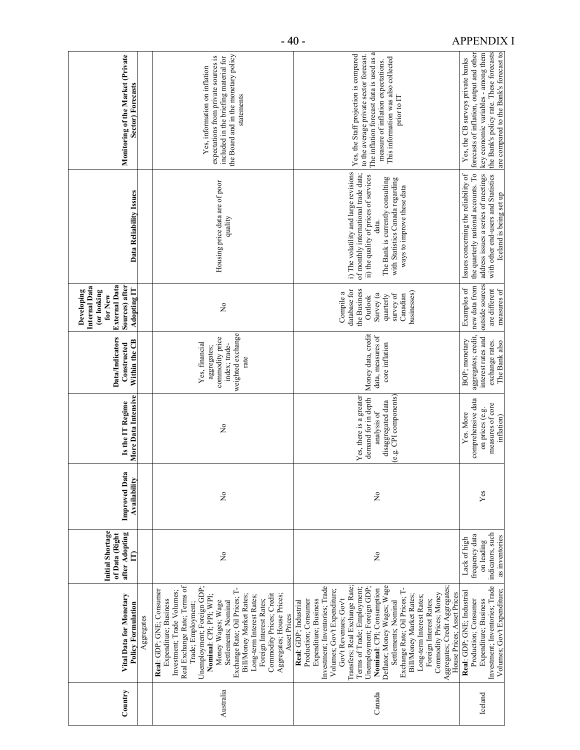| Country | Vital Data for Monetary Policy Formulation | Initial Shortage of Data (Right after Adopting IT) | Improved Data Availability | Is the IT Regime More Data Intensive | Data/Indicators Constructed Within the CB | Developing Internal Data (or looking for New External Data Sources) after Adopting IT | Data Reliability Issues | Monitoring of the Market (Private Sector) Forecasts |
|---|---|---|---|---|---|---|---|---|
| | Aggregates | | | | | | | |
| Australia | **Real**: GDP; GNE; Consumer Expenditure; Business Investment; Trade Volumes; Real Exchange Rate; Terms of Trade; Employment; Unemployment; Foreign GDP; **Nominal**: CPI; PPI; WPI; Money Wages; Wage Settlements; Nominal Exchange Rate; Oil Prices; T-Bill/Money Market Rates; Long-term Interest Rates; Foreign Interest Rates; Commodity Prices; Credit Aggregates; House Prices; Asset Prices | No | No | No | Yes, financial aggregates; commodity price index; trade-weighted exchange rate | No | Housing price data are of poor quality | Yes, information on inflation expectations from private sources is included in the briefing material for the Board and in the monetary policy statements |
| Canada | **Real**: GDP; Industrial Production; Consumer Expenditure; Business Investment; Inventories; Trade Volumes; Gov't Expenditure; Gov't Revenues; Gov't Transfers; Real Exchange Rate; Terms of Trade; Employment; Unemployment; Foreign GDP; **Nominal**: CPI; Consumption Deflator; Money Wages; Wage Settlements; Nominal Exchange Rate; Oil Prices; T-Bill/Money Market Rates; Long-term Interest Rates; Foreign Interest Rates; Commodity Prices; Money Aggregates; Credit Aggregates; House Prices; Asset Prices | No | No | Yes, there is a greater demand for in depth analysis of disaggregated data (e.g. CPI components) | Money data, credit data, measures of core inflation | Compile a database for the Business Outlook Survey (a quarterly survey of Canadian businesses) | i) The volatility and large revisions of monthly international trade data; ii) the quality of prices of services data. The Bank is currently consulting with Statistics Canada regarding ways to improve these data | Yes, the Staff projection is compared to the average private sector forecast. The inflation forecast data is used as a measure of inflation expectations. This information was also collected prior to IT |
| Iceland | **Real**: GDP; GNE; Industrial Production; Consumer Expenditure; Business Investment; Inventories; Trade Volumes; Gov't Expenditure; | Lack of high frequency data on leading indicators, such as inventories | Yes | Yes. More comprehensive data on prices (e.g. measures of core inflation) | BOP; monetary aggregates; credit, interest rates and exchange rates. The Bank also | Examples of new data from outside sources are different measures of | Issues concerning the reliability of the quarterly national accounts. To address issues a series of meetings with other end-users and Statistics Iceland is being set up | Yes, the CB surveys private banks forecasts of inflation, output and other key economic variables - among them the Bank's policy rate. These forecasts are compared to the Bank's forecast to |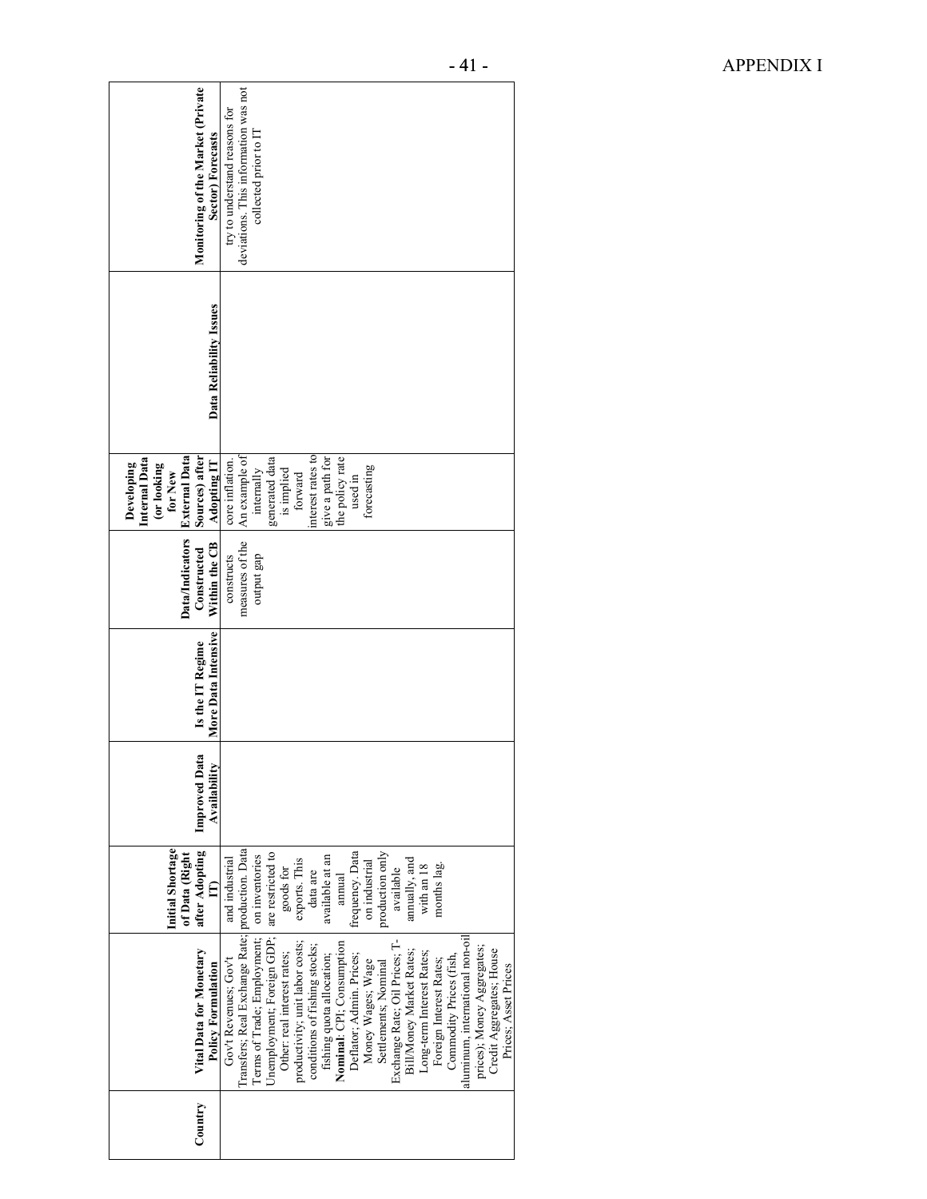| Country | Vital Data for Monetary Policy Formulation | Initial Shortage of Data (Right after Adopting IT) | Improved Data Availability | Is the IT Regime More Data Intensive | Data/Indicators Constructed Within the CB | Developing Internal Data (or looking for New External Data Sources) after Adopting IT | Data Reliability Issues | Monitoring of the Market (Private Sector) Forecasts |
|---|---|---|---|---|---|---|---|---|
| | Gov't Revenues; Gov't Transfers; Real Exchange Rate; Terms of Trade; Employment; Unemployment; Foreign GDP; Other: real interest rates; productivity; unit labor costs; conditions of fishing stocks; fishing quota allocation; **Nominal**: CPI; Consumption Deflator; Admin. Prices; Money Wages; Wage Setlements; Nominal Exchange Rate; Oil Prices; T-Bill/Money Market Rates; Long-term Interest Rates; Foreign Interest Rates; Commodity Prices (fish, aluminum, international non-oil prices); Money Aggregates; Credit Aggregates; House Prices; Asset Prices | and industrial production. Data on inventories are restricted to goods for exports. This data are available at an annual frequency. Data on industrial production only available annually, and with an 18 months lag. | | | constructs measures of the output gap | core inflation. An example of internally generated data is implied forward interest rates to give a path for the policy rate used in forecasting | | try to understand reasons for deviations. This information was not collected prior to IT |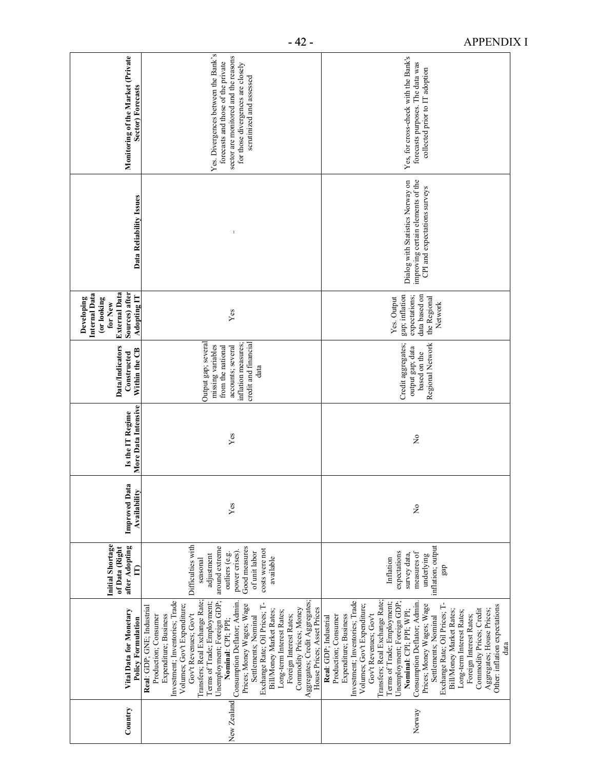| Country | Vital Data for Monetary Policy Formulation | Initial Shortage of Data (Right after Adopting IT) | Improved Data Availability | Is the IT Regime More Data Intensive | Data/Indicators Constructed Within the CB | Developing Internal Data (or looking for New External Data Sources) after Adopting IT | Data Reliability Issues | Monitoring of the Market (Private Sector) Forecasts |
|---|---|---|---|---|---|---|---|---|
| New Zealand | **Real**: GDP; GNE; Industrial Production; Consumer Expenditure; Business Investment; Inventories; Trade Volumes; Gov't Expenditure; Gov't Revenues; Gov't Transfers; Real Exchange Rate; Terms of Trade; Employment; Unemployment; Foreign GDP. **Nominal**: CPI; PPI; Consumption Deflator; Admin. Prices; Money Wages; Wage Settlements; Nominal Exchange Rate; Oil Prices; T-Bill/Money Market Rates; Long-term Interest Rates; Foreign Interest Rates; Commodity Prices; Money Aggregates; Credit Aggregates; House Prices; Asset Prices | Difficulties with seasonal adjustment around extreme outliers (e.g. power crises). Good measures of unit labor costs were not available | Yes | Yes | Output gap; several missing variables from the national accounts; several inflation measures; credit and financial data | Yes | .. | Yes. Divergences between the Bank's forecasts and those of the private sector are monitored and the reasons for those divergences are closely scrutinized and assessed |
| Norway | **Real**: GDP; Industrial Production; Consumer Expenditure; Business Investment; Inventories; Trade Volumes; Gov't Expenditure; Gov't Revenues; Gov't Transfers; Real Exchange Rate; Terms of Trade; Employment; Unemployment; Foreign GDP. **Nominal**: CPI; PPI; WPI; Consumption Deflator; Admin. Prices; Money Wages; Wage Settlements; Nominal Exchange Rate; Oil Prices; T-Bill/Money Market Rates; Long-term Interest Rates; Foreign Interest Rates; Commodity Prices; Credit Aggregates; House Prices; Other: inflation expectations data | Inflation expectations survey data, measures of underlying inflation; output gap | No | No | Credit aggregates; output gap; data based on the Regional Network | Yes. Output gap; inflation expectations; data based on the Regional Network | Dialog with Statistics Norway on improving certain elements of the CPI and expectations surveys | Yes, for cross-check with the Bank's forecasts purposes. The data was collected prior to IT adoption |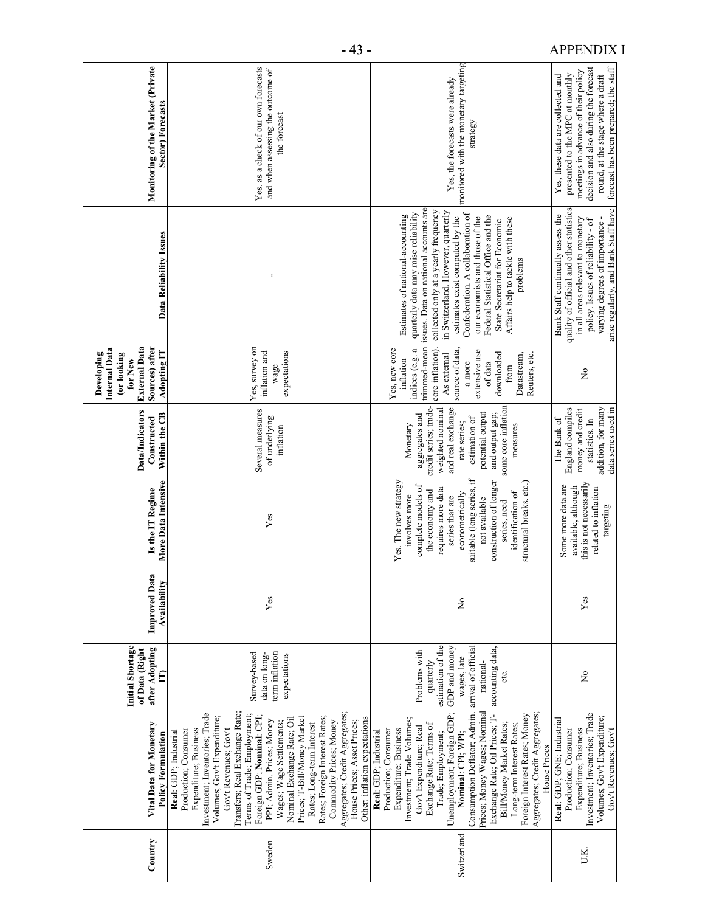| Country | Vital Data for Monetary Policy Formulation | Initial Shortage of Data (Right after Adopting IT) | Improved Data Availability | Is the IT Regime More Data Intensive | Data/Indicators Constructed Within the CB | Developing Internal Data (or looking for New External Data Sources) after Adopting IT | Data Reliability Issues | Monitoring of the Market (Private Sector) Forecasts |
|---|---|---|---|---|---|---|---|---|
| Sweden | **Real**: GDP; Industrial Production; Consumer Expenditure; Business Investment; Inventories; Trade Volumes; Gov't Expenditure; Gov't Revenues; Gov't Transfers; Real Exchange Rate; Terms of Trade; Employment; Foreign GDP; **Nominal**: CPI; PPI; Admin. Prices; Money Wages; Wage Settlements; Nominal Exchange Rate; Oil Prices; T-Bill/Money Market Rates; Long-term Interest Rates; Foreign Interest Rates; Commodity Prices; Money Aggregates; Credit Aggregates; House Prices; Asset Prices; Other: inflation expectations | Survey-based data on long-term inflation expectations | Yes | Yes | Several measures of underlying inflation | Yes, survey on inflation and wage expectations | - | Yes, as a check of our own forecasts and when assessing the outcome of the forecast |
| Switzerland | **Real**: GDP; Industrial Production; Consumer Expenditure; Business Investment; Trade Volumes; Gov't Expenditure; Real Exchange Rate; Terms of Trade; Employment; Unemployment; Foreign GDP; **Nominal**: CPI; WPI; Consumption Deflator; Admin. Prices; Money Wages; Nominal Exchange Rate; Oil Prices; T-Bill/Money Market Rates; Long-term Interest Rates; Foreign Interest Rates; Money Aggregates; Credit Aggregates; House Prices | Problems with quarterly estimation of the GDP and money wages, late arrival of official national-accounting data, etc. | No | Yes. The new strategy involves more complete models of the economy and requires more data series that are econometrically suitable (long series, if not available construction of longer series, need identification of structural breaks, etc.) | Monetary aggregates and credit series; trade-weighted nominal and real exchange rate series; estimation of potential output and output gap; some core inflation measures | Yes, new core inflation indices (e.g. a trimmed-mean core inflation). As external source of data, a more extensive use of data downloaded from Datastream, Reuters, etc. | Estimates of national-accounting quarterly data may raise reliability issues. Data on national accounts are collected only at a yearly frequency in Switzerland. However, quarterly estimates exist computed by the Confederation. A collaboration of our economists and those of the Federal Statistical Office and the State Secretariat for Economic Affairs help to tackle with these problems | Yes, the forecasts were already monitored with the monetary targeting strategy |
| U.K. | **Real**: GDP; GNE; Industrial Production; Consumer Expenditure; Business Investment; Inventories; Trade Volumes; Gov't Expenditure; Gov't Revenues; Gov't | No | Yes | Some more data are available, although this is not necessarily related to inflation targeting | The Bank of England compiles money and credit statistics. In addition, for many data series used in | No | Bank Staff continually assess the quality of official and other statistics in all areas relevant to monetary policy. Issues of reliability - of varying degrees of importance - arise regularly, and Bank Staff have | Yes, these data are collected and presented to the MPC at monthly meetings in advance of their policy decision and also during the forecast round, at the stage where a draft forecast has been prepared; the staff |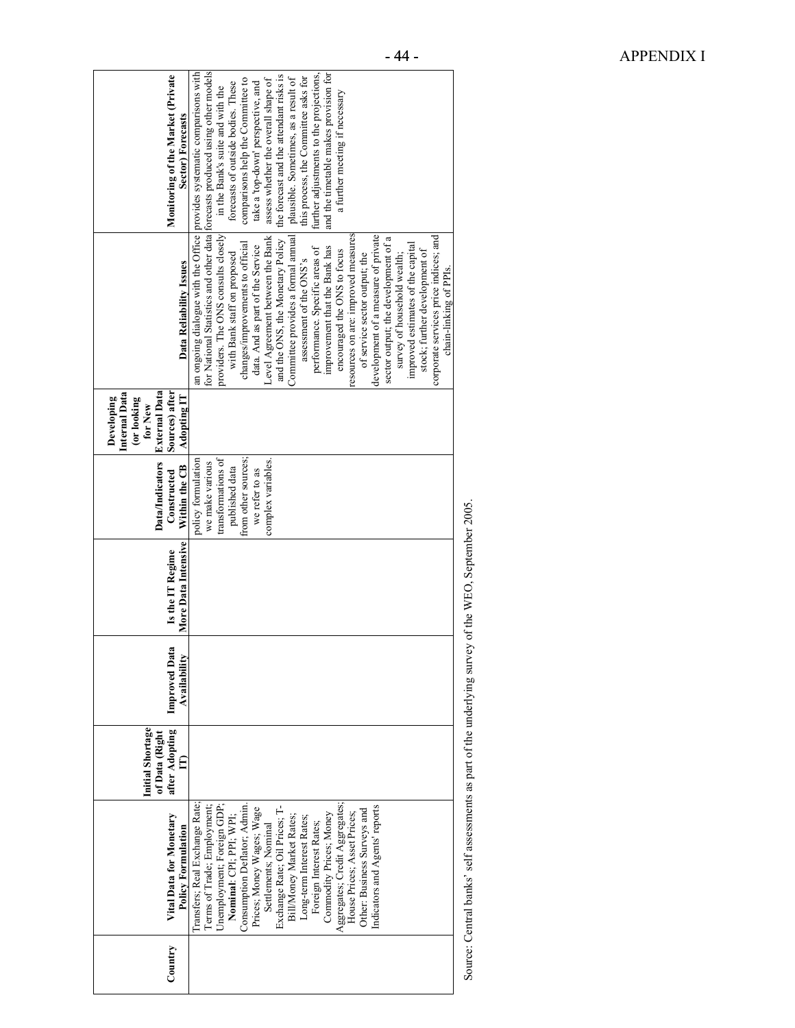| Country | Vital Data for Monetary Policy Formulation | Initial Shortage of Data (Right after Adopting IT) | Improved Data Availability | Is the IT Regime More Data Intensive | Data/Indicators Constructed Within the CB | Developing Internal Data (or looking for New External Data Sources) after Adopting IT | Data Reliability Issues | Monitoring of the Market (Private Sector) Forecasts |
|---|---|---|---|---|---|---|---|---|
| | Transfers; Real Exchange Rate; Terms of Trade; Employment; Unemployment; Foreign GDP; **Nominal**: CPI; PPI; WPI; Consumption Deflator; Admin. Prices; Money Wages; Wage Settlements; Nominal Exchange Rate; Oil Prices; T-Bill/Money Market Rates; Long-term Interest Rates; Foreign Interest Rates; Commodity Prices; Money Aggregates; Credit Aggregates; House Prices; Asset Prices; Other: Business Surveys and Indicators and Agents' reports | | | | policy formulation we make various transformations of published data from other sources; we refer to as complex variables. | | an ongoing dialogue with the Office for National Statistics and other data providers. The ONS consults closely with Bank staff on proposed changes/improvements to official data. And as part of the Service Level Agreement between the Bank and the ONS, the Monetary Policy Committee provides a formal annual assessment of the ONS's performance. Specific areas of improvement that the Bank has encouraged the ONS to focus resources on are: improved measures of service sector output; the development of a measure of private sector output; the development of a survey of household wealth; improved estimates of the capital stock; further development of corporate services price indices; and chain-linking of PPIs. | provides systematic comparisons with forecasts produced using other models in the Bank's suite and with the forecasts of outside bodies. These comparisons help the Committee to take a 'top-down' perspective, and assess whether the overall shape of the forecast and the attendant risks is plausible. Sometimes, as a result of this process, the Committee asks for further adjustments to the projections, and the timetable makes provision for a further meeting if necessary |

Source: Central banks' self assessments as part of the underlying survey of the WEO, September 2005.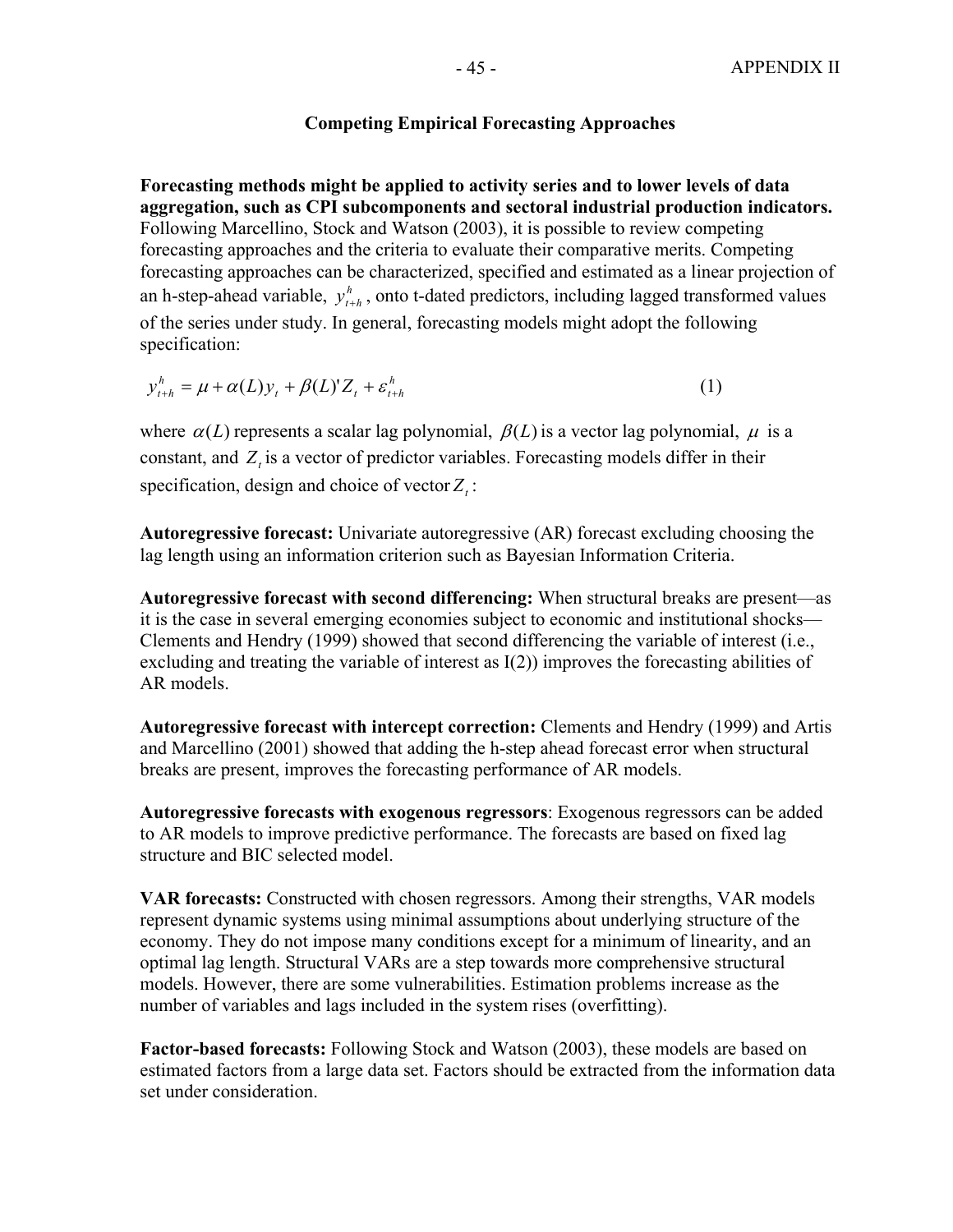## Competing Empirical Forecasting Approaches

**Forecasting methods might be applied to activity series and to lower levels of data aggregation, such as CPI subcomponents and sectoral industrial production indicators.** Following Marcellino, Stock and Watson (2003), it is possible to review competing forecasting approaches and the criteria to evaluate their comparative merits. Competing forecasting approaches can be characterized, specified and estimated as a linear projection of an h-step-ahead variable, $y^h_{t+h}$, onto t-dated predictors, including lagged transformed values of the series under study. In general, forecasting models might adopt the following specification:

$$y^h_{t+h} = \mu + \alpha(L)y_t + \beta(L)'Z_t + \varepsilon^h_{t+h} \tag{1}$$

where $\alpha(L)$ represents a scalar lag polynomial, $\beta(L)$ is a vector lag polynomial, $\mu$ is a constant, and $Z_t$ is a vector of predictor variables. Forecasting models differ in their specification, design and choice of vector $Z_t$:

**Autoregressive forecast:** Univariate autoregressive (AR) forecast excluding choosing the lag length using an information criterion such as Bayesian Information Criteria.

**Autoregressive forecast with second differencing:** When structural breaks are present—as it is the case in several emerging economies subject to economic and institutional shocks—Clements and Hendry (1999) showed that second differencing the variable of interest (i.e., excluding and treating the variable of interest as I(2)) improves the forecasting abilities of AR models.

**Autoregressive forecast with intercept correction:** Clements and Hendry (1999) and Artis and Marcellino (2001) showed that adding the h-step ahead forecast error when structural breaks are present, improves the forecasting performance of AR models.

**Autoregressive forecasts with exogenous regressors**: Exogenous regressors can be added to AR models to improve predictive performance. The forecasts are based on fixed lag structure and BIC selected model.

**VAR forecasts:** Constructed with chosen regressors. Among their strengths, VAR models represent dynamic systems using minimal assumptions about underlying structure of the economy. They do not impose many conditions except for a minimum of linearity, and an optimal lag length. Structural VARs are a step towards more comprehensive structural models. However, there are some vulnerabilities. Estimation problems increase as the number of variables and lags included in the system rises (overfitting).

**Factor-based forecasts:** Following Stock and Watson (2003), these models are based on estimated factors from a large data set. Factors should be extracted from the information data set under consideration.